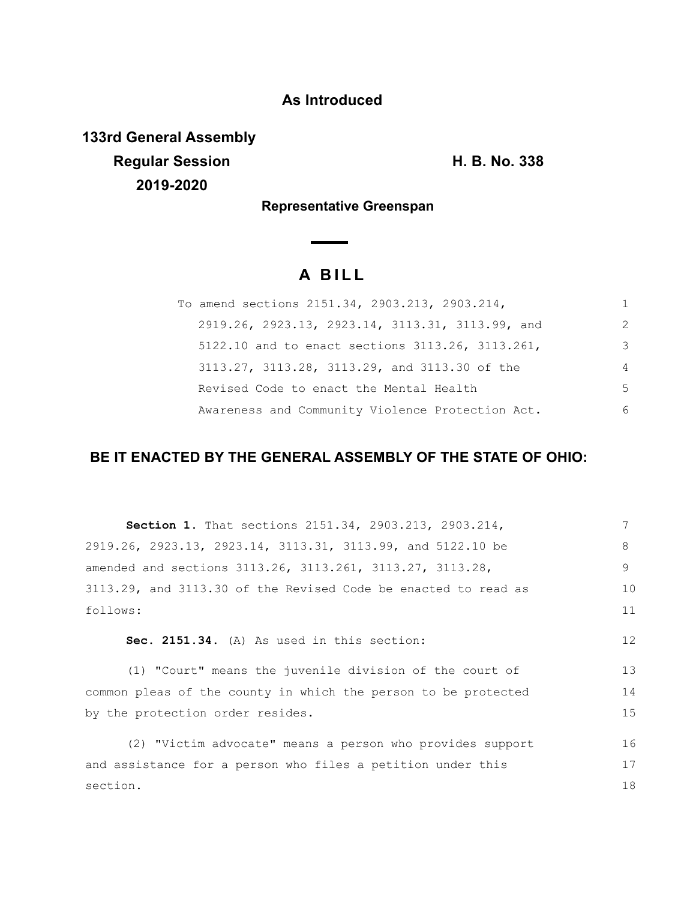**As Introduced**

**133rd General Assembly**
**Regular Session** **H. B. No. 338**
**2019-2020**

**Representative Greenspan**

# A BILL

To amend sections 2151.34, 2903.213, 2903.214, 2919.26, 2923.13, 2923.14, 3113.31, 3113.99, and 5122.10 and to enact sections 3113.26, 3113.261, 3113.27, 3113.28, 3113.29, and 3113.30 of the Revised Code to enact the Mental Health Awareness and Community Violence Protection Act.

**BE IT ENACTED BY THE GENERAL ASSEMBLY OF THE STATE OF OHIO:**

**Section 1.** That sections 2151.34, 2903.213, 2903.214, 2919.26, 2923.13, 2923.14, 3113.31, 3113.99, and 5122.10 be amended and sections 3113.26, 3113.261, 3113.27, 3113.28, 3113.29, and 3113.30 of the Revised Code be enacted to read as follows:

**Sec. 2151.34.** (A) As used in this section:

(1) "Court" means the juvenile division of the court of common pleas of the county in which the person to be protected by the protection order resides.

(2) "Victim advocate" means a person who provides support and assistance for a person who files a petition under this section.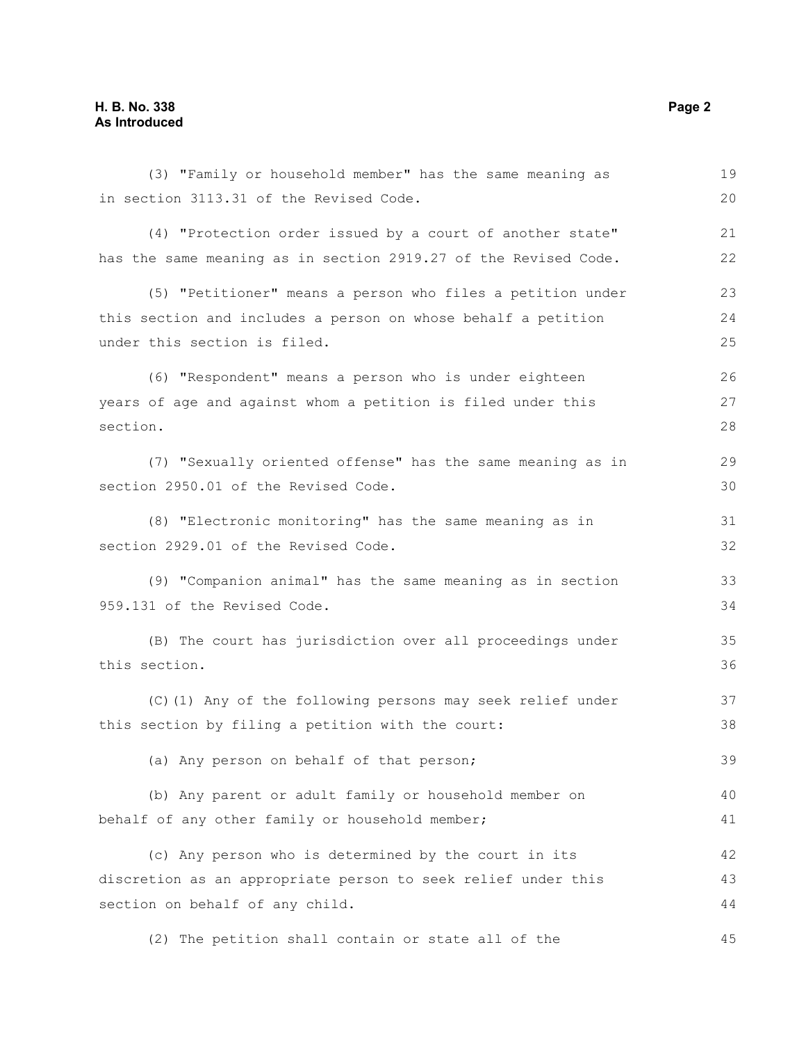(3) "Family or household member" has the same meaning as in section 3113.31 of the Revised Code.

(4) "Protection order issued by a court of another state" has the same meaning as in section 2919.27 of the Revised Code.

(5) "Petitioner" means a person who files a petition under this section and includes a person on whose behalf a petition under this section is filed.

(6) "Respondent" means a person who is under eighteen years of age and against whom a petition is filed under this section.

(7) "Sexually oriented offense" has the same meaning as in section 2950.01 of the Revised Code.

(8) "Electronic monitoring" has the same meaning as in section 2929.01 of the Revised Code.

(9) "Companion animal" has the same meaning as in section 959.131 of the Revised Code.

(B) The court has jurisdiction over all proceedings under this section.

(C)(1) Any of the following persons may seek relief under this section by filing a petition with the court:

(a) Any person on behalf of that person;

(b) Any parent or adult family or household member on behalf of any other family or household member;

(c) Any person who is determined by the court in its discretion as an appropriate person to seek relief under this section on behalf of any child.

(2) The petition shall contain or state all of the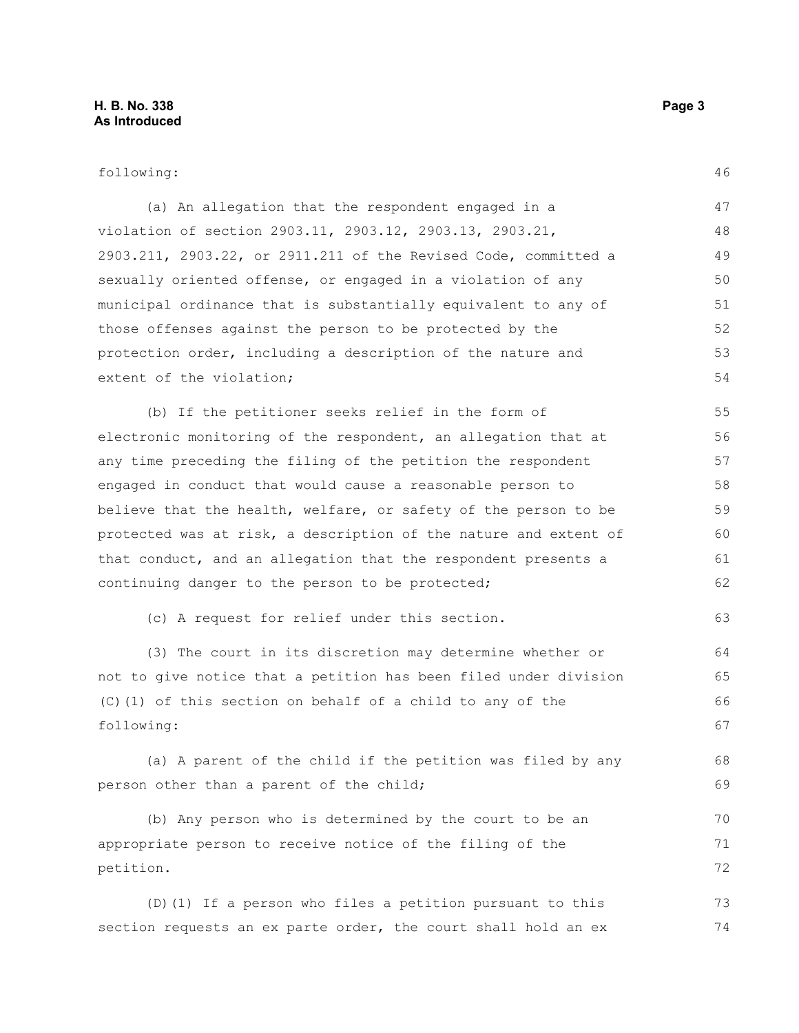following:

(a) An allegation that the respondent engaged in a violation of section 2903.11, 2903.12, 2903.13, 2903.21, 2903.211, 2903.22, or 2911.211 of the Revised Code, committed a sexually oriented offense, or engaged in a violation of any municipal ordinance that is substantially equivalent to any of those offenses against the person to be protected by the protection order, including a description of the nature and extent of the violation;

(b) If the petitioner seeks relief in the form of electronic monitoring of the respondent, an allegation that at any time preceding the filing of the petition the respondent engaged in conduct that would cause a reasonable person to believe that the health, welfare, or safety of the person to be protected was at risk, a description of the nature and extent of that conduct, and an allegation that the respondent presents a continuing danger to the person to be protected;

(c) A request for relief under this section.

(3) The court in its discretion may determine whether or not to give notice that a petition has been filed under division (C)(1) of this section on behalf of a child to any of the following:

(a) A parent of the child if the petition was filed by any person other than a parent of the child;

(b) Any person who is determined by the court to be an appropriate person to receive notice of the filing of the petition.

(D)(1) If a person who files a petition pursuant to this section requests an ex parte order, the court shall hold an ex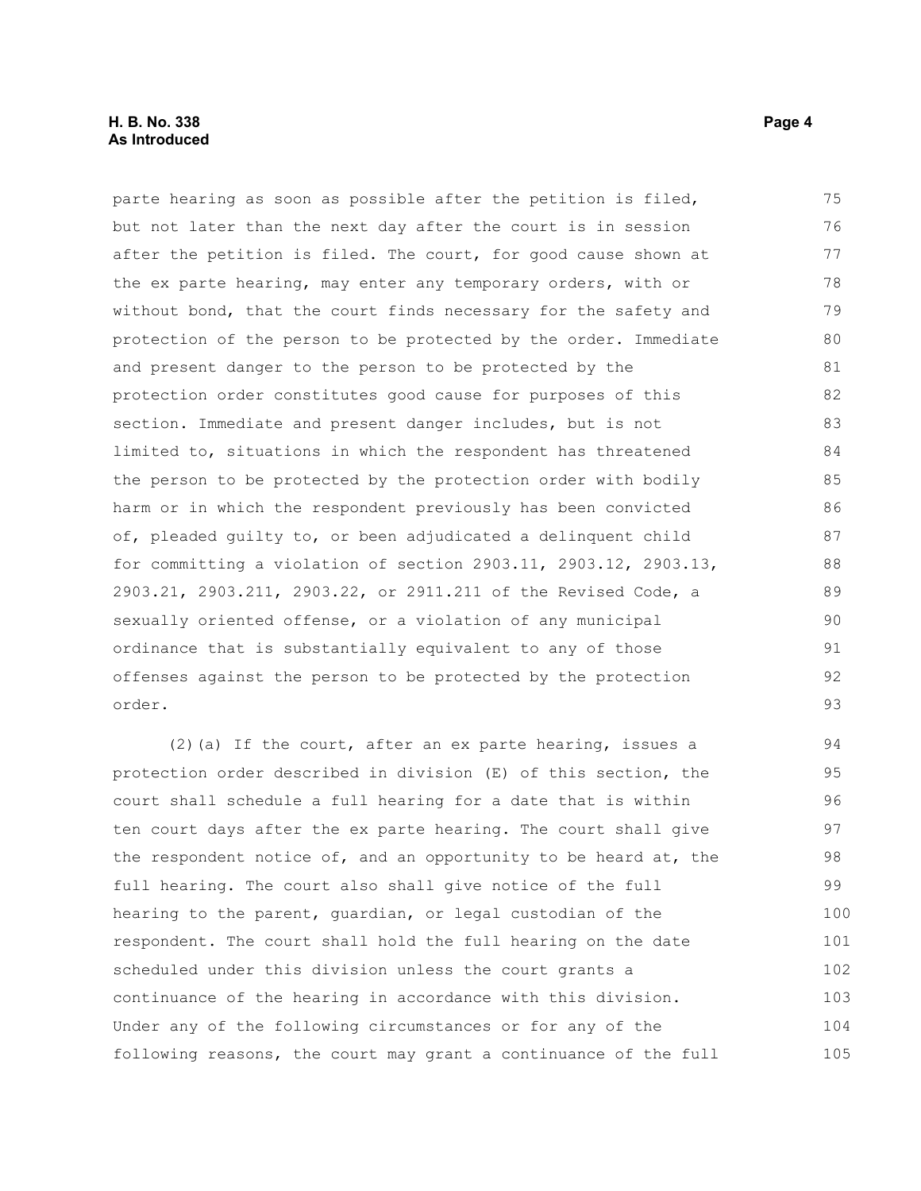parte hearing as soon as possible after the petition is filed, but not later than the next day after the court is in session after the petition is filed. The court, for good cause shown at the ex parte hearing, may enter any temporary orders, with or without bond, that the court finds necessary for the safety and protection of the person to be protected by the order. Immediate and present danger to the person to be protected by the protection order constitutes good cause for purposes of this section. Immediate and present danger includes, but is not limited to, situations in which the respondent has threatened the person to be protected by the protection order with bodily harm or in which the respondent previously has been convicted of, pleaded guilty to, or been adjudicated a delinquent child for committing a violation of section 2903.11, 2903.12, 2903.13, 2903.21, 2903.211, 2903.22, or 2911.211 of the Revised Code, a sexually oriented offense, or a violation of any municipal ordinance that is substantially equivalent to any of those offenses against the person to be protected by the protection order.

(2)(a) If the court, after an ex parte hearing, issues a protection order described in division (E) of this section, the court shall schedule a full hearing for a date that is within ten court days after the ex parte hearing. The court shall give the respondent notice of, and an opportunity to be heard at, the full hearing. The court also shall give notice of the full hearing to the parent, guardian, or legal custodian of the respondent. The court shall hold the full hearing on the date scheduled under this division unless the court grants a continuance of the hearing in accordance with this division. Under any of the following circumstances or for any of the following reasons, the court may grant a continuance of the full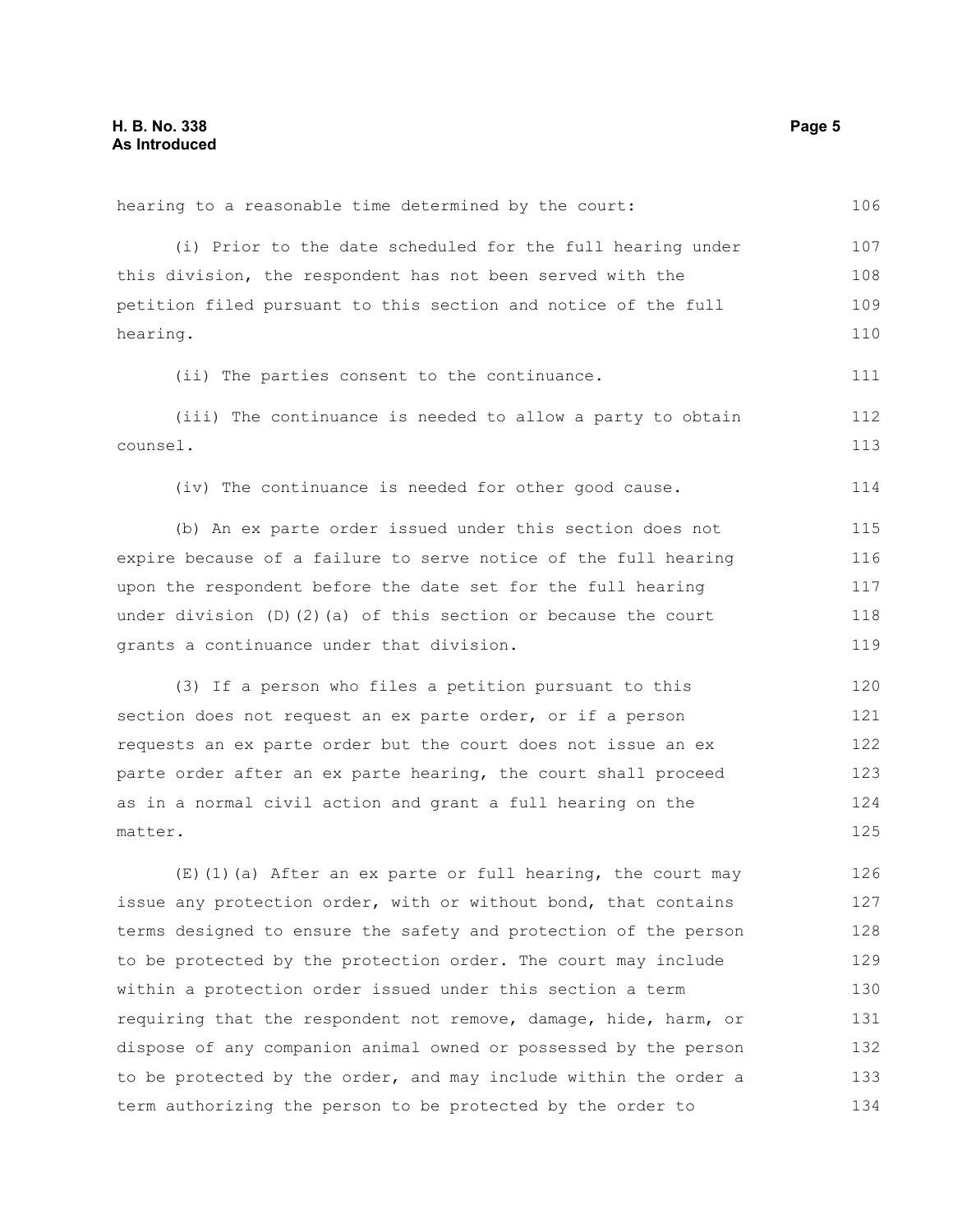hearing to a reasonable time determined by the court:

(i) Prior to the date scheduled for the full hearing under this division, the respondent has not been served with the petition filed pursuant to this section and notice of the full hearing.

(ii) The parties consent to the continuance.

(iii) The continuance is needed to allow a party to obtain counsel.

(iv) The continuance is needed for other good cause.

(b) An ex parte order issued under this section does not expire because of a failure to serve notice of the full hearing upon the respondent before the date set for the full hearing under division (D)(2)(a) of this section or because the court grants a continuance under that division.

(3) If a person who files a petition pursuant to this section does not request an ex parte order, or if a person requests an ex parte order but the court does not issue an ex parte order after an ex parte hearing, the court shall proceed as in a normal civil action and grant a full hearing on the matter.

(E)(1)(a) After an ex parte or full hearing, the court may issue any protection order, with or without bond, that contains terms designed to ensure the safety and protection of the person to be protected by the protection order. The court may include within a protection order issued under this section a term requiring that the respondent not remove, damage, hide, harm, or dispose of any companion animal owned or possessed by the person to be protected by the order, and may include within the order a term authorizing the person to be protected by the order to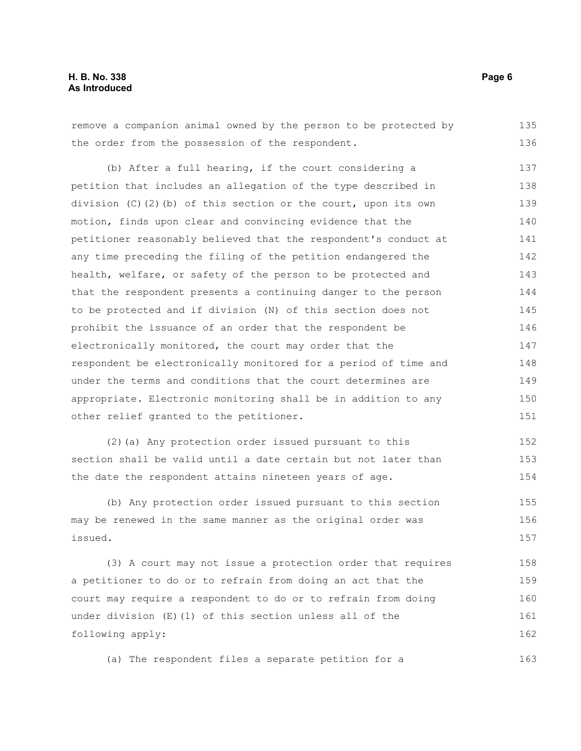remove a companion animal owned by the person to be protected by the order from the possession of the respondent.

(b) After a full hearing, if the court considering a petition that includes an allegation of the type described in division (C)(2)(b) of this section or the court, upon its own motion, finds upon clear and convincing evidence that the petitioner reasonably believed that the respondent's conduct at any time preceding the filing of the petition endangered the health, welfare, or safety of the person to be protected and that the respondent presents a continuing danger to the person to be protected and if division (N) of this section does not prohibit the issuance of an order that the respondent be electronically monitored, the court may order that the respondent be electronically monitored for a period of time and under the terms and conditions that the court determines are appropriate. Electronic monitoring shall be in addition to any other relief granted to the petitioner.

(2)(a) Any protection order issued pursuant to this section shall be valid until a date certain but not later than the date the respondent attains nineteen years of age.

(b) Any protection order issued pursuant to this section may be renewed in the same manner as the original order was issued.

(3) A court may not issue a protection order that requires a petitioner to do or to refrain from doing an act that the court may require a respondent to do or to refrain from doing under division (E)(1) of this section unless all of the following apply:

(a) The respondent files a separate petition for a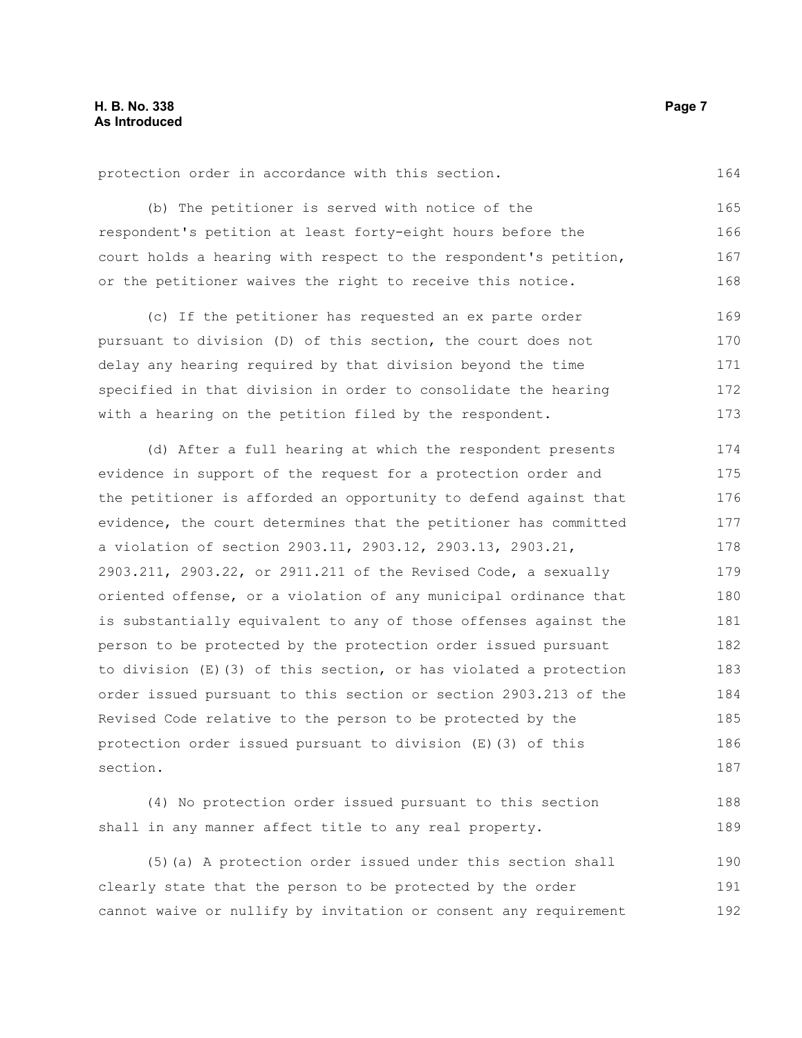protection order in accordance with this section.

(b) The petitioner is served with notice of the respondent's petition at least forty-eight hours before the court holds a hearing with respect to the respondent's petition, or the petitioner waives the right to receive this notice.

(c) If the petitioner has requested an ex parte order pursuant to division (D) of this section, the court does not delay any hearing required by that division beyond the time specified in that division in order to consolidate the hearing with a hearing on the petition filed by the respondent.

(d) After a full hearing at which the respondent presents evidence in support of the request for a protection order and the petitioner is afforded an opportunity to defend against that evidence, the court determines that the petitioner has committed a violation of section 2903.11, 2903.12, 2903.13, 2903.21, 2903.211, 2903.22, or 2911.211 of the Revised Code, a sexually oriented offense, or a violation of any municipal ordinance that is substantially equivalent to any of those offenses against the person to be protected by the protection order issued pursuant to division (E)(3) of this section, or has violated a protection order issued pursuant to this section or section 2903.213 of the Revised Code relative to the person to be protected by the protection order issued pursuant to division (E)(3) of this section.

(4) No protection order issued pursuant to this section shall in any manner affect title to any real property.

(5)(a) A protection order issued under this section shall clearly state that the person to be protected by the order cannot waive or nullify by invitation or consent any requirement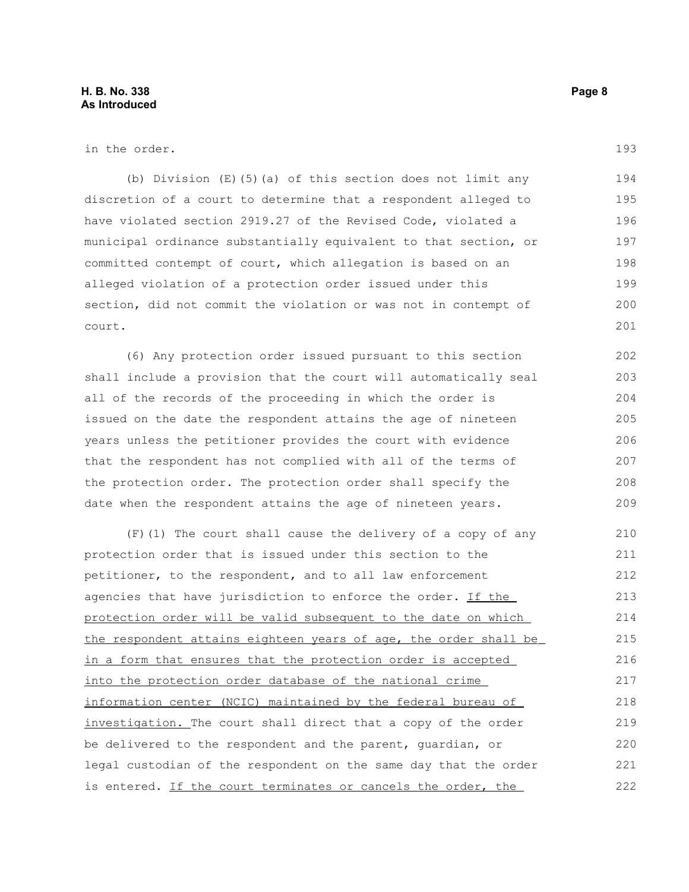in the order.

(b) Division (E)(5)(a) of this section does not limit any discretion of a court to determine that a respondent alleged to have violated section 2919.27 of the Revised Code, violated a municipal ordinance substantially equivalent to that section, or committed contempt of court, which allegation is based on an alleged violation of a protection order issued under this section, did not commit the violation or was not in contempt of court.

(6) Any protection order issued pursuant to this section shall include a provision that the court will automatically seal all of the records of the proceeding in which the order is issued on the date the respondent attains the age of nineteen years unless the petitioner provides the court with evidence that the respondent has not complied with all of the terms of the protection order. The protection order shall specify the date when the respondent attains the age of nineteen years.

(F)(1) The court shall cause the delivery of a copy of any protection order that is issued under this section to the petitioner, to the respondent, and to all law enforcement agencies that have jurisdiction to enforce the order. <u>If the protection order will be valid subsequent to the date on which the respondent attains eighteen years of age, the order shall be in a form that ensures that the protection order is accepted into the protection order database of the national crime information center (NCIC) maintained by the federal bureau of investigation.</u> The court shall direct that a copy of the order be delivered to the respondent and the parent, guardian, or legal custodian of the respondent on the same day that the order is entered. <u>If the court terminates or cancels the order, the</u>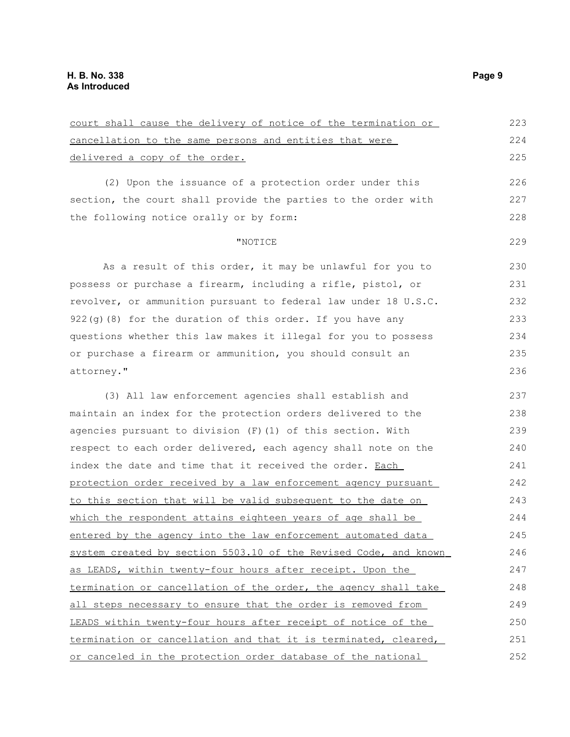court shall cause the delivery of notice of the termination or cancellation to the same persons and entities that were delivered a copy of the order.

(2) Upon the issuance of a protection order under this section, the court shall provide the parties to the order with the following notice orally or by form:

"NOTICE

As a result of this order, it may be unlawful for you to possess or purchase a firearm, including a rifle, pistol, or revolver, or ammunition pursuant to federal law under 18 U.S.C. 922(g)(8) for the duration of this order. If you have any questions whether this law makes it illegal for you to possess or purchase a firearm or ammunition, you should consult an attorney."

(3) All law enforcement agencies shall establish and maintain an index for the protection orders delivered to the agencies pursuant to division (F)(1) of this section. With respect to each order delivered, each agency shall note on the index the date and time that it received the order. Each protection order received by a law enforcement agency pursuant to this section that will be valid subsequent to the date on which the respondent attains eighteen years of age shall be entered by the agency into the law enforcement automated data system created by section 5503.10 of the Revised Code, and known as LEADS, within twenty-four hours after receipt. Upon the termination or cancellation of the order, the agency shall take all steps necessary to ensure that the order is removed from LEADS within twenty-four hours after receipt of notice of the termination or cancellation and that it is terminated, cleared, or canceled in the protection order database of the national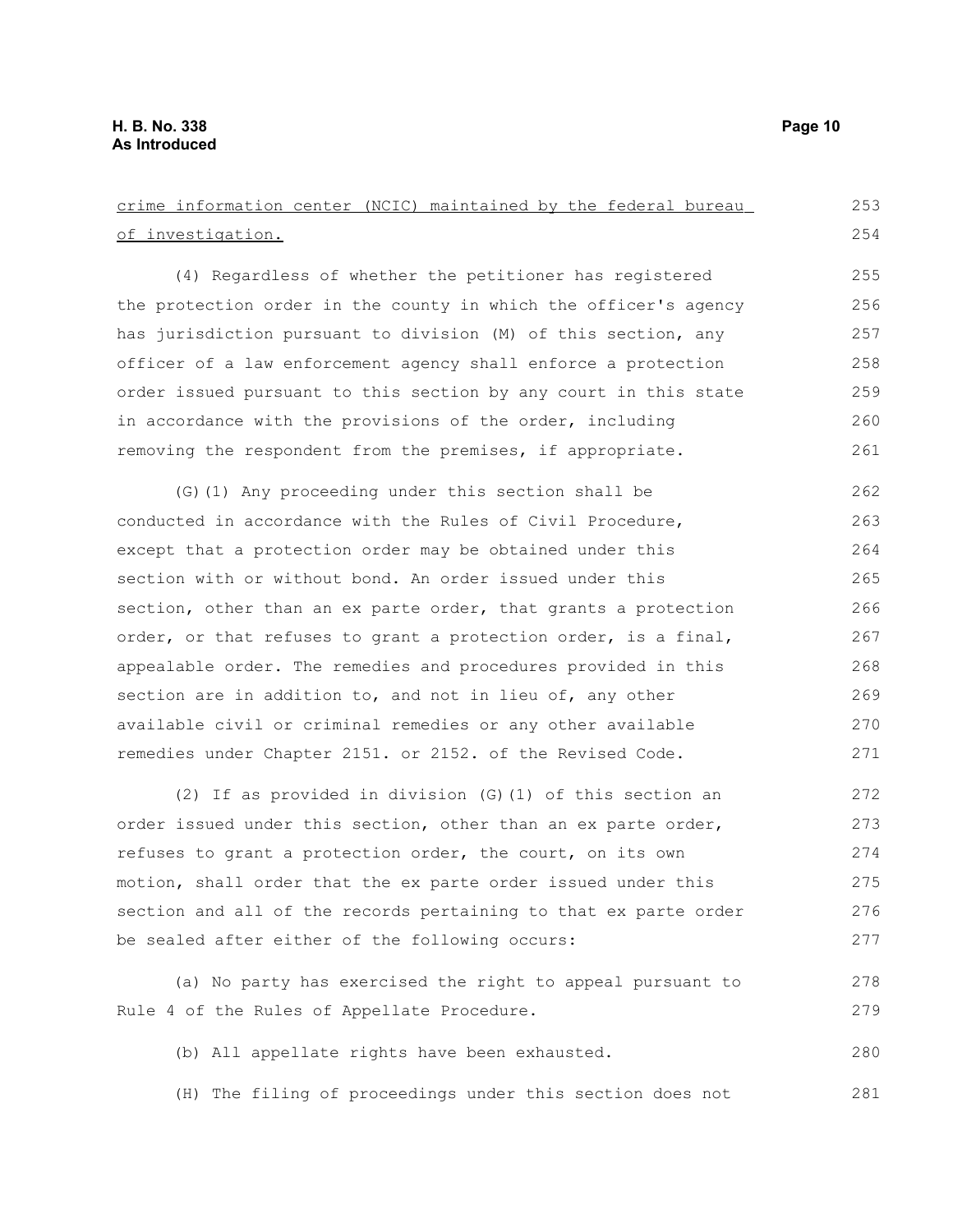crime information center (NCIC) maintained by the federal bureau of investigation.

(4) Regardless of whether the petitioner has registered the protection order in the county in which the officer's agency has jurisdiction pursuant to division (M) of this section, any officer of a law enforcement agency shall enforce a protection order issued pursuant to this section by any court in this state in accordance with the provisions of the order, including removing the respondent from the premises, if appropriate.

(G)(1) Any proceeding under this section shall be conducted in accordance with the Rules of Civil Procedure, except that a protection order may be obtained under this section with or without bond. An order issued under this section, other than an ex parte order, that grants a protection order, or that refuses to grant a protection order, is a final, appealable order. The remedies and procedures provided in this section are in addition to, and not in lieu of, any other available civil or criminal remedies or any other available remedies under Chapter 2151. or 2152. of the Revised Code.

(2) If as provided in division (G)(1) of this section an order issued under this section, other than an ex parte order, refuses to grant a protection order, the court, on its own motion, shall order that the ex parte order issued under this section and all of the records pertaining to that ex parte order be sealed after either of the following occurs:

(a) No party has exercised the right to appeal pursuant to Rule 4 of the Rules of Appellate Procedure.

(b) All appellate rights have been exhausted.

(H) The filing of proceedings under this section does not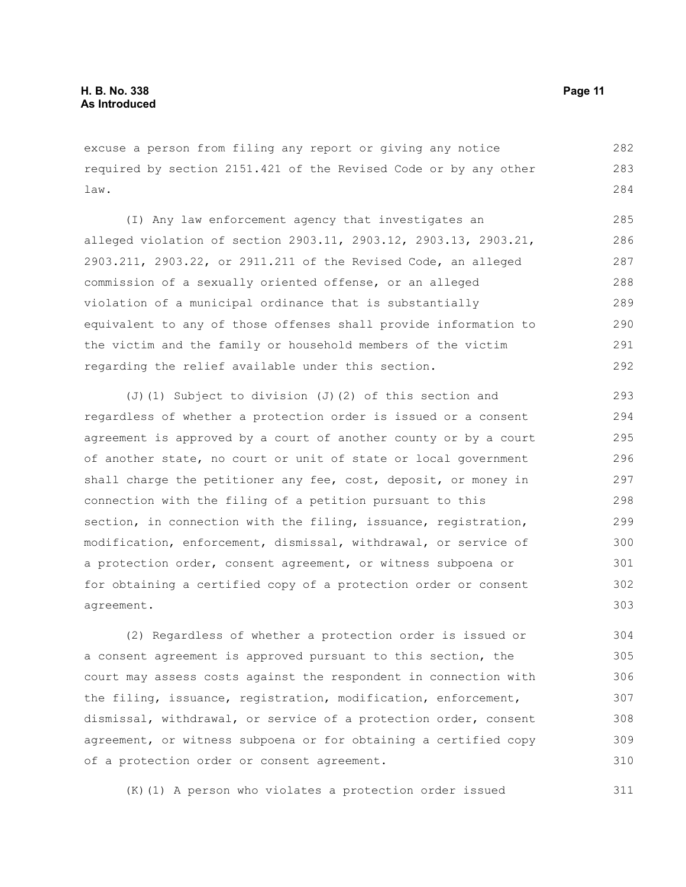excuse a person from filing any report or giving any notice required by section 2151.421 of the Revised Code or by any other law.

(I) Any law enforcement agency that investigates an alleged violation of section 2903.11, 2903.12, 2903.13, 2903.21, 2903.211, 2903.22, or 2911.211 of the Revised Code, an alleged commission of a sexually oriented offense, or an alleged violation of a municipal ordinance that is substantially equivalent to any of those offenses shall provide information to the victim and the family or household members of the victim regarding the relief available under this section.

(J)(1) Subject to division (J)(2) of this section and regardless of whether a protection order is issued or a consent agreement is approved by a court of another county or by a court of another state, no court or unit of state or local government shall charge the petitioner any fee, cost, deposit, or money in connection with the filing of a petition pursuant to this section, in connection with the filing, issuance, registration, modification, enforcement, dismissal, withdrawal, or service of a protection order, consent agreement, or witness subpoena or for obtaining a certified copy of a protection order or consent agreement.

(2) Regardless of whether a protection order is issued or a consent agreement is approved pursuant to this section, the court may assess costs against the respondent in connection with the filing, issuance, registration, modification, enforcement, dismissal, withdrawal, or service of a protection order, consent agreement, or witness subpoena or for obtaining a certified copy of a protection order or consent agreement.

(K)(1) A person who violates a protection order issued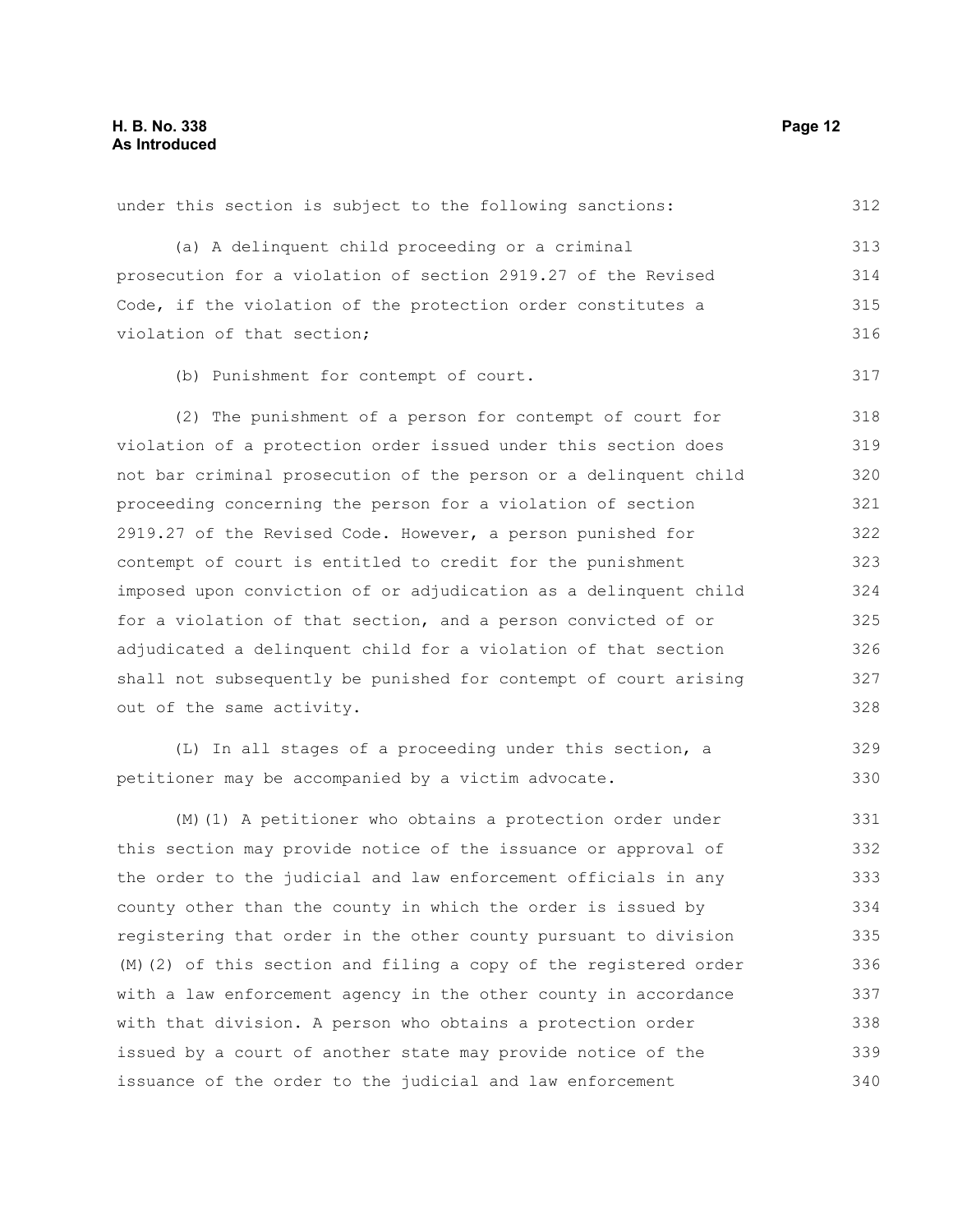under this section is subject to the following sanctions:

(a) A delinquent child proceeding or a criminal prosecution for a violation of section 2919.27 of the Revised Code, if the violation of the protection order constitutes a violation of that section;

(b) Punishment for contempt of court.

(2) The punishment of a person for contempt of court for violation of a protection order issued under this section does not bar criminal prosecution of the person or a delinquent child proceeding concerning the person for a violation of section 2919.27 of the Revised Code. However, a person punished for contempt of court is entitled to credit for the punishment imposed upon conviction of or adjudication as a delinquent child for a violation of that section, and a person convicted of or adjudicated a delinquent child for a violation of that section shall not subsequently be punished for contempt of court arising out of the same activity.

(L) In all stages of a proceeding under this section, a petitioner may be accompanied by a victim advocate.

(M)(1) A petitioner who obtains a protection order under this section may provide notice of the issuance or approval of the order to the judicial and law enforcement officials in any county other than the county in which the order is issued by registering that order in the other county pursuant to division (M)(2) of this section and filing a copy of the registered order with a law enforcement agency in the other county in accordance with that division. A person who obtains a protection order issued by a court of another state may provide notice of the issuance of the order to the judicial and law enforcement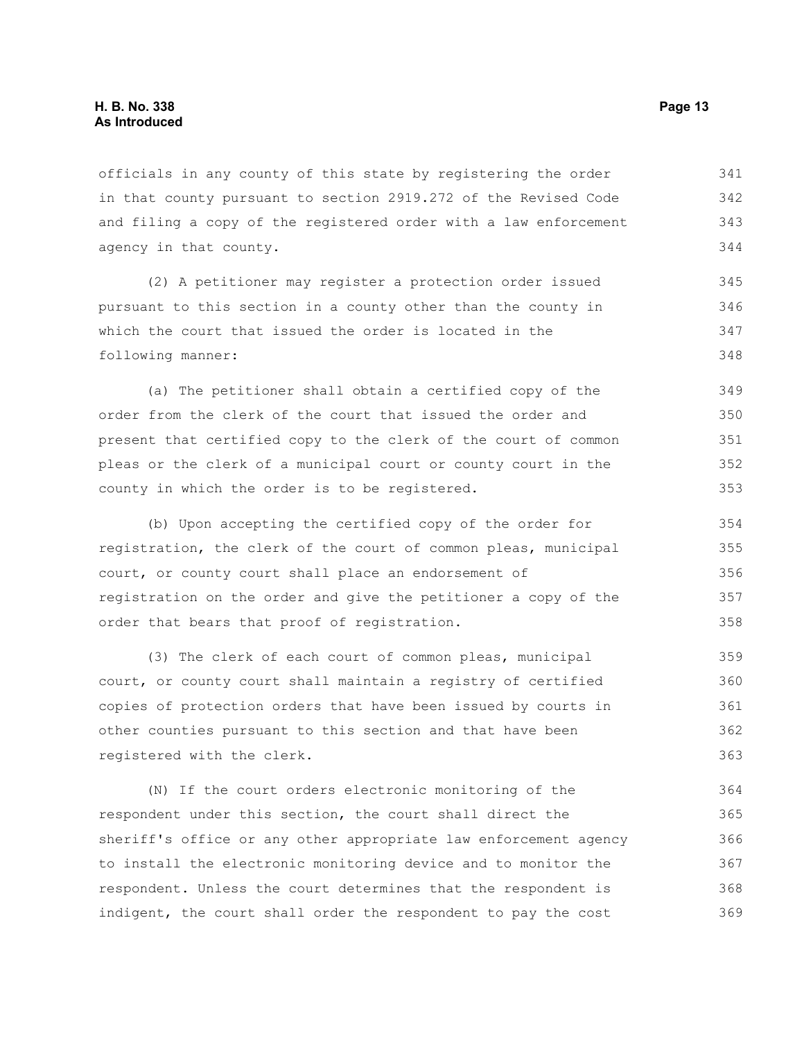officials in any county of this state by registering the order in that county pursuant to section 2919.272 of the Revised Code and filing a copy of the registered order with a law enforcement agency in that county.

(2) A petitioner may register a protection order issued pursuant to this section in a county other than the county in which the court that issued the order is located in the following manner:

(a) The petitioner shall obtain a certified copy of the order from the clerk of the court that issued the order and present that certified copy to the clerk of the court of common pleas or the clerk of a municipal court or county court in the county in which the order is to be registered.

(b) Upon accepting the certified copy of the order for registration, the clerk of the court of common pleas, municipal court, or county court shall place an endorsement of registration on the order and give the petitioner a copy of the order that bears that proof of registration.

(3) The clerk of each court of common pleas, municipal court, or county court shall maintain a registry of certified copies of protection orders that have been issued by courts in other counties pursuant to this section and that have been registered with the clerk.

(N) If the court orders electronic monitoring of the respondent under this section, the court shall direct the sheriff's office or any other appropriate law enforcement agency to install the electronic monitoring device and to monitor the respondent. Unless the court determines that the respondent is indigent, the court shall order the respondent to pay the cost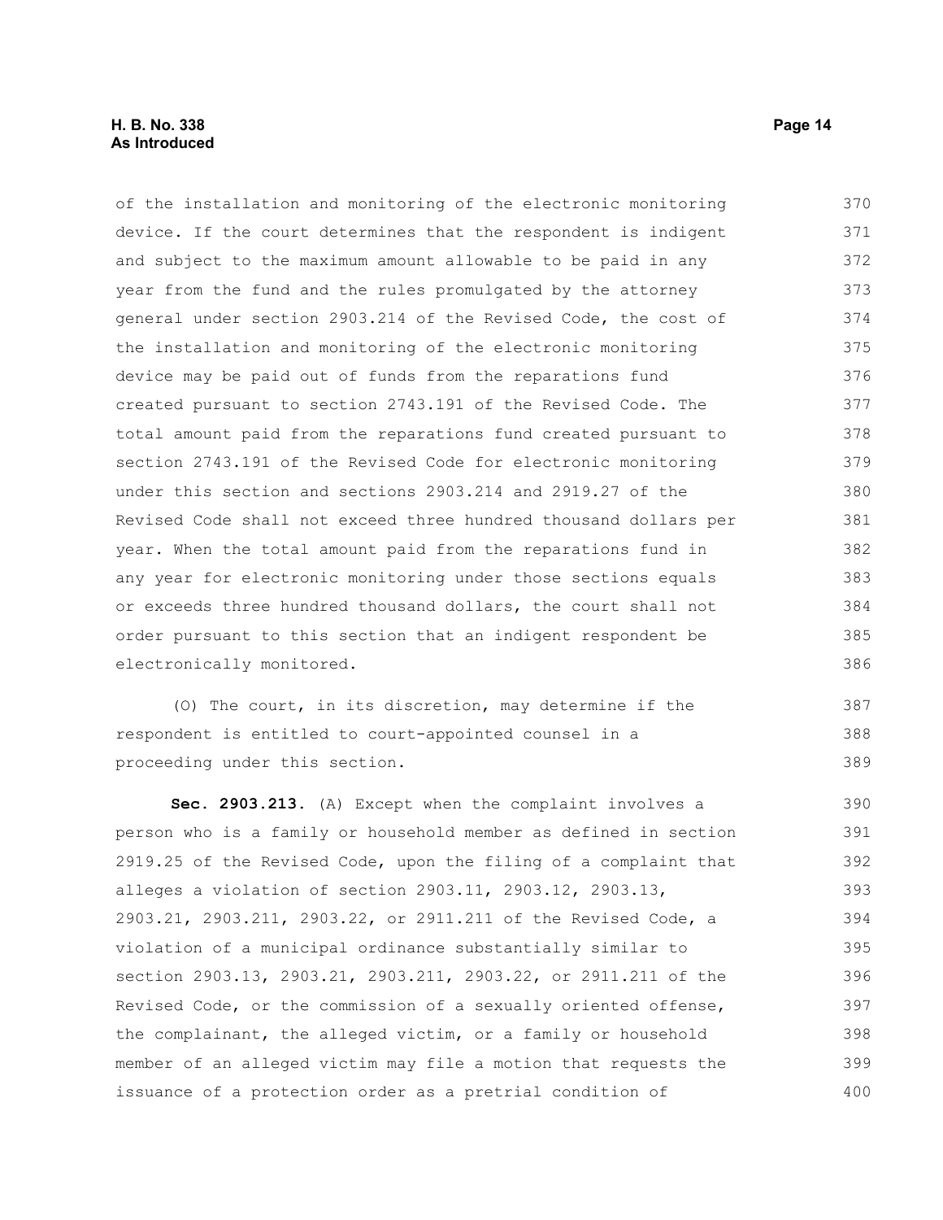of the installation and monitoring of the electronic monitoring device. If the court determines that the respondent is indigent and subject to the maximum amount allowable to be paid in any year from the fund and the rules promulgated by the attorney general under section 2903.214 of the Revised Code, the cost of the installation and monitoring of the electronic monitoring device may be paid out of funds from the reparations fund created pursuant to section 2743.191 of the Revised Code. The total amount paid from the reparations fund created pursuant to section 2743.191 of the Revised Code for electronic monitoring under this section and sections 2903.214 and 2919.27 of the Revised Code shall not exceed three hundred thousand dollars per year. When the total amount paid from the reparations fund in any year for electronic monitoring under those sections equals or exceeds three hundred thousand dollars, the court shall not order pursuant to this section that an indigent respondent be electronically monitored.

(O) The court, in its discretion, may determine if the respondent is entitled to court-appointed counsel in a proceeding under this section.

**Sec. 2903.213.** (A) Except when the complaint involves a person who is a family or household member as defined in section 2919.25 of the Revised Code, upon the filing of a complaint that alleges a violation of section 2903.11, 2903.12, 2903.13, 2903.21, 2903.211, 2903.22, or 2911.211 of the Revised Code, a violation of a municipal ordinance substantially similar to section 2903.13, 2903.21, 2903.211, 2903.22, or 2911.211 of the Revised Code, or the commission of a sexually oriented offense, the complainant, the alleged victim, or a family or household member of an alleged victim may file a motion that requests the issuance of a protection order as a pretrial condition of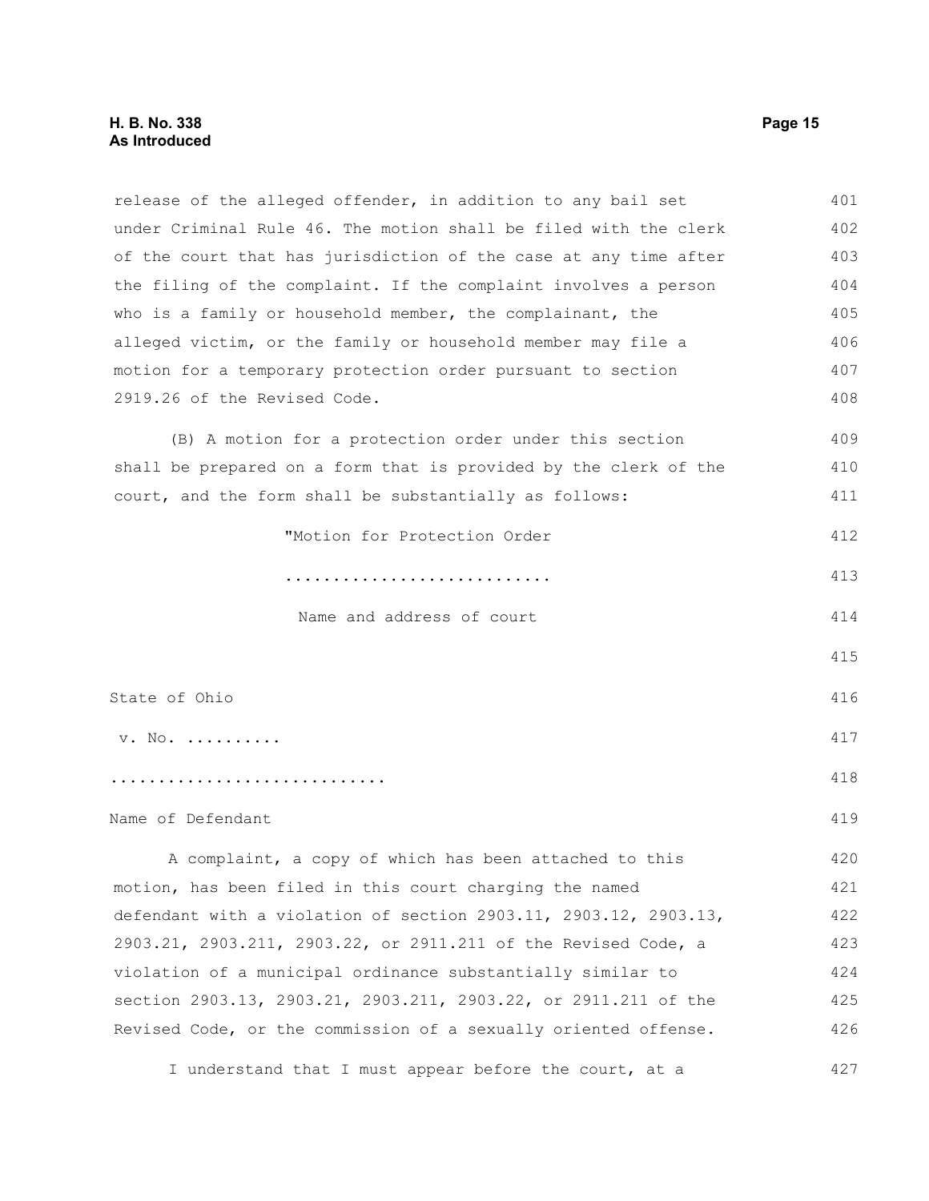release of the alleged offender, in addition to any bail set under Criminal Rule 46. The motion shall be filed with the clerk of the court that has jurisdiction of the case at any time after the filing of the complaint. If the complaint involves a person who is a family or household member, the complainant, the alleged victim, or the family or household member may file a motion for a temporary protection order pursuant to section 2919.26 of the Revised Code.

(B) A motion for a protection order under this section shall be prepared on a form that is provided by the clerk of the court, and the form shall be substantially as follows:

"Motion for Protection Order

...........................

Name and address of court

State of Ohio

v. No. ..........

............................

Name of Defendant

A complaint, a copy of which has been attached to this motion, has been filed in this court charging the named defendant with a violation of section 2903.11, 2903.12, 2903.13, 2903.21, 2903.211, 2903.22, or 2911.211 of the Revised Code, a violation of a municipal ordinance substantially similar to section 2903.13, 2903.21, 2903.211, 2903.22, or 2911.211 of the Revised Code, or the commission of a sexually oriented offense.

I understand that I must appear before the court, at a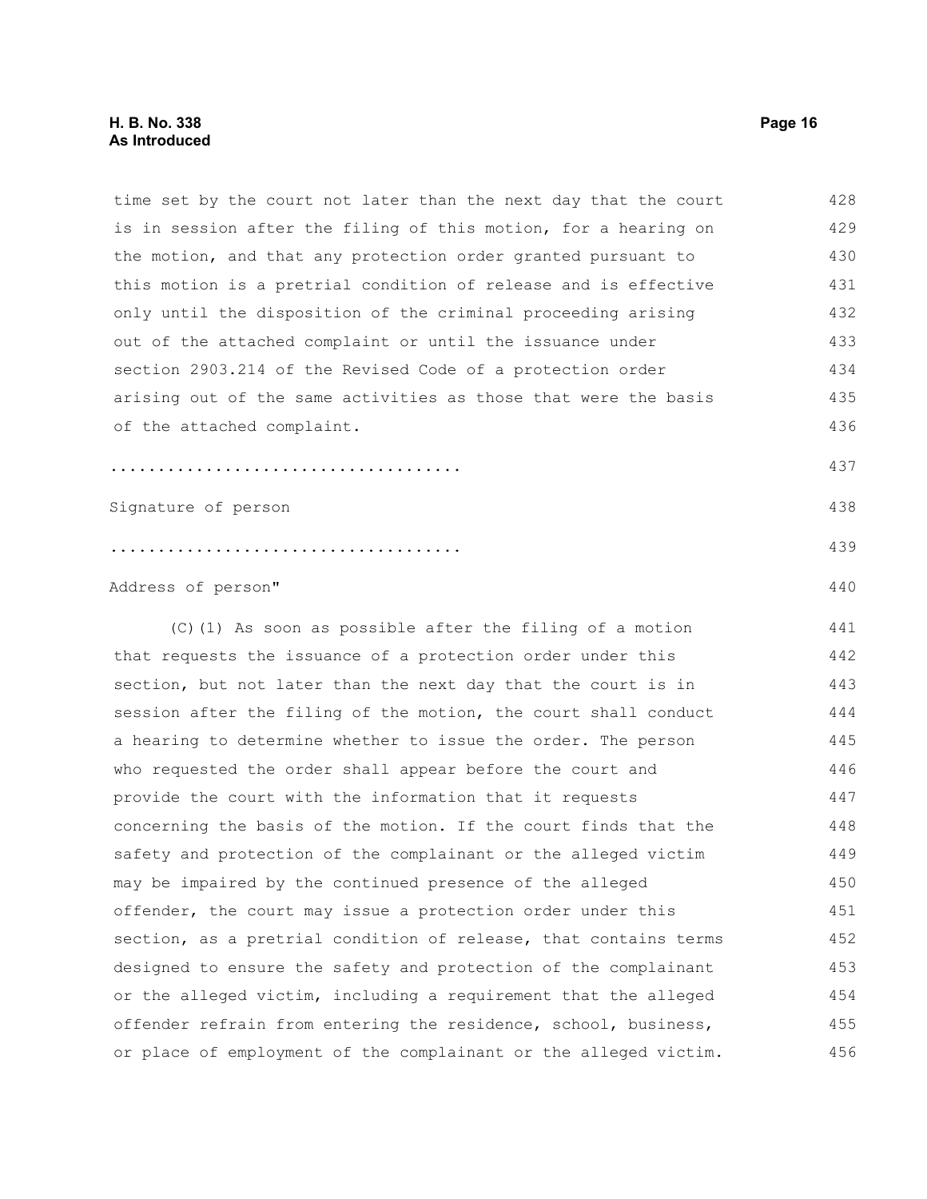time set by the court not later than the next day that the court is in session after the filing of this motion, for a hearing on the motion, and that any protection order granted pursuant to this motion is a pretrial condition of release and is effective only until the disposition of the criminal proceeding arising out of the attached complaint or until the issuance under section 2903.214 of the Revised Code of a protection order arising out of the same activities as those that were the basis of the attached complaint.

....................................

Signature of person

....................................

Address of person"

(C)(1) As soon as possible after the filing of a motion that requests the issuance of a protection order under this section, but not later than the next day that the court is in session after the filing of the motion, the court shall conduct a hearing to determine whether to issue the order. The person who requested the order shall appear before the court and provide the court with the information that it requests concerning the basis of the motion. If the court finds that the safety and protection of the complainant or the alleged victim may be impaired by the continued presence of the alleged offender, the court may issue a protection order under this section, as a pretrial condition of release, that contains terms designed to ensure the safety and protection of the complainant or the alleged victim, including a requirement that the alleged offender refrain from entering the residence, school, business, or place of employment of the complainant or the alleged victim.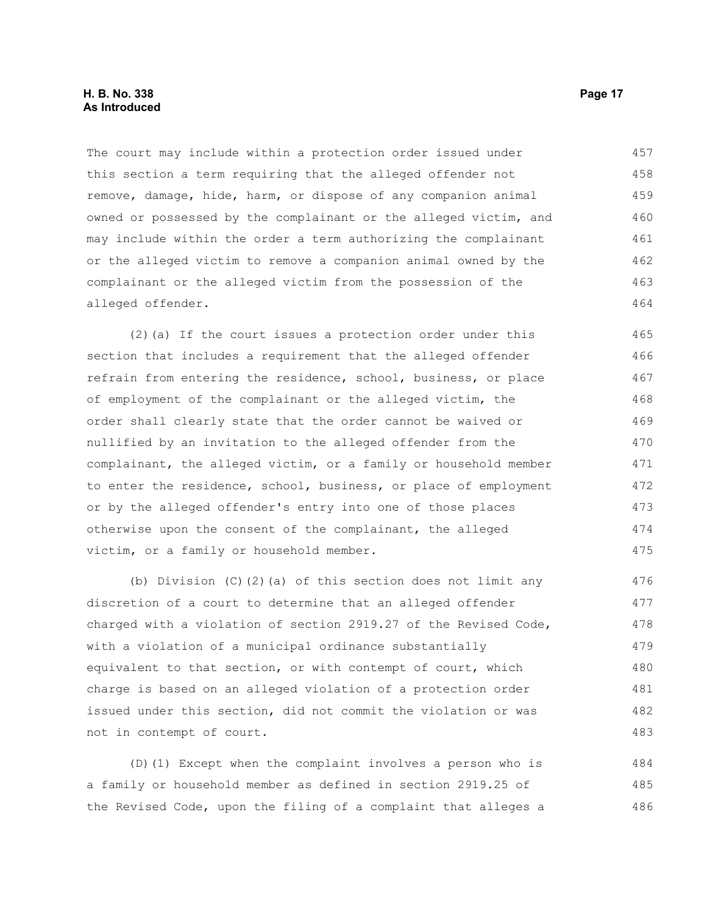The court may include within a protection order issued under this section a term requiring that the alleged offender not remove, damage, hide, harm, or dispose of any companion animal owned or possessed by the complainant or the alleged victim, and may include within the order a term authorizing the complainant or the alleged victim to remove a companion animal owned by the complainant or the alleged victim from the possession of the alleged offender.

(2)(a) If the court issues a protection order under this section that includes a requirement that the alleged offender refrain from entering the residence, school, business, or place of employment of the complainant or the alleged victim, the order shall clearly state that the order cannot be waived or nullified by an invitation to the alleged offender from the complainant, the alleged victim, or a family or household member to enter the residence, school, business, or place of employment or by the alleged offender's entry into one of those places otherwise upon the consent of the complainant, the alleged victim, or a family or household member.

(b) Division (C)(2)(a) of this section does not limit any discretion of a court to determine that an alleged offender charged with a violation of section 2919.27 of the Revised Code, with a violation of a municipal ordinance substantially equivalent to that section, or with contempt of court, which charge is based on an alleged violation of a protection order issued under this section, did not commit the violation or was not in contempt of court.

(D)(1) Except when the complaint involves a person who is a family or household member as defined in section 2919.25 of the Revised Code, upon the filing of a complaint that alleges a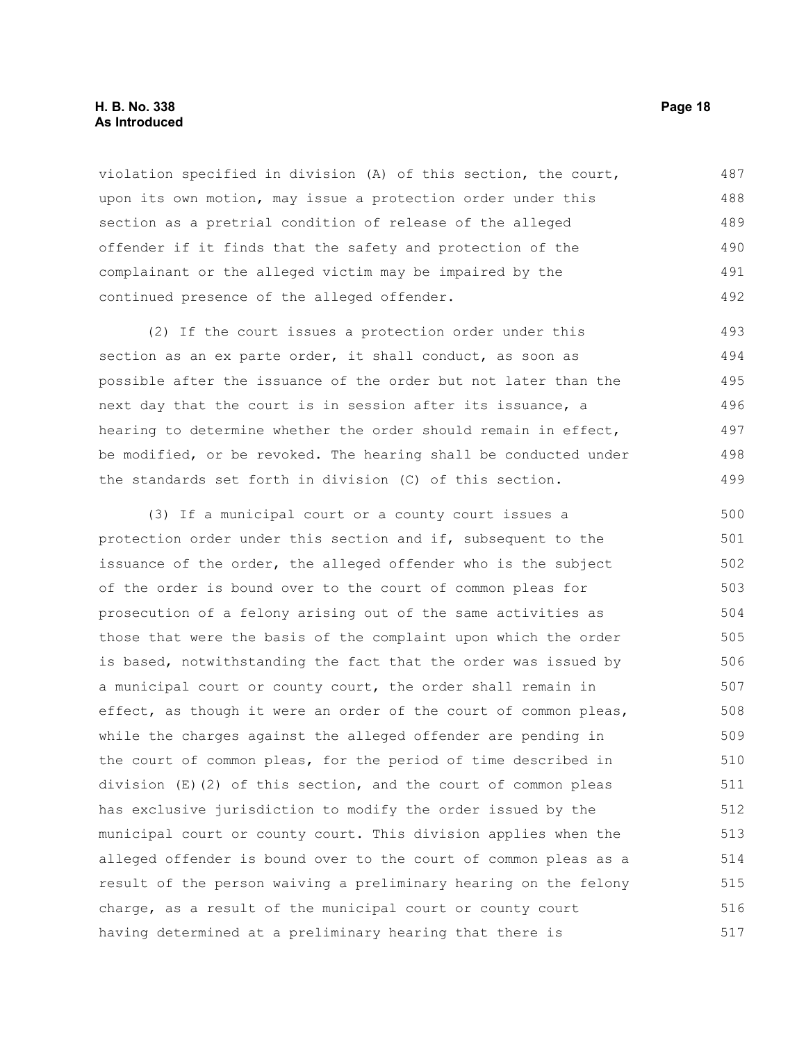violation specified in division (A) of this section, the court, upon its own motion, may issue a protection order under this section as a pretrial condition of release of the alleged offender if it finds that the safety and protection of the complainant or the alleged victim may be impaired by the continued presence of the alleged offender.

(2) If the court issues a protection order under this section as an ex parte order, it shall conduct, as soon as possible after the issuance of the order but not later than the next day that the court is in session after its issuance, a hearing to determine whether the order should remain in effect, be modified, or be revoked. The hearing shall be conducted under the standards set forth in division (C) of this section.

(3) If a municipal court or a county court issues a protection order under this section and if, subsequent to the issuance of the order, the alleged offender who is the subject of the order is bound over to the court of common pleas for prosecution of a felony arising out of the same activities as those that were the basis of the complaint upon which the order is based, notwithstanding the fact that the order was issued by a municipal court or county court, the order shall remain in effect, as though it were an order of the court of common pleas, while the charges against the alleged offender are pending in the court of common pleas, for the period of time described in division (E)(2) of this section, and the court of common pleas has exclusive jurisdiction to modify the order issued by the municipal court or county court. This division applies when the alleged offender is bound over to the court of common pleas as a result of the person waiving a preliminary hearing on the felony charge, as a result of the municipal court or county court having determined at a preliminary hearing that there is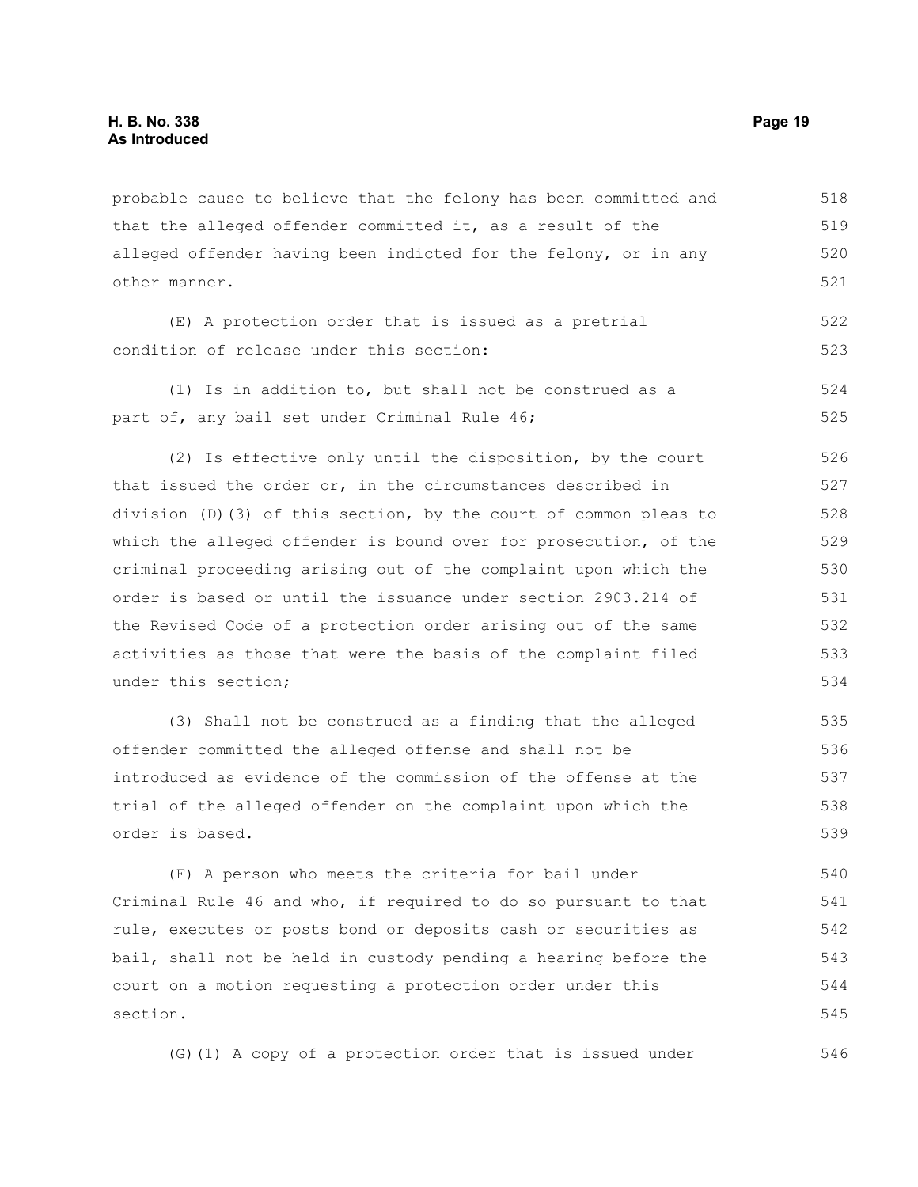probable cause to believe that the felony has been committed and that the alleged offender committed it, as a result of the alleged offender having been indicted for the felony, or in any other manner.

(E) A protection order that is issued as a pretrial condition of release under this section:

(1) Is in addition to, but shall not be construed as a part of, any bail set under Criminal Rule 46;

(2) Is effective only until the disposition, by the court that issued the order or, in the circumstances described in division (D)(3) of this section, by the court of common pleas to which the alleged offender is bound over for prosecution, of the criminal proceeding arising out of the complaint upon which the order is based or until the issuance under section 2903.214 of the Revised Code of a protection order arising out of the same activities as those that were the basis of the complaint filed under this section;

(3) Shall not be construed as a finding that the alleged offender committed the alleged offense and shall not be introduced as evidence of the commission of the offense at the trial of the alleged offender on the complaint upon which the order is based.

(F) A person who meets the criteria for bail under Criminal Rule 46 and who, if required to do so pursuant to that rule, executes or posts bond or deposits cash or securities as bail, shall not be held in custody pending a hearing before the court on a motion requesting a protection order under this section.

(G)(1) A copy of a protection order that is issued under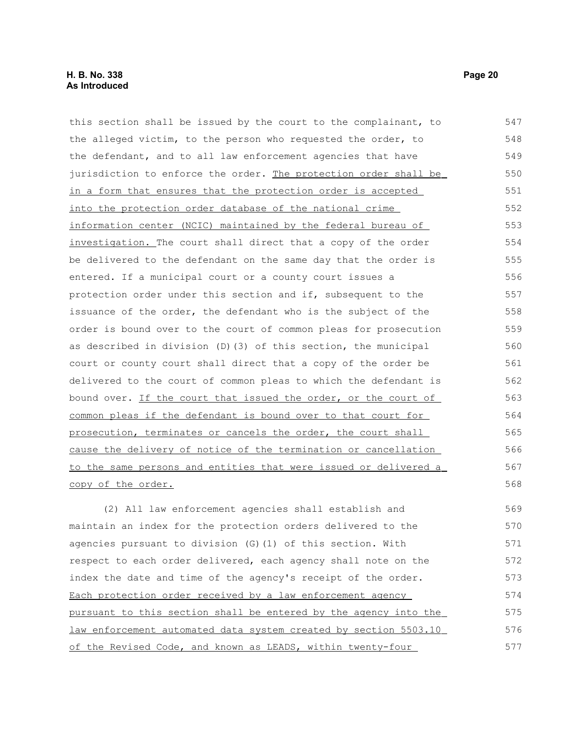this section shall be issued by the court to the complainant, to the alleged victim, to the person who requested the order, to the defendant, and to all law enforcement agencies that have jurisdiction to enforce the order. The protection order shall be in a form that ensures that the protection order is accepted into the protection order database of the national crime information center (NCIC) maintained by the federal bureau of investigation. The court shall direct that a copy of the order be delivered to the defendant on the same day that the order is entered. If a municipal court or a county court issues a protection order under this section and if, subsequent to the issuance of the order, the defendant who is the subject of the order is bound over to the court of common pleas for prosecution as described in division (D)(3) of this section, the municipal court or county court shall direct that a copy of the order be delivered to the court of common pleas to which the defendant is bound over. If the court that issued the order, or the court of common pleas if the defendant is bound over to that court for prosecution, terminates or cancels the order, the court shall cause the delivery of notice of the termination or cancellation to the same persons and entities that were issued or delivered a copy of the order.

(2) All law enforcement agencies shall establish and maintain an index for the protection orders delivered to the agencies pursuant to division (G)(1) of this section. With respect to each order delivered, each agency shall note on the index the date and time of the agency's receipt of the order. Each protection order received by a law enforcement agency pursuant to this section shall be entered by the agency into the law enforcement automated data system created by section 5503.10 of the Revised Code, and known as LEADS, within twenty-four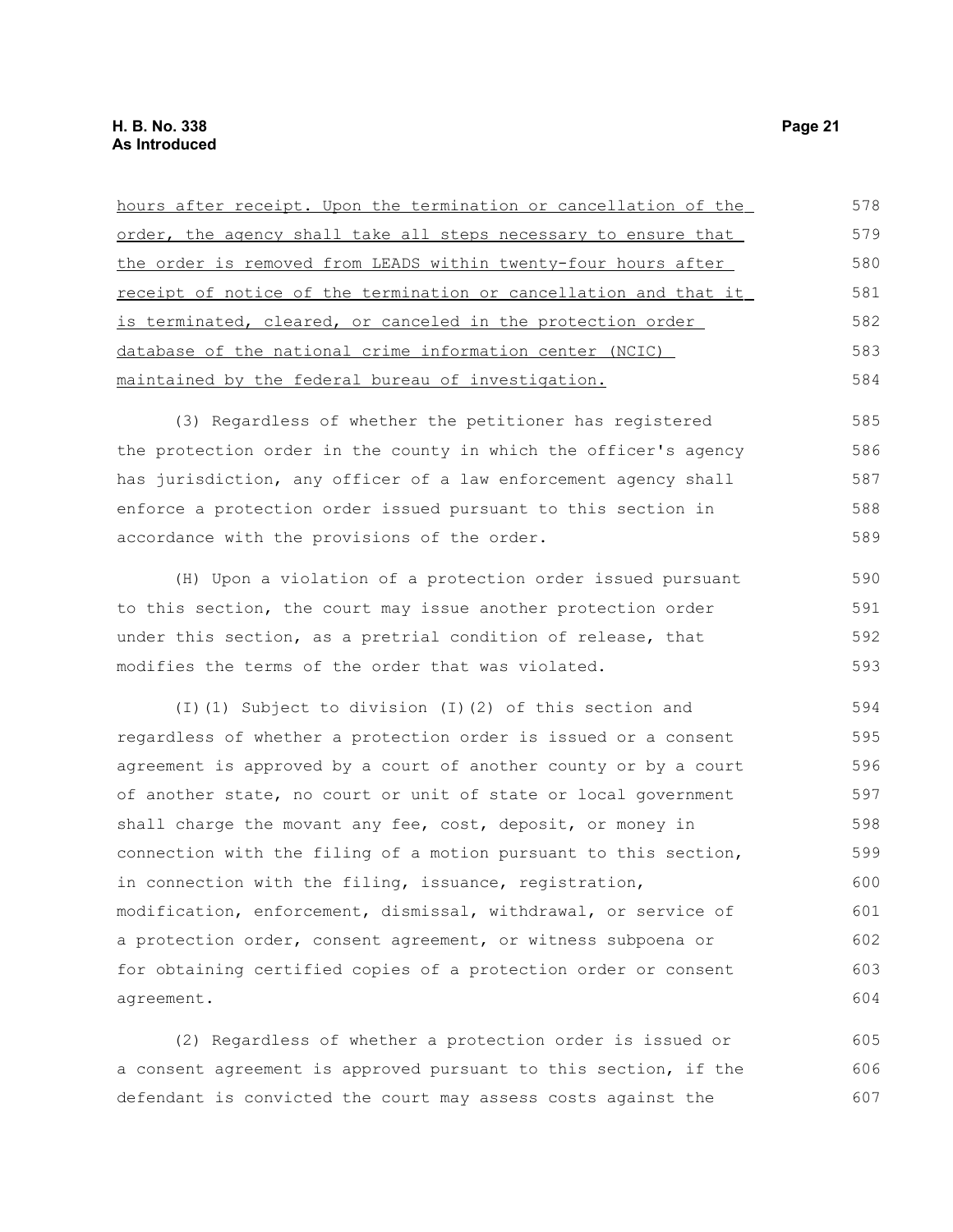hours after receipt. Upon the termination or cancellation of the order, the agency shall take all steps necessary to ensure that the order is removed from LEADS within twenty-four hours after receipt of notice of the termination or cancellation and that it is terminated, cleared, or canceled in the protection order database of the national crime information center (NCIC) maintained by the federal bureau of investigation.

(3) Regardless of whether the petitioner has registered the protection order in the county in which the officer's agency has jurisdiction, any officer of a law enforcement agency shall enforce a protection order issued pursuant to this section in accordance with the provisions of the order.

(H) Upon a violation of a protection order issued pursuant to this section, the court may issue another protection order under this section, as a pretrial condition of release, that modifies the terms of the order that was violated.

(I)(1) Subject to division (I)(2) of this section and regardless of whether a protection order is issued or a consent agreement is approved by a court of another county or by a court of another state, no court or unit of state or local government shall charge the movant any fee, cost, deposit, or money in connection with the filing of a motion pursuant to this section, in connection with the filing, issuance, registration, modification, enforcement, dismissal, withdrawal, or service of a protection order, consent agreement, or witness subpoena or for obtaining certified copies of a protection order or consent agreement.

(2) Regardless of whether a protection order is issued or a consent agreement is approved pursuant to this section, if the defendant is convicted the court may assess costs against the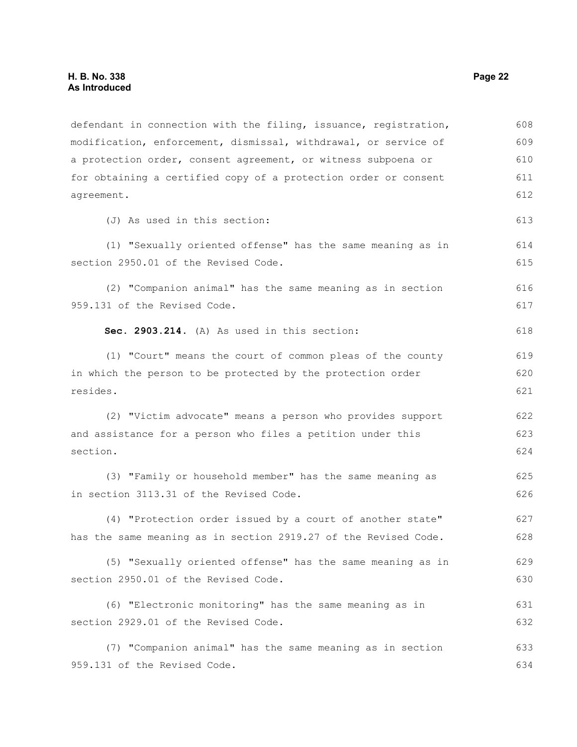defendant in connection with the filing, issuance, registration, modification, enforcement, dismissal, withdrawal, or service of a protection order, consent agreement, or witness subpoena or for obtaining a certified copy of a protection order or consent agreement.

(J) As used in this section:

(1) "Sexually oriented offense" has the same meaning as in section 2950.01 of the Revised Code.

(2) "Companion animal" has the same meaning as in section 959.131 of the Revised Code.

**Sec. 2903.214.** (A) As used in this section:

(1) "Court" means the court of common pleas of the county in which the person to be protected by the protection order resides.

(2) "Victim advocate" means a person who provides support and assistance for a person who files a petition under this section.

(3) "Family or household member" has the same meaning as in section 3113.31 of the Revised Code.

(4) "Protection order issued by a court of another state" has the same meaning as in section 2919.27 of the Revised Code.

(5) "Sexually oriented offense" has the same meaning as in section 2950.01 of the Revised Code.

(6) "Electronic monitoring" has the same meaning as in section 2929.01 of the Revised Code.

(7) "Companion animal" has the same meaning as in section 959.131 of the Revised Code.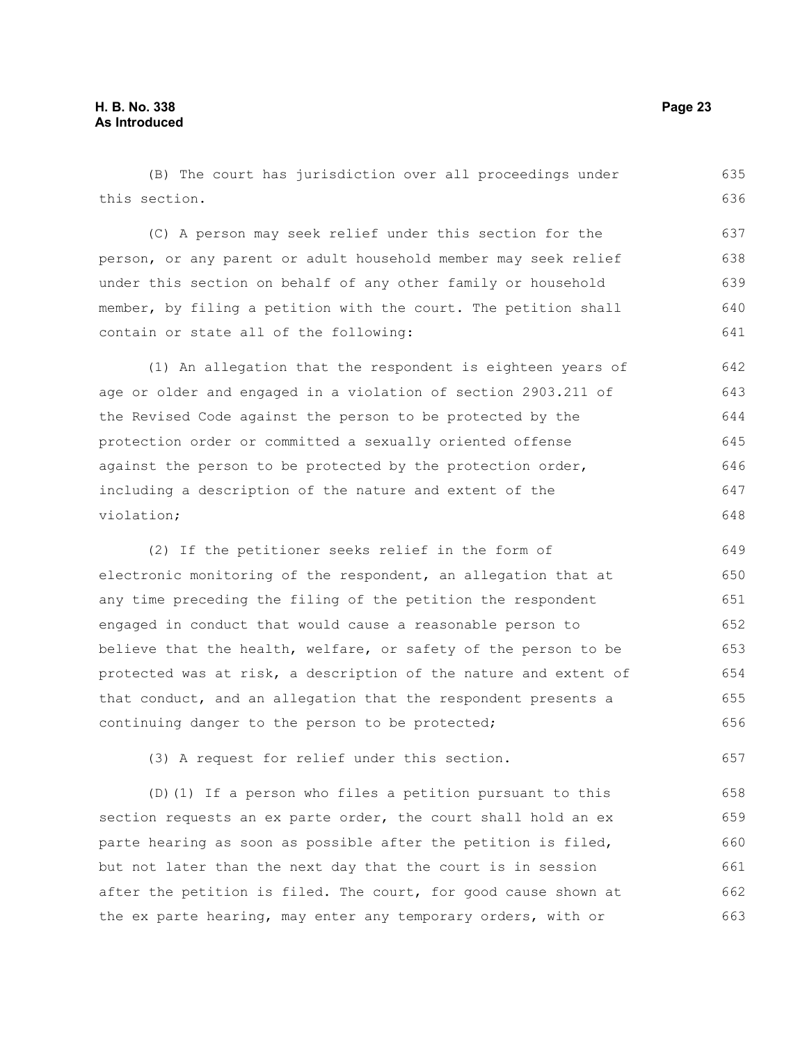(B) The court has jurisdiction over all proceedings under this section.

(C) A person may seek relief under this section for the person, or any parent or adult household member may seek relief under this section on behalf of any other family or household member, by filing a petition with the court. The petition shall contain or state all of the following:

(1) An allegation that the respondent is eighteen years of age or older and engaged in a violation of section 2903.211 of the Revised Code against the person to be protected by the protection order or committed a sexually oriented offense against the person to be protected by the protection order, including a description of the nature and extent of the violation;

(2) If the petitioner seeks relief in the form of electronic monitoring of the respondent, an allegation that at any time preceding the filing of the petition the respondent engaged in conduct that would cause a reasonable person to believe that the health, welfare, or safety of the person to be protected was at risk, a description of the nature and extent of that conduct, and an allegation that the respondent presents a continuing danger to the person to be protected;

(3) A request for relief under this section.

(D)(1) If a person who files a petition pursuant to this section requests an ex parte order, the court shall hold an ex parte hearing as soon as possible after the petition is filed, but not later than the next day that the court is in session after the petition is filed. The court, for good cause shown at the ex parte hearing, may enter any temporary orders, with or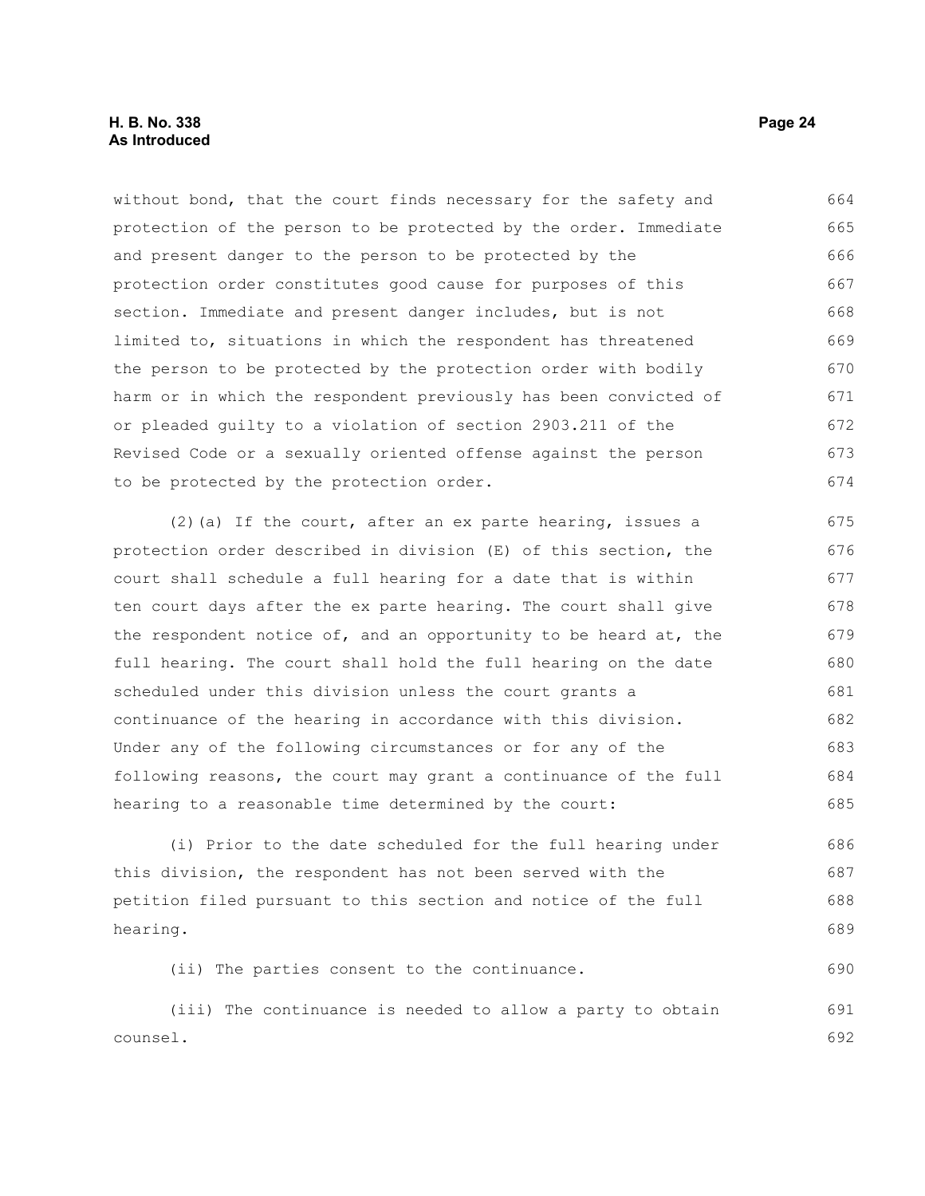without bond, that the court finds necessary for the safety and protection of the person to be protected by the order. Immediate and present danger to the person to be protected by the protection order constitutes good cause for purposes of this section. Immediate and present danger includes, but is not limited to, situations in which the respondent has threatened the person to be protected by the protection order with bodily harm or in which the respondent previously has been convicted of or pleaded guilty to a violation of section 2903.211 of the Revised Code or a sexually oriented offense against the person to be protected by the protection order.

(2)(a) If the court, after an ex parte hearing, issues a protection order described in division (E) of this section, the court shall schedule a full hearing for a date that is within ten court days after the ex parte hearing. The court shall give the respondent notice of, and an opportunity to be heard at, the full hearing. The court shall hold the full hearing on the date scheduled under this division unless the court grants a continuance of the hearing in accordance with this division. Under any of the following circumstances or for any of the following reasons, the court may grant a continuance of the full hearing to a reasonable time determined by the court:

(i) Prior to the date scheduled for the full hearing under this division, the respondent has not been served with the petition filed pursuant to this section and notice of the full hearing.

(ii) The parties consent to the continuance.

(iii) The continuance is needed to allow a party to obtain counsel.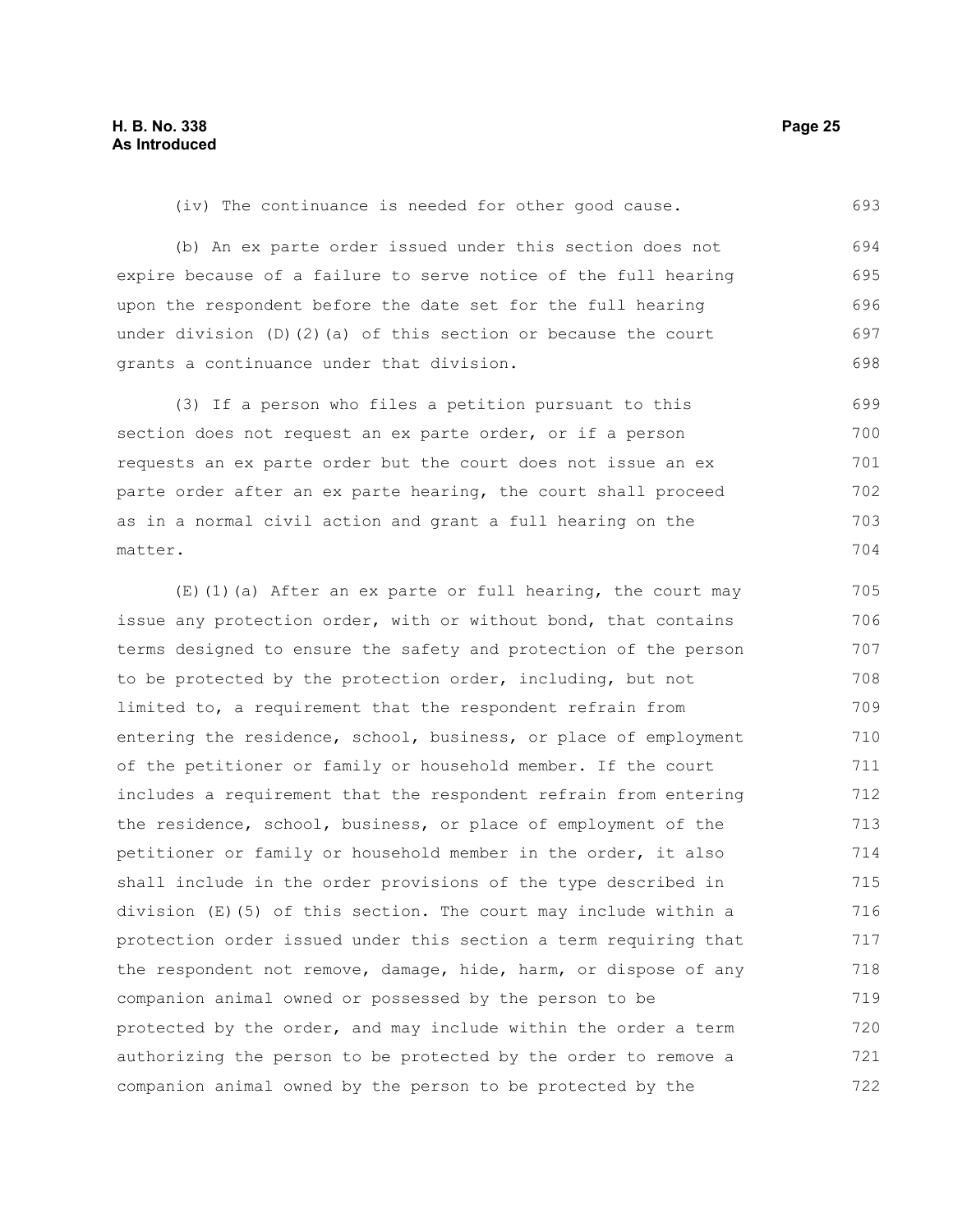(iv) The continuance is needed for other good cause.

(b) An ex parte order issued under this section does not expire because of a failure to serve notice of the full hearing upon the respondent before the date set for the full hearing under division (D)(2)(a) of this section or because the court grants a continuance under that division.

(3) If a person who files a petition pursuant to this section does not request an ex parte order, or if a person requests an ex parte order but the court does not issue an ex parte order after an ex parte hearing, the court shall proceed as in a normal civil action and grant a full hearing on the matter.

(E)(1)(a) After an ex parte or full hearing, the court may issue any protection order, with or without bond, that contains terms designed to ensure the safety and protection of the person to be protected by the protection order, including, but not limited to, a requirement that the respondent refrain from entering the residence, school, business, or place of employment of the petitioner or family or household member. If the court includes a requirement that the respondent refrain from entering the residence, school, business, or place of employment of the petitioner or family or household member in the order, it also shall include in the order provisions of the type described in division (E)(5) of this section. The court may include within a protection order issued under this section a term requiring that the respondent not remove, damage, hide, harm, or dispose of any companion animal owned or possessed by the person to be protected by the order, and may include within the order a term authorizing the person to be protected by the order to remove a companion animal owned by the person to be protected by the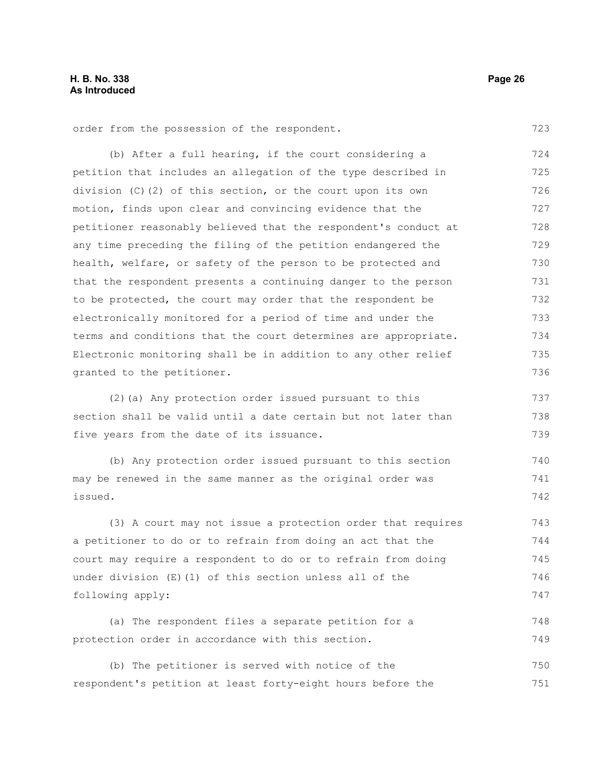order from the possession of the respondent.

(b) After a full hearing, if the court considering a petition that includes an allegation of the type described in division (C)(2) of this section, or the court upon its own motion, finds upon clear and convincing evidence that the petitioner reasonably believed that the respondent's conduct at any time preceding the filing of the petition endangered the health, welfare, or safety of the person to be protected and that the respondent presents a continuing danger to the person to be protected, the court may order that the respondent be electronically monitored for a period of time and under the terms and conditions that the court determines are appropriate. Electronic monitoring shall be in addition to any other relief granted to the petitioner.

(2)(a) Any protection order issued pursuant to this section shall be valid until a date certain but not later than five years from the date of its issuance.

(b) Any protection order issued pursuant to this section may be renewed in the same manner as the original order was issued.

(3) A court may not issue a protection order that requires a petitioner to do or to refrain from doing an act that the court may require a respondent to do or to refrain from doing under division (E)(1) of this section unless all of the following apply:

(a) The respondent files a separate petition for a protection order in accordance with this section.

(b) The petitioner is served with notice of the respondent's petition at least forty-eight hours before the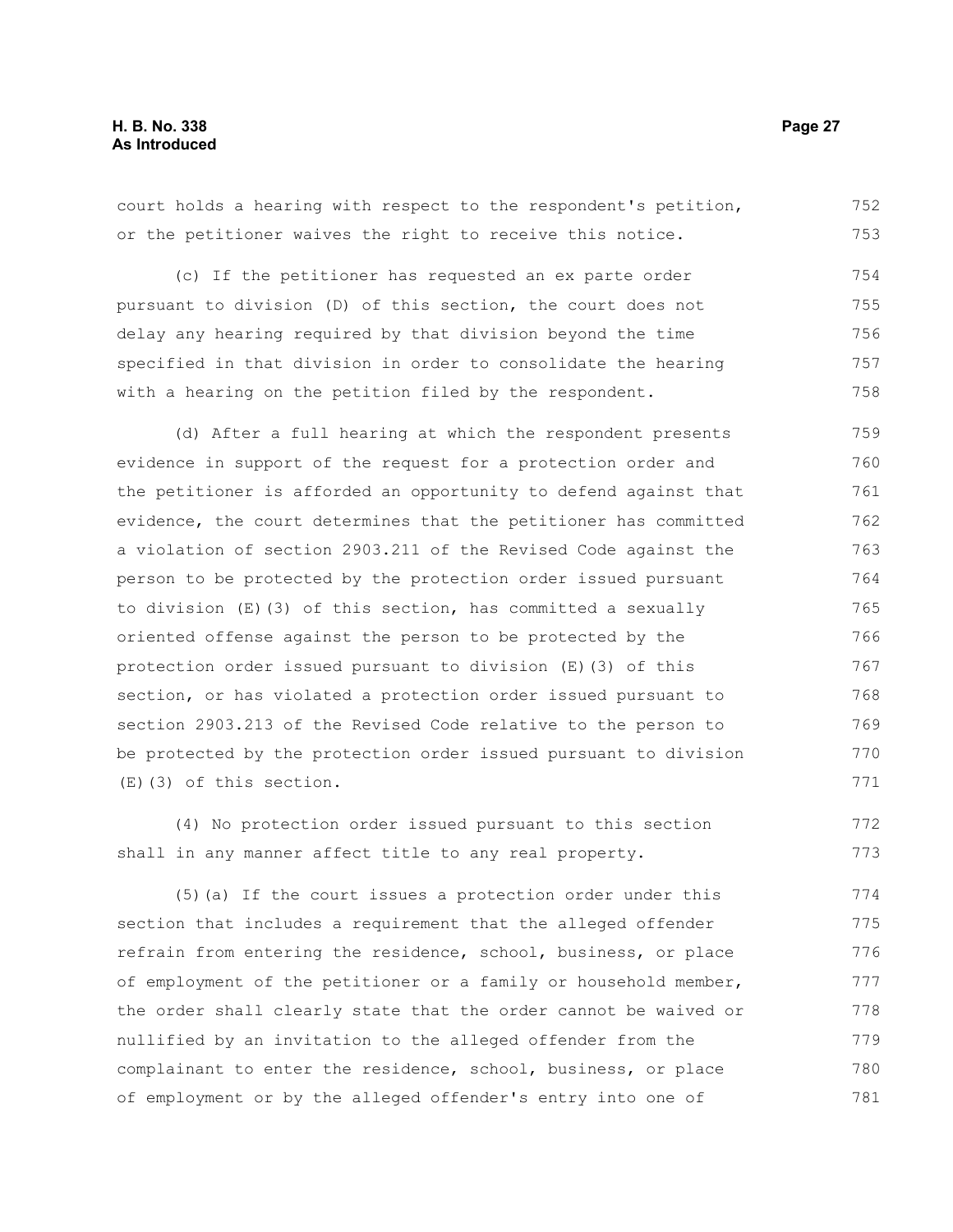court holds a hearing with respect to the respondent's petition, or the petitioner waives the right to receive this notice.

(c) If the petitioner has requested an ex parte order pursuant to division (D) of this section, the court does not delay any hearing required by that division beyond the time specified in that division in order to consolidate the hearing with a hearing on the petition filed by the respondent.

(d) After a full hearing at which the respondent presents evidence in support of the request for a protection order and the petitioner is afforded an opportunity to defend against that evidence, the court determines that the petitioner has committed a violation of section 2903.211 of the Revised Code against the person to be protected by the protection order issued pursuant to division (E)(3) of this section, has committed a sexually oriented offense against the person to be protected by the protection order issued pursuant to division (E)(3) of this section, or has violated a protection order issued pursuant to section 2903.213 of the Revised Code relative to the person to be protected by the protection order issued pursuant to division (E)(3) of this section.

(4) No protection order issued pursuant to this section shall in any manner affect title to any real property.

(5)(a) If the court issues a protection order under this section that includes a requirement that the alleged offender refrain from entering the residence, school, business, or place of employment of the petitioner or a family or household member, the order shall clearly state that the order cannot be waived or nullified by an invitation to the alleged offender from the complainant to enter the residence, school, business, or place of employment or by the alleged offender's entry into one of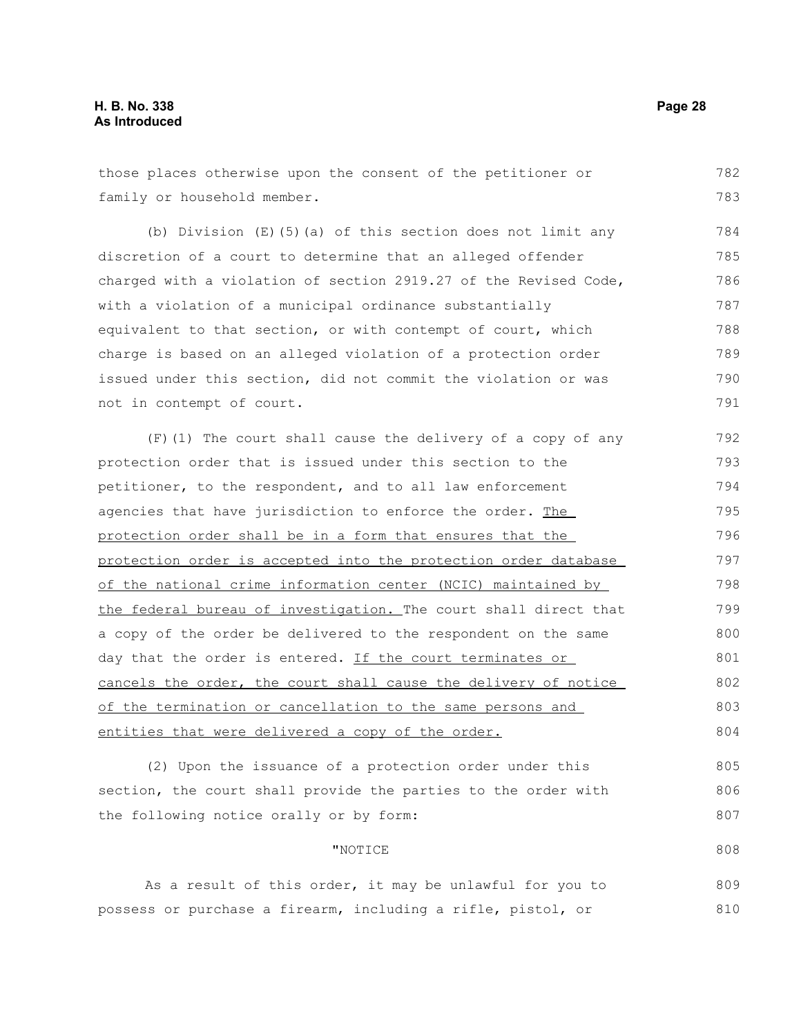those places otherwise upon the consent of the petitioner or family or household member.

(b) Division (E)(5)(a) of this section does not limit any discretion of a court to determine that an alleged offender charged with a violation of section 2919.27 of the Revised Code, with a violation of a municipal ordinance substantially equivalent to that section, or with contempt of court, which charge is based on an alleged violation of a protection order issued under this section, did not commit the violation or was not in contempt of court.

(F)(1) The court shall cause the delivery of a copy of any protection order that is issued under this section to the petitioner, to the respondent, and to all law enforcement agencies that have jurisdiction to enforce the order. The protection order shall be in a form that ensures that the protection order is accepted into the protection order database of the national crime information center (NCIC) maintained by the federal bureau of investigation. The court shall direct that a copy of the order be delivered to the respondent on the same day that the order is entered. If the court terminates or cancels the order, the court shall cause the delivery of notice of the termination or cancellation to the same persons and entities that were delivered a copy of the order.

(2) Upon the issuance of a protection order under this section, the court shall provide the parties to the order with the following notice orally or by form:

"NOTICE

As a result of this order, it may be unlawful for you to possess or purchase a firearm, including a rifle, pistol, or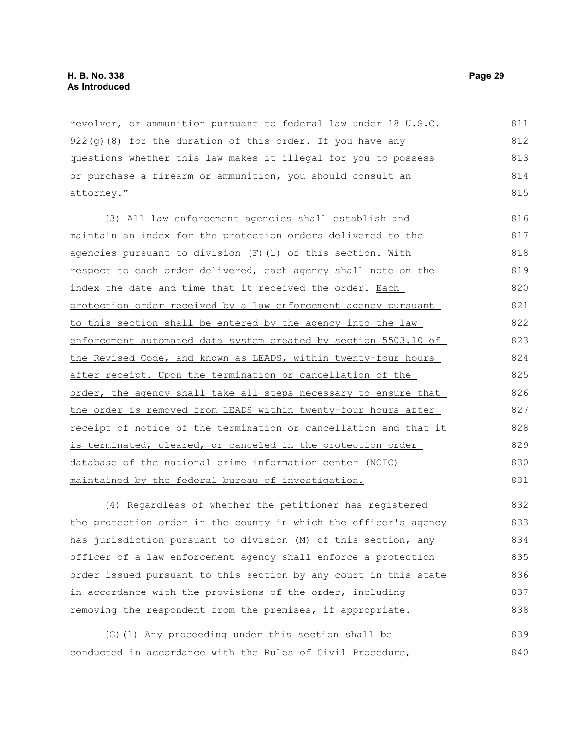revolver, or ammunition pursuant to federal law under 18 U.S.C. 922(g)(8) for the duration of this order. If you have any questions whether this law makes it illegal for you to possess or purchase a firearm or ammunition, you should consult an attorney."

(3) All law enforcement agencies shall establish and maintain an index for the protection orders delivered to the agencies pursuant to division (F)(1) of this section. With respect to each order delivered, each agency shall note on the index the date and time that it received the order. <u>Each protection order received by a law enforcement agency pursuant to this section shall be entered by the agency into the law enforcement automated data system created by section 5503.10 of the Revised Code, and known as LEADS, within twenty-four hours after receipt. Upon the termination or cancellation of the order, the agency shall take all steps necessary to ensure that the order is removed from LEADS within twenty-four hours after receipt of notice of the termination or cancellation and that it is terminated, cleared, or canceled in the protection order database of the national crime information center (NCIC) maintained by the federal bureau of investigation.</u>

(4) Regardless of whether the petitioner has registered the protection order in the county in which the officer's agency has jurisdiction pursuant to division (M) of this section, any officer of a law enforcement agency shall enforce a protection order issued pursuant to this section by any court in this state in accordance with the provisions of the order, including removing the respondent from the premises, if appropriate.

(G)(1) Any proceeding under this section shall be conducted in accordance with the Rules of Civil Procedure,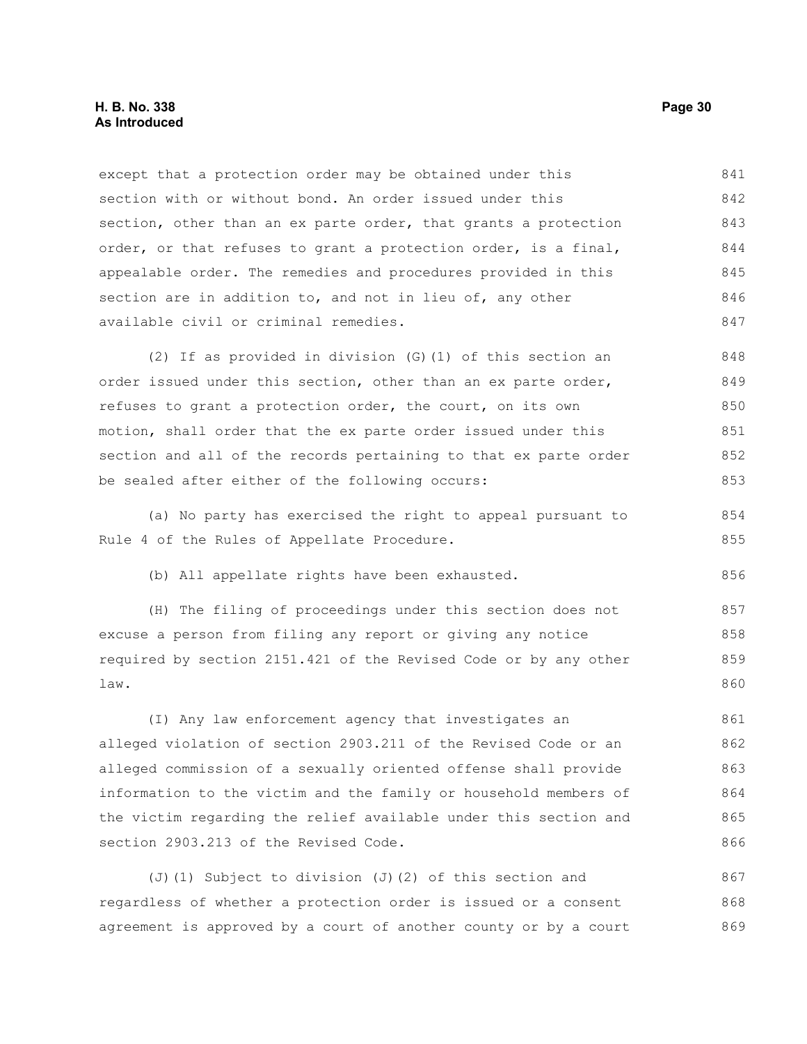except that a protection order may be obtained under this section with or without bond. An order issued under this section, other than an ex parte order, that grants a protection order, or that refuses to grant a protection order, is a final, appealable order. The remedies and procedures provided in this section are in addition to, and not in lieu of, any other available civil or criminal remedies.

(2) If as provided in division (G)(1) of this section an order issued under this section, other than an ex parte order, refuses to grant a protection order, the court, on its own motion, shall order that the ex parte order issued under this section and all of the records pertaining to that ex parte order be sealed after either of the following occurs:

(a) No party has exercised the right to appeal pursuant to Rule 4 of the Rules of Appellate Procedure.

(b) All appellate rights have been exhausted.

(H) The filing of proceedings under this section does not excuse a person from filing any report or giving any notice required by section 2151.421 of the Revised Code or by any other law.

(I) Any law enforcement agency that investigates an alleged violation of section 2903.211 of the Revised Code or an alleged commission of a sexually oriented offense shall provide information to the victim and the family or household members of the victim regarding the relief available under this section and section 2903.213 of the Revised Code.

(J)(1) Subject to division (J)(2) of this section and regardless of whether a protection order is issued or a consent agreement is approved by a court of another county or by a court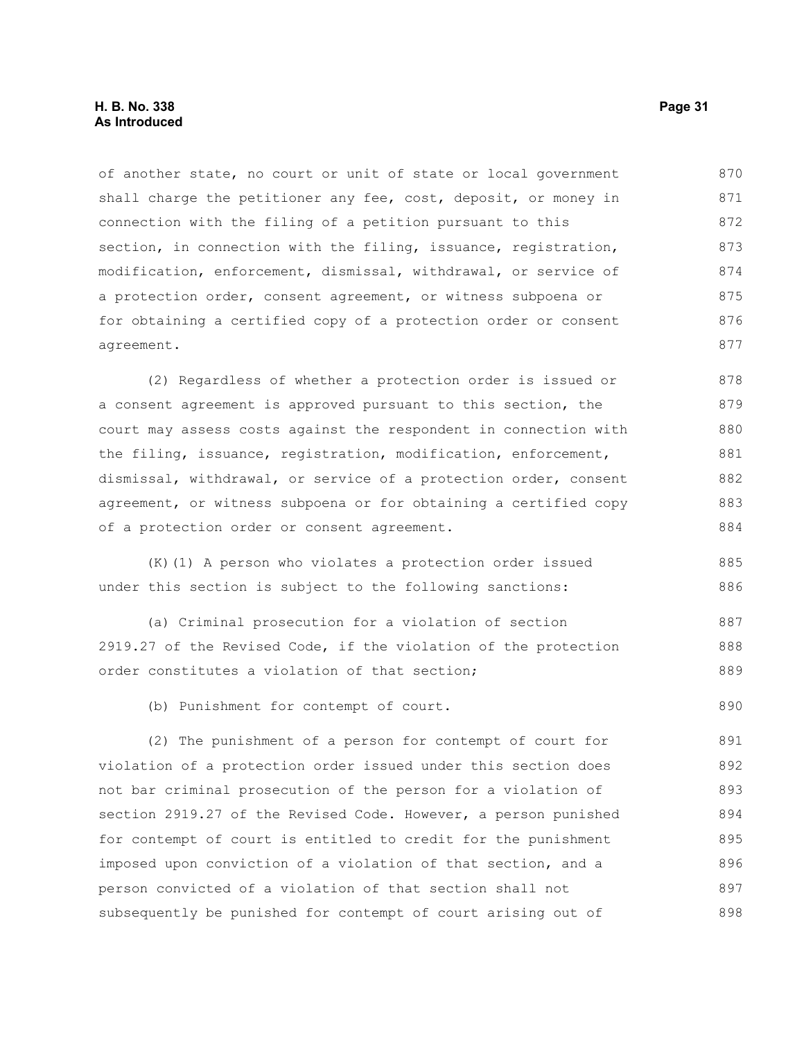of another state, no court or unit of state or local government shall charge the petitioner any fee, cost, deposit, or money in connection with the filing of a petition pursuant to this section, in connection with the filing, issuance, registration, modification, enforcement, dismissal, withdrawal, or service of a protection order, consent agreement, or witness subpoena or for obtaining a certified copy of a protection order or consent agreement.

(2) Regardless of whether a protection order is issued or a consent agreement is approved pursuant to this section, the court may assess costs against the respondent in connection with the filing, issuance, registration, modification, enforcement, dismissal, withdrawal, or service of a protection order, consent agreement, or witness subpoena or for obtaining a certified copy of a protection order or consent agreement.

(K)(1) A person who violates a protection order issued under this section is subject to the following sanctions:

(a) Criminal prosecution for a violation of section 2919.27 of the Revised Code, if the violation of the protection order constitutes a violation of that section;

(b) Punishment for contempt of court.

(2) The punishment of a person for contempt of court for violation of a protection order issued under this section does not bar criminal prosecution of the person for a violation of section 2919.27 of the Revised Code. However, a person punished for contempt of court is entitled to credit for the punishment imposed upon conviction of a violation of that section, and a person convicted of a violation of that section shall not subsequently be punished for contempt of court arising out of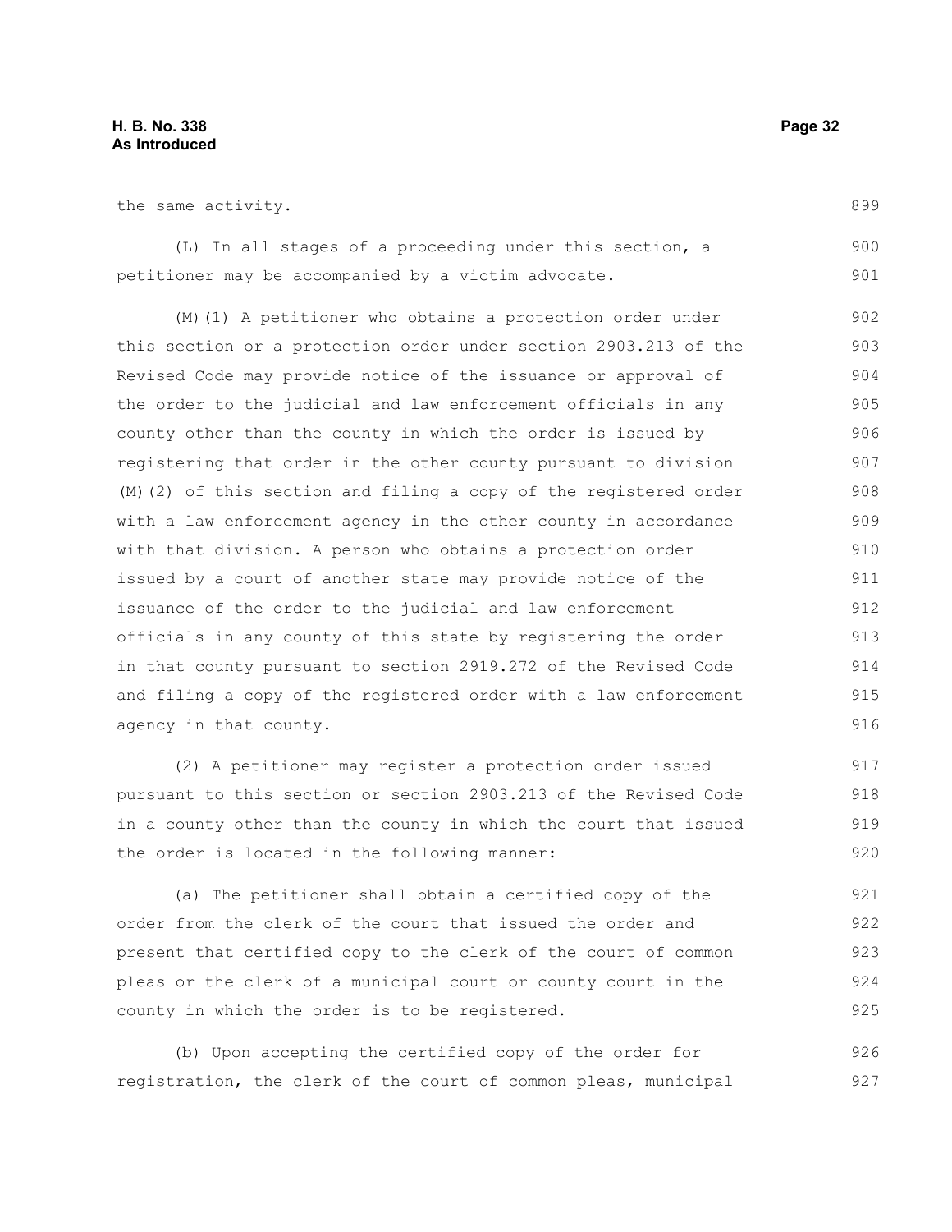the same activity.

(L) In all stages of a proceeding under this section, a petitioner may be accompanied by a victim advocate.

(M)(1) A petitioner who obtains a protection order under this section or a protection order under section 2903.213 of the Revised Code may provide notice of the issuance or approval of the order to the judicial and law enforcement officials in any county other than the county in which the order is issued by registering that order in the other county pursuant to division (M)(2) of this section and filing a copy of the registered order with a law enforcement agency in the other county in accordance with that division. A person who obtains a protection order issued by a court of another state may provide notice of the issuance of the order to the judicial and law enforcement officials in any county of this state by registering the order in that county pursuant to section 2919.272 of the Revised Code and filing a copy of the registered order with a law enforcement agency in that county.

(2) A petitioner may register a protection order issued pursuant to this section or section 2903.213 of the Revised Code in a county other than the county in which the court that issued the order is located in the following manner:

(a) The petitioner shall obtain a certified copy of the order from the clerk of the court that issued the order and present that certified copy to the clerk of the court of common pleas or the clerk of a municipal court or county court in the county in which the order is to be registered.

(b) Upon accepting the certified copy of the order for registration, the clerk of the court of common pleas, municipal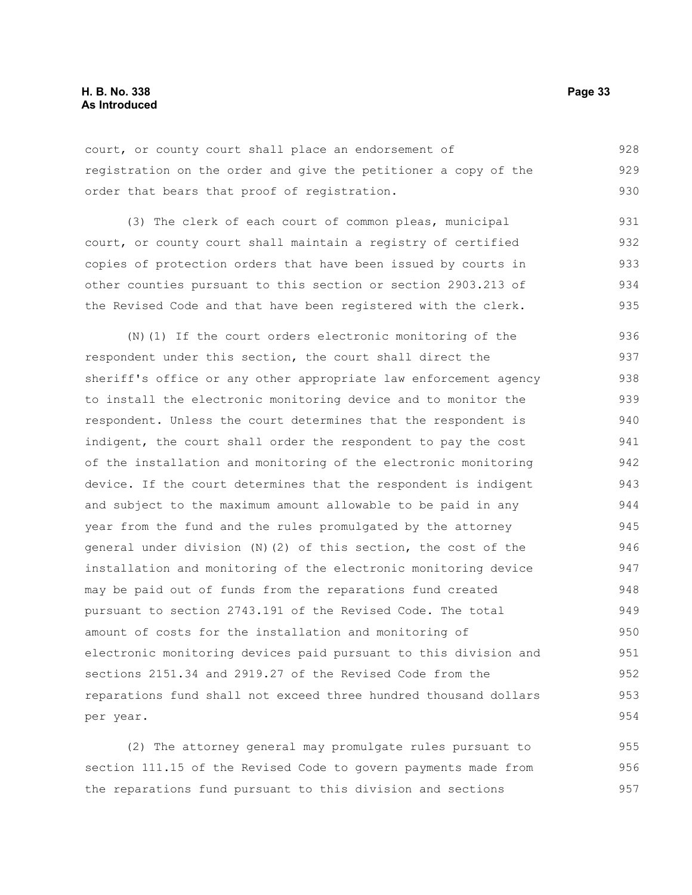court, or county court shall place an endorsement of registration on the order and give the petitioner a copy of the order that bears that proof of registration.

(3) The clerk of each court of common pleas, municipal court, or county court shall maintain a registry of certified copies of protection orders that have been issued by courts in other counties pursuant to this section or section 2903.213 of the Revised Code and that have been registered with the clerk.

(N)(1) If the court orders electronic monitoring of the respondent under this section, the court shall direct the sheriff's office or any other appropriate law enforcement agency to install the electronic monitoring device and to monitor the respondent. Unless the court determines that the respondent is indigent, the court shall order the respondent to pay the cost of the installation and monitoring of the electronic monitoring device. If the court determines that the respondent is indigent and subject to the maximum amount allowable to be paid in any year from the fund and the rules promulgated by the attorney general under division (N)(2) of this section, the cost of the installation and monitoring of the electronic monitoring device may be paid out of funds from the reparations fund created pursuant to section 2743.191 of the Revised Code. The total amount of costs for the installation and monitoring of electronic monitoring devices paid pursuant to this division and sections 2151.34 and 2919.27 of the Revised Code from the reparations fund shall not exceed three hundred thousand dollars per year.

(2) The attorney general may promulgate rules pursuant to section 111.15 of the Revised Code to govern payments made from the reparations fund pursuant to this division and sections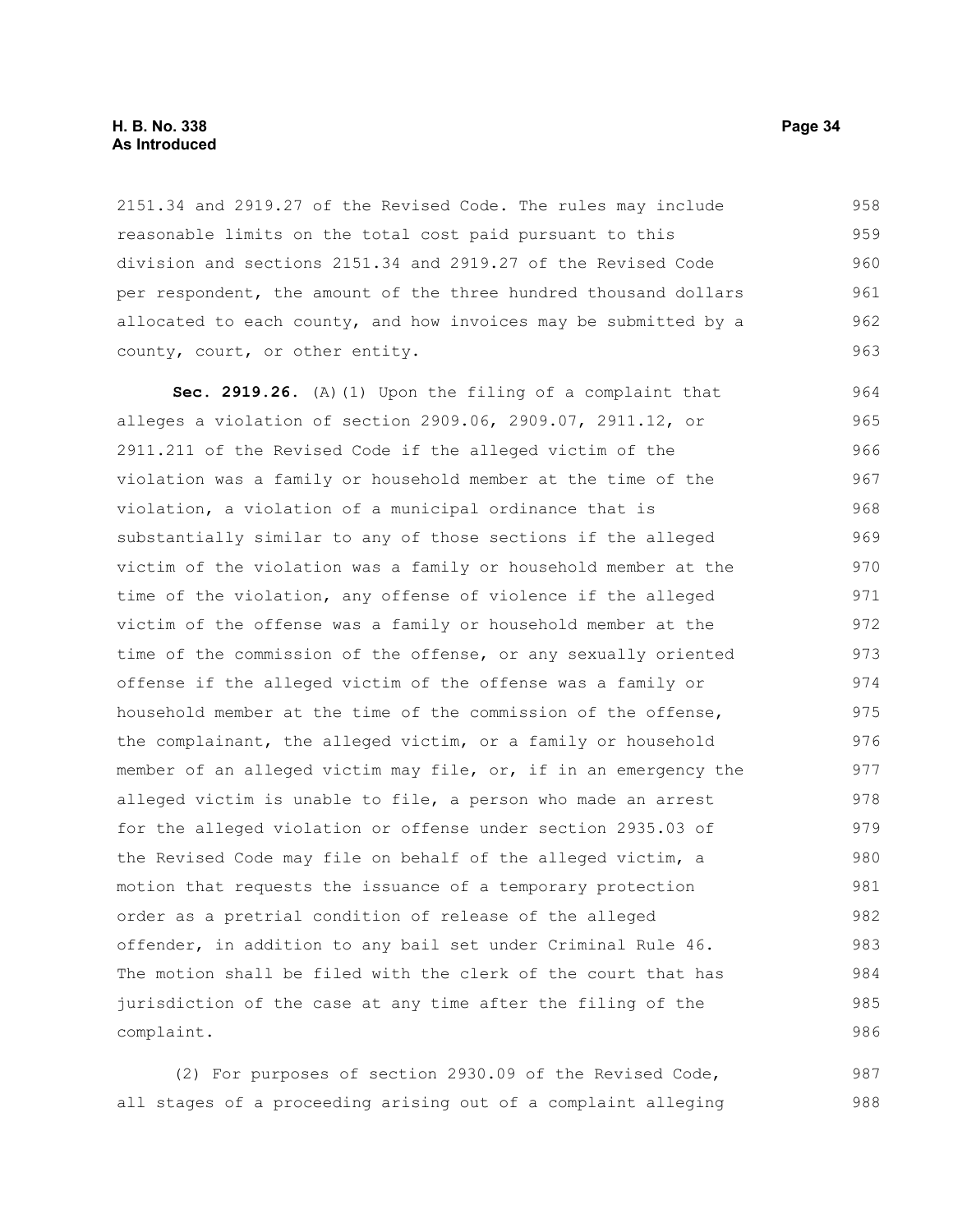2151.34 and 2919.27 of the Revised Code. The rules may include reasonable limits on the total cost paid pursuant to this division and sections 2151.34 and 2919.27 of the Revised Code per respondent, the amount of the three hundred thousand dollars allocated to each county, and how invoices may be submitted by a county, court, or other entity.

**Sec. 2919.26.** (A)(1) Upon the filing of a complaint that alleges a violation of section 2909.06, 2909.07, 2911.12, or 2911.211 of the Revised Code if the alleged victim of the violation was a family or household member at the time of the violation, a violation of a municipal ordinance that is substantially similar to any of those sections if the alleged victim of the violation was a family or household member at the time of the violation, any offense of violence if the alleged victim of the offense was a family or household member at the time of the commission of the offense, or any sexually oriented offense if the alleged victim of the offense was a family or household member at the time of the commission of the offense, the complainant, the alleged victim, or a family or household member of an alleged victim may file, or, if in an emergency the alleged victim is unable to file, a person who made an arrest for the alleged violation or offense under section 2935.03 of the Revised Code may file on behalf of the alleged victim, a motion that requests the issuance of a temporary protection order as a pretrial condition of release of the alleged offender, in addition to any bail set under Criminal Rule 46. The motion shall be filed with the clerk of the court that has jurisdiction of the case at any time after the filing of the complaint.

(2) For purposes of section 2930.09 of the Revised Code, all stages of a proceeding arising out of a complaint alleging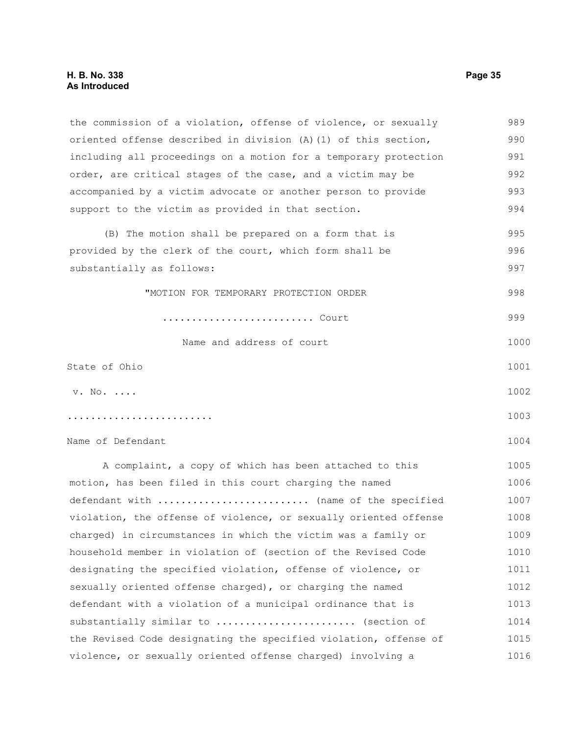the commission of a violation, offense of violence, or sexually oriented offense described in division (A)(1) of this section, including all proceedings on a motion for a temporary protection order, are critical stages of the case, and a victim may be accompanied by a victim advocate or another person to provide support to the victim as provided in that section.

(B) The motion shall be prepared on a form that is provided by the clerk of the court, which form shall be substantially as follows:

"MOTION FOR TEMPORARY PROTECTION ORDER

.......................... Court

Name and address of court

State of Ohio

v. No. ....

.........................

Name of Defendant

A complaint, a copy of which has been attached to this motion, has been filed in this court charging the named defendant with .......................... (name of the specified violation, the offense of violence, or sexually oriented offense charged) in circumstances in which the victim was a family or household member in violation of (section of the Revised Code designating the specified violation, offense of violence, or sexually oriented offense charged), or charging the named defendant with a violation of a municipal ordinance that is substantially similar to ........................ (section of the Revised Code designating the specified violation, offense of violence, or sexually oriented offense charged) involving a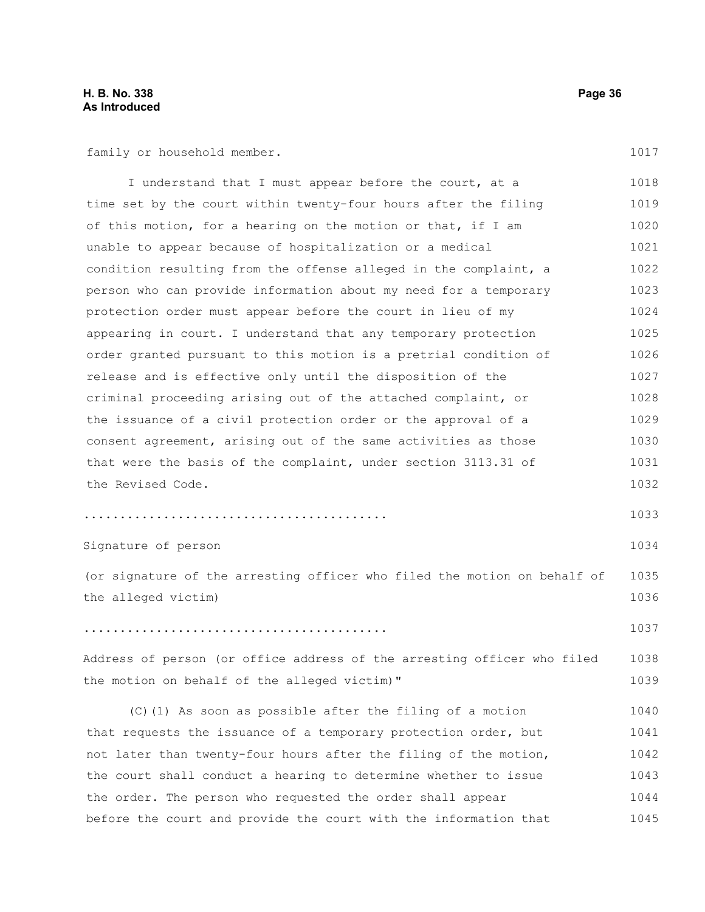family or household member.

I understand that I must appear before the court, at a time set by the court within twenty-four hours after the filing of this motion, for a hearing on the motion or that, if I am unable to appear because of hospitalization or a medical condition resulting from the offense alleged in the complaint, a person who can provide information about my need for a temporary protection order must appear before the court in lieu of my appearing in court. I understand that any temporary protection order granted pursuant to this motion is a pretrial condition of release and is effective only until the disposition of the criminal proceeding arising out of the attached complaint, or the issuance of a civil protection order or the approval of a consent agreement, arising out of the same activities as those that were the basis of the complaint, under section 3113.31 of the Revised Code.

..........................................

Signature of person

(or signature of the arresting officer who filed the motion on behalf of the alleged victim)

..........................................

Address of person (or office address of the arresting officer who filed the motion on behalf of the alleged victim)"

(C)(1) As soon as possible after the filing of a motion that requests the issuance of a temporary protection order, but not later than twenty-four hours after the filing of the motion, the court shall conduct a hearing to determine whether to issue the order. The person who requested the order shall appear before the court and provide the court with the information that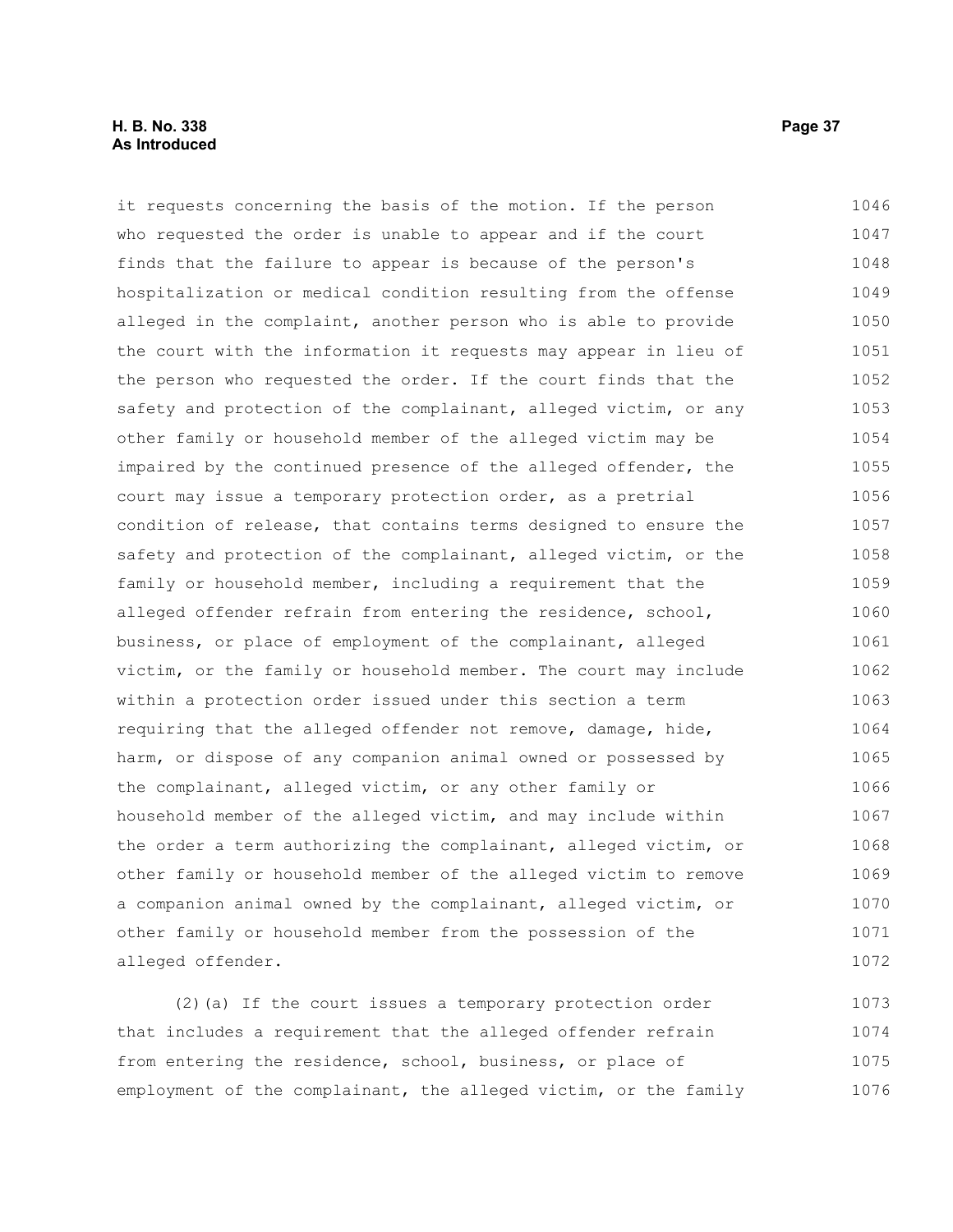it requests concerning the basis of the motion. If the person who requested the order is unable to appear and if the court finds that the failure to appear is because of the person's hospitalization or medical condition resulting from the offense alleged in the complaint, another person who is able to provide the court with the information it requests may appear in lieu of the person who requested the order. If the court finds that the safety and protection of the complainant, alleged victim, or any other family or household member of the alleged victim may be impaired by the continued presence of the alleged offender, the court may issue a temporary protection order, as a pretrial condition of release, that contains terms designed to ensure the safety and protection of the complainant, alleged victim, or the family or household member, including a requirement that the alleged offender refrain from entering the residence, school, business, or place of employment of the complainant, alleged victim, or the family or household member. The court may include within a protection order issued under this section a term requiring that the alleged offender not remove, damage, hide, harm, or dispose of any companion animal owned or possessed by the complainant, alleged victim, or any other family or household member of the alleged victim, and may include within the order a term authorizing the complainant, alleged victim, or other family or household member of the alleged victim to remove a companion animal owned by the complainant, alleged victim, or other family or household member from the possession of the alleged offender.

(2)(a) If the court issues a temporary protection order that includes a requirement that the alleged offender refrain from entering the residence, school, business, or place of employment of the complainant, the alleged victim, or the family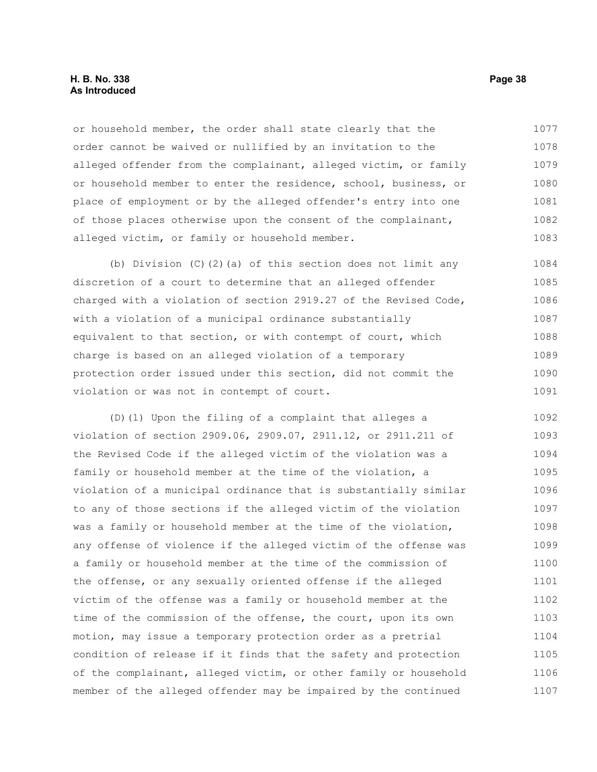or household member, the order shall state clearly that the order cannot be waived or nullified by an invitation to the alleged offender from the complainant, alleged victim, or family or household member to enter the residence, school, business, or place of employment or by the alleged offender's entry into one of those places otherwise upon the consent of the complainant, alleged victim, or family or household member.

(b) Division (C)(2)(a) of this section does not limit any discretion of a court to determine that an alleged offender charged with a violation of section 2919.27 of the Revised Code, with a violation of a municipal ordinance substantially equivalent to that section, or with contempt of court, which charge is based on an alleged violation of a temporary protection order issued under this section, did not commit the violation or was not in contempt of court.

(D)(1) Upon the filing of a complaint that alleges a violation of section 2909.06, 2909.07, 2911.12, or 2911.211 of the Revised Code if the alleged victim of the violation was a family or household member at the time of the violation, a violation of a municipal ordinance that is substantially similar to any of those sections if the alleged victim of the violation was a family or household member at the time of the violation, any offense of violence if the alleged victim of the offense was a family or household member at the time of the commission of the offense, or any sexually oriented offense if the alleged victim of the offense was a family or household member at the time of the commission of the offense, the court, upon its own motion, may issue a temporary protection order as a pretrial condition of release if it finds that the safety and protection of the complainant, alleged victim, or other family or household member of the alleged offender may be impaired by the continued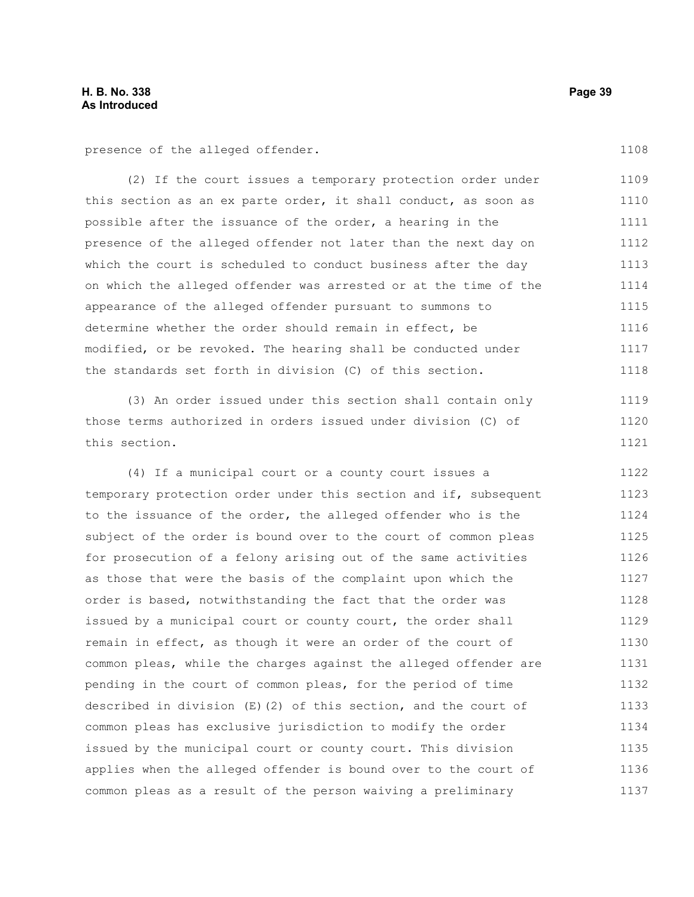presence of the alleged offender.

(2) If the court issues a temporary protection order under this section as an ex parte order, it shall conduct, as soon as possible after the issuance of the order, a hearing in the presence of the alleged offender not later than the next day on which the court is scheduled to conduct business after the day on which the alleged offender was arrested or at the time of the appearance of the alleged offender pursuant to summons to determine whether the order should remain in effect, be modified, or be revoked. The hearing shall be conducted under the standards set forth in division (C) of this section.

(3) An order issued under this section shall contain only those terms authorized in orders issued under division (C) of this section.

(4) If a municipal court or a county court issues a temporary protection order under this section and if, subsequent to the issuance of the order, the alleged offender who is the subject of the order is bound over to the court of common pleas for prosecution of a felony arising out of the same activities as those that were the basis of the complaint upon which the order is based, notwithstanding the fact that the order was issued by a municipal court or county court, the order shall remain in effect, as though it were an order of the court of common pleas, while the charges against the alleged offender are pending in the court of common pleas, for the period of time described in division (E)(2) of this section, and the court of common pleas has exclusive jurisdiction to modify the order issued by the municipal court or county court. This division applies when the alleged offender is bound over to the court of common pleas as a result of the person waiving a preliminary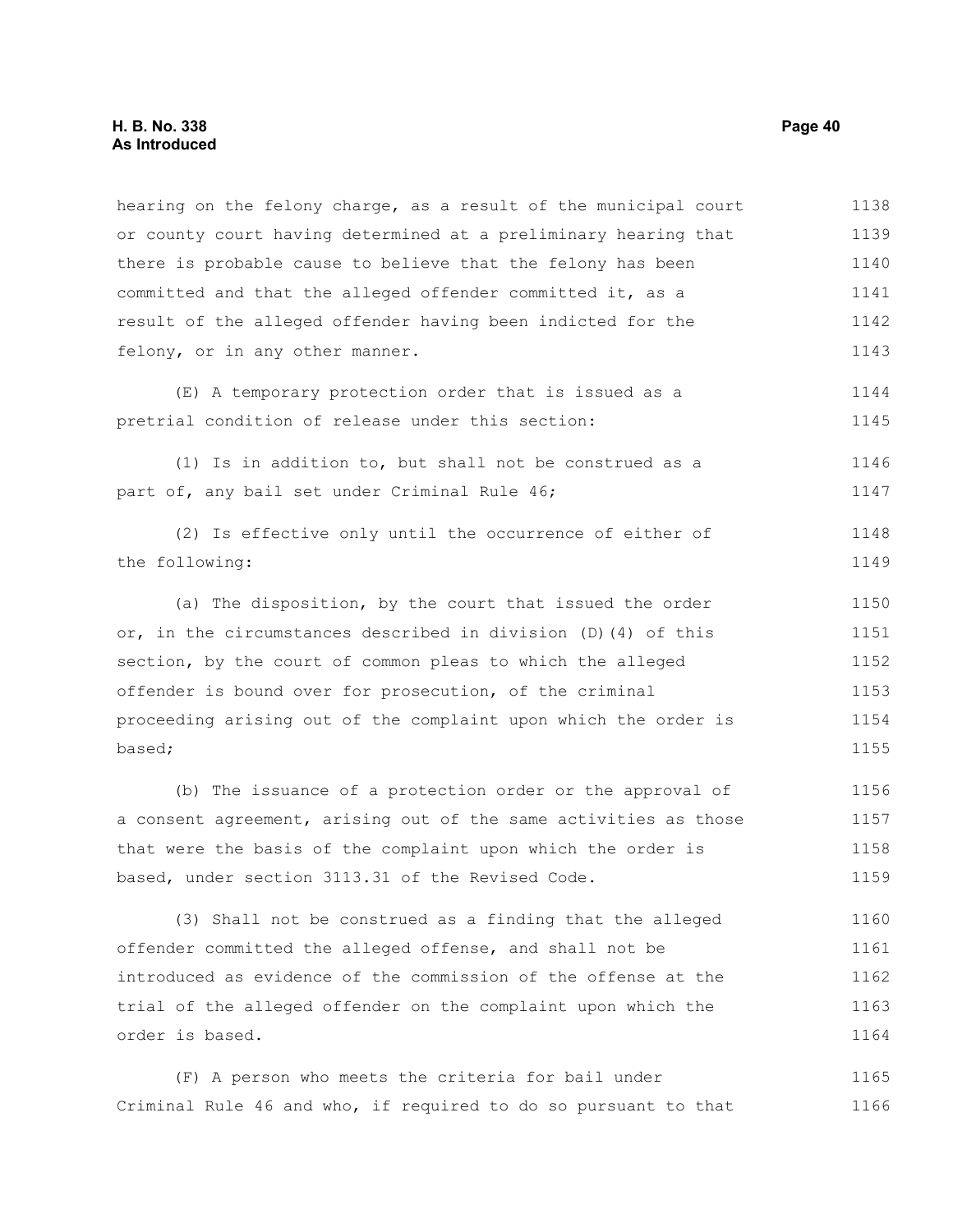hearing on the felony charge, as a result of the municipal court or county court having determined at a preliminary hearing that there is probable cause to believe that the felony has been committed and that the alleged offender committed it, as a result of the alleged offender having been indicted for the felony, or in any other manner.

(E) A temporary protection order that is issued as a pretrial condition of release under this section:

(1) Is in addition to, but shall not be construed as a part of, any bail set under Criminal Rule 46;

(2) Is effective only until the occurrence of either of the following:

(a) The disposition, by the court that issued the order or, in the circumstances described in division (D)(4) of this section, by the court of common pleas to which the alleged offender is bound over for prosecution, of the criminal proceeding arising out of the complaint upon which the order is based;

(b) The issuance of a protection order or the approval of a consent agreement, arising out of the same activities as those that were the basis of the complaint upon which the order is based, under section 3113.31 of the Revised Code.

(3) Shall not be construed as a finding that the alleged offender committed the alleged offense, and shall not be introduced as evidence of the commission of the offense at the trial of the alleged offender on the complaint upon which the order is based.

(F) A person who meets the criteria for bail under Criminal Rule 46 and who, if required to do so pursuant to that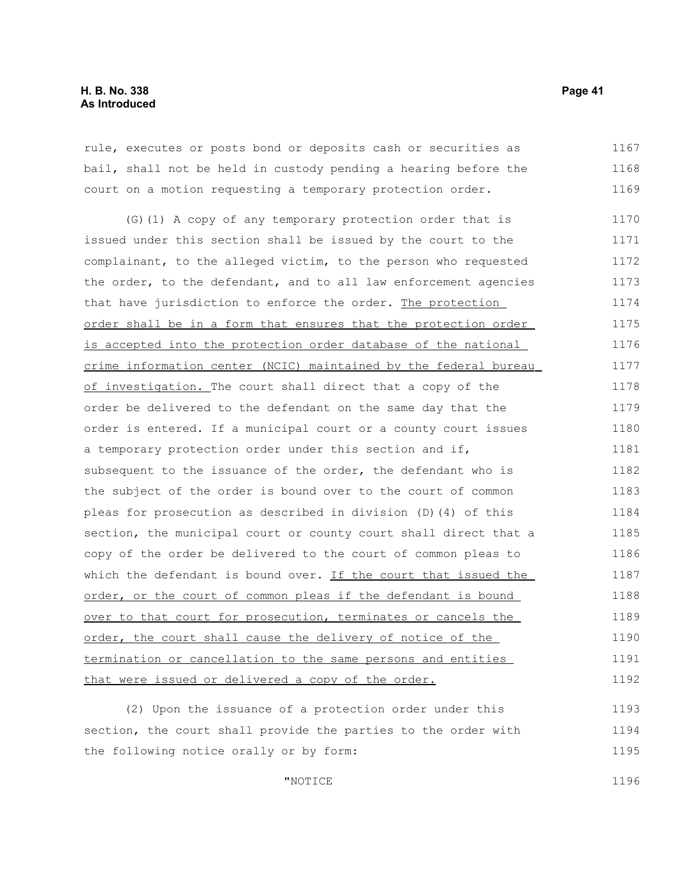rule, executes or posts bond or deposits cash or securities as bail, shall not be held in custody pending a hearing before the court on a motion requesting a temporary protection order.

(G)(1) A copy of any temporary protection order that is issued under this section shall be issued by the court to the complainant, to the alleged victim, to the person who requested the order, to the defendant, and to all law enforcement agencies that have jurisdiction to enforce the order. The protection order shall be in a form that ensures that the protection order is accepted into the protection order database of the national crime information center (NCIC) maintained by the federal bureau of investigation. The court shall direct that a copy of the order be delivered to the defendant on the same day that the order is entered. If a municipal court or a county court issues a temporary protection order under this section and if, subsequent to the issuance of the order, the defendant who is the subject of the order is bound over to the court of common pleas for prosecution as described in division (D)(4) of this section, the municipal court or county court shall direct that a copy of the order be delivered to the court of common pleas to which the defendant is bound over. If the court that issued the order, or the court of common pleas if the defendant is bound over to that court for prosecution, terminates or cancels the order, the court shall cause the delivery of notice of the termination or cancellation to the same persons and entities that were issued or delivered a copy of the order.

(2) Upon the issuance of a protection order under this section, the court shall provide the parties to the order with the following notice orally or by form:

"NOTICE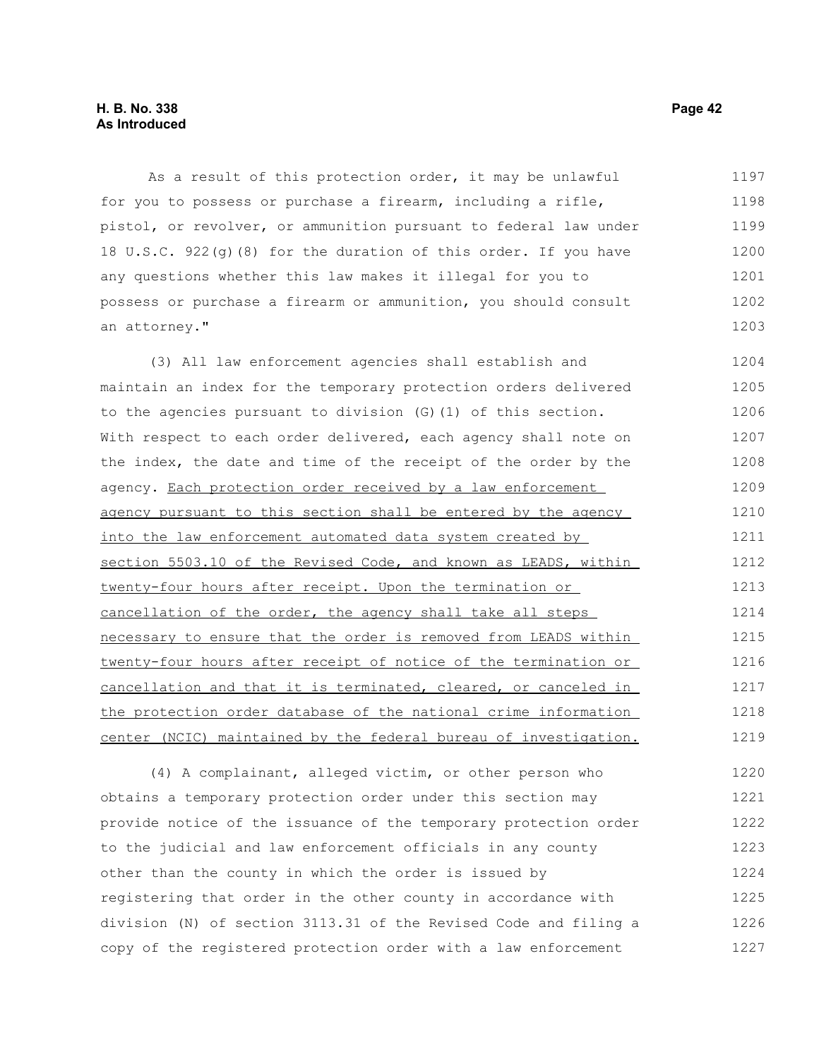As a result of this protection order, it may be unlawful for you to possess or purchase a firearm, including a rifle, pistol, or revolver, or ammunition pursuant to federal law under 18 U.S.C. 922(g)(8) for the duration of this order. If you have any questions whether this law makes it illegal for you to possess or purchase a firearm or ammunition, you should consult an attorney."

(3) All law enforcement agencies shall establish and maintain an index for the temporary protection orders delivered to the agencies pursuant to division (G)(1) of this section. With respect to each order delivered, each agency shall note on the index, the date and time of the receipt of the order by the agency. <u>Each protection order received by a law enforcement agency pursuant to this section shall be entered by the agency into the law enforcement automated data system created by section 5503.10 of the Revised Code, and known as LEADS, within twenty-four hours after receipt. Upon the termination or cancellation of the order, the agency shall take all steps necessary to ensure that the order is removed from LEADS within twenty-four hours after receipt of notice of the termination or cancellation and that it is terminated, cleared, or canceled in the protection order database of the national crime information center (NCIC) maintained by the federal bureau of investigation.</u>

(4) A complainant, alleged victim, or other person who obtains a temporary protection order under this section may provide notice of the issuance of the temporary protection order to the judicial and law enforcement officials in any county other than the county in which the order is issued by registering that order in the other county in accordance with division (N) of section 3113.31 of the Revised Code and filing a copy of the registered protection order with a law enforcement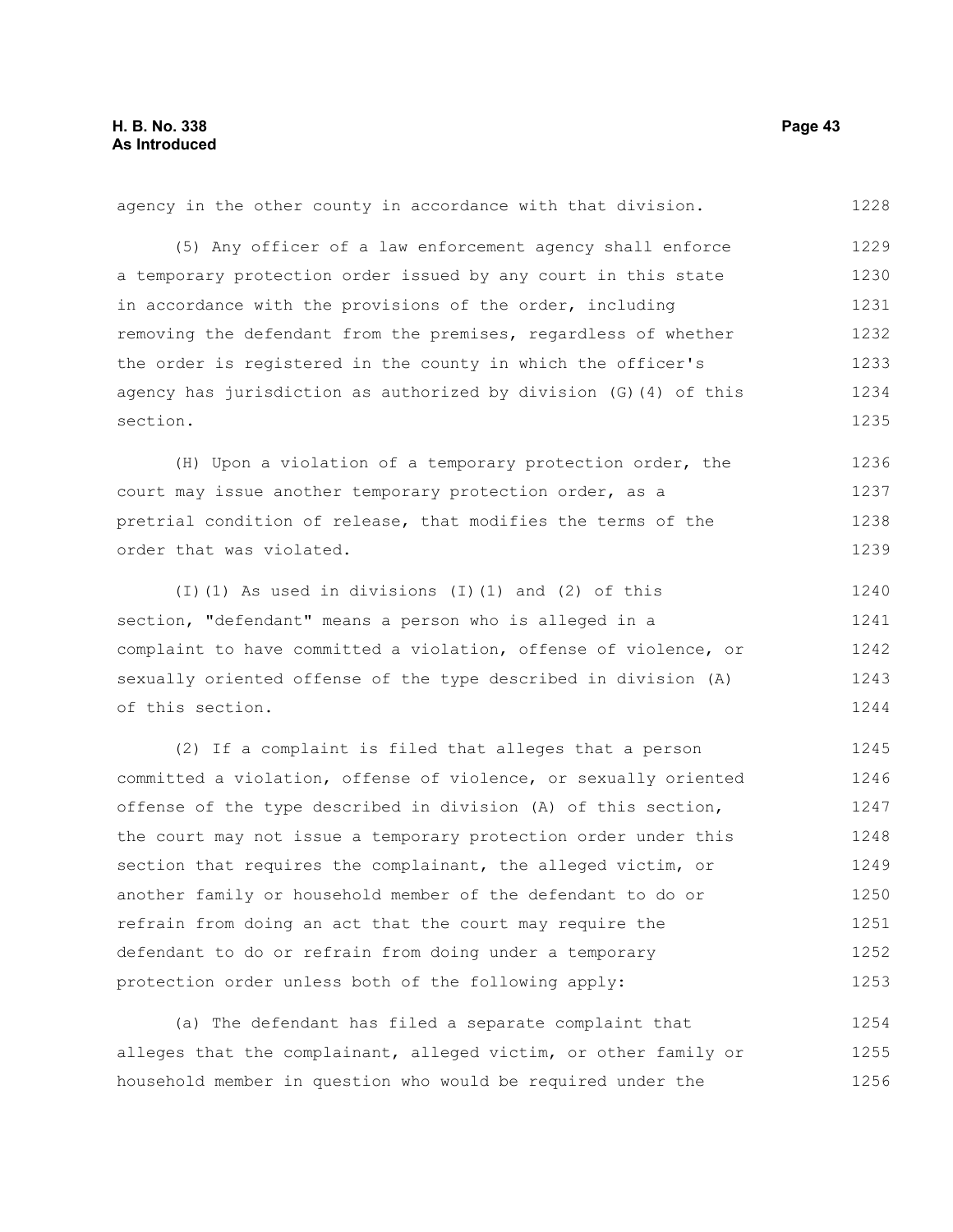agency in the other county in accordance with that division.

(5) Any officer of a law enforcement agency shall enforce a temporary protection order issued by any court in this state in accordance with the provisions of the order, including removing the defendant from the premises, regardless of whether the order is registered in the county in which the officer's agency has jurisdiction as authorized by division (G)(4) of this section.

(H) Upon a violation of a temporary protection order, the court may issue another temporary protection order, as a pretrial condition of release, that modifies the terms of the order that was violated.

(I)(1) As used in divisions (I)(1) and (2) of this section, "defendant" means a person who is alleged in a complaint to have committed a violation, offense of violence, or sexually oriented offense of the type described in division (A) of this section.

(2) If a complaint is filed that alleges that a person committed a violation, offense of violence, or sexually oriented offense of the type described in division (A) of this section, the court may not issue a temporary protection order under this section that requires the complainant, the alleged victim, or another family or household member of the defendant to do or refrain from doing an act that the court may require the defendant to do or refrain from doing under a temporary protection order unless both of the following apply:

(a) The defendant has filed a separate complaint that alleges that the complainant, alleged victim, or other family or household member in question who would be required under the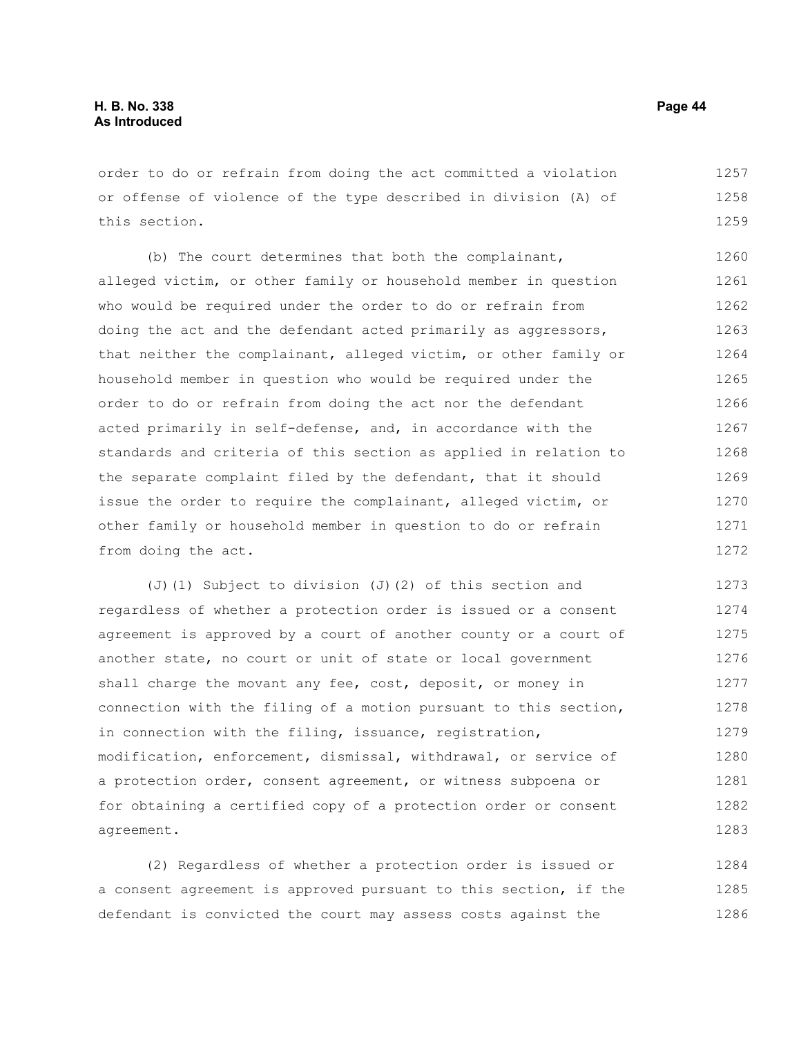order to do or refrain from doing the act committed a violation or offense of violence of the type described in division (A) of this section.

(b) The court determines that both the complainant, alleged victim, or other family or household member in question who would be required under the order to do or refrain from doing the act and the defendant acted primarily as aggressors, that neither the complainant, alleged victim, or other family or household member in question who would be required under the order to do or refrain from doing the act nor the defendant acted primarily in self-defense, and, in accordance with the standards and criteria of this section as applied in relation to the separate complaint filed by the defendant, that it should issue the order to require the complainant, alleged victim, or other family or household member in question to do or refrain from doing the act.

(J)(1) Subject to division (J)(2) of this section and regardless of whether a protection order is issued or a consent agreement is approved by a court of another county or a court of another state, no court or unit of state or local government shall charge the movant any fee, cost, deposit, or money in connection with the filing of a motion pursuant to this section, in connection with the filing, issuance, registration, modification, enforcement, dismissal, withdrawal, or service of a protection order, consent agreement, or witness subpoena or for obtaining a certified copy of a protection order or consent agreement.

(2) Regardless of whether a protection order is issued or a consent agreement is approved pursuant to this section, if the defendant is convicted the court may assess costs against the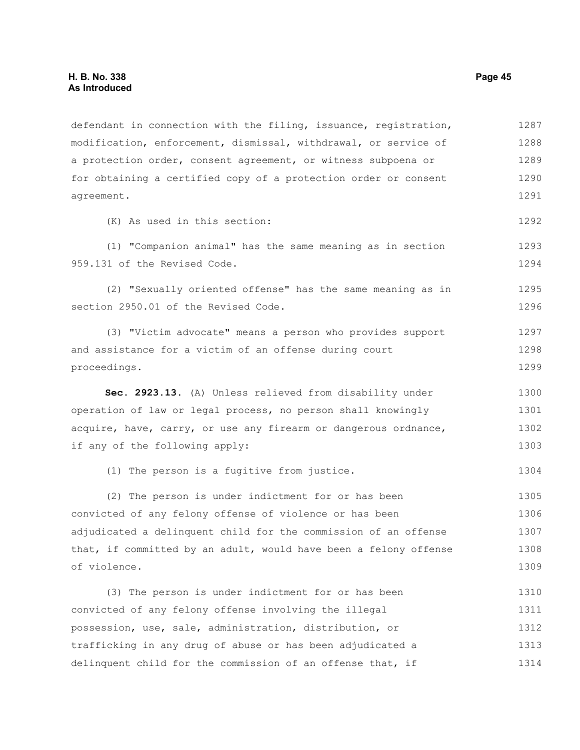defendant in connection with the filing, issuance, registration, modification, enforcement, dismissal, withdrawal, or service of a protection order, consent agreement, or witness subpoena or for obtaining a certified copy of a protection order or consent agreement.

(K) As used in this section:

(1) "Companion animal" has the same meaning as in section 959.131 of the Revised Code.

(2) "Sexually oriented offense" has the same meaning as in section 2950.01 of the Revised Code.

(3) "Victim advocate" means a person who provides support and assistance for a victim of an offense during court proceedings.

**Sec. 2923.13.** (A) Unless relieved from disability under operation of law or legal process, no person shall knowingly acquire, have, carry, or use any firearm or dangerous ordnance, if any of the following apply:

(1) The person is a fugitive from justice.

(2) The person is under indictment for or has been convicted of any felony offense of violence or has been adjudicated a delinquent child for the commission of an offense that, if committed by an adult, would have been a felony offense of violence.

(3) The person is under indictment for or has been convicted of any felony offense involving the illegal possession, use, sale, administration, distribution, or trafficking in any drug of abuse or has been adjudicated a delinquent child for the commission of an offense that, if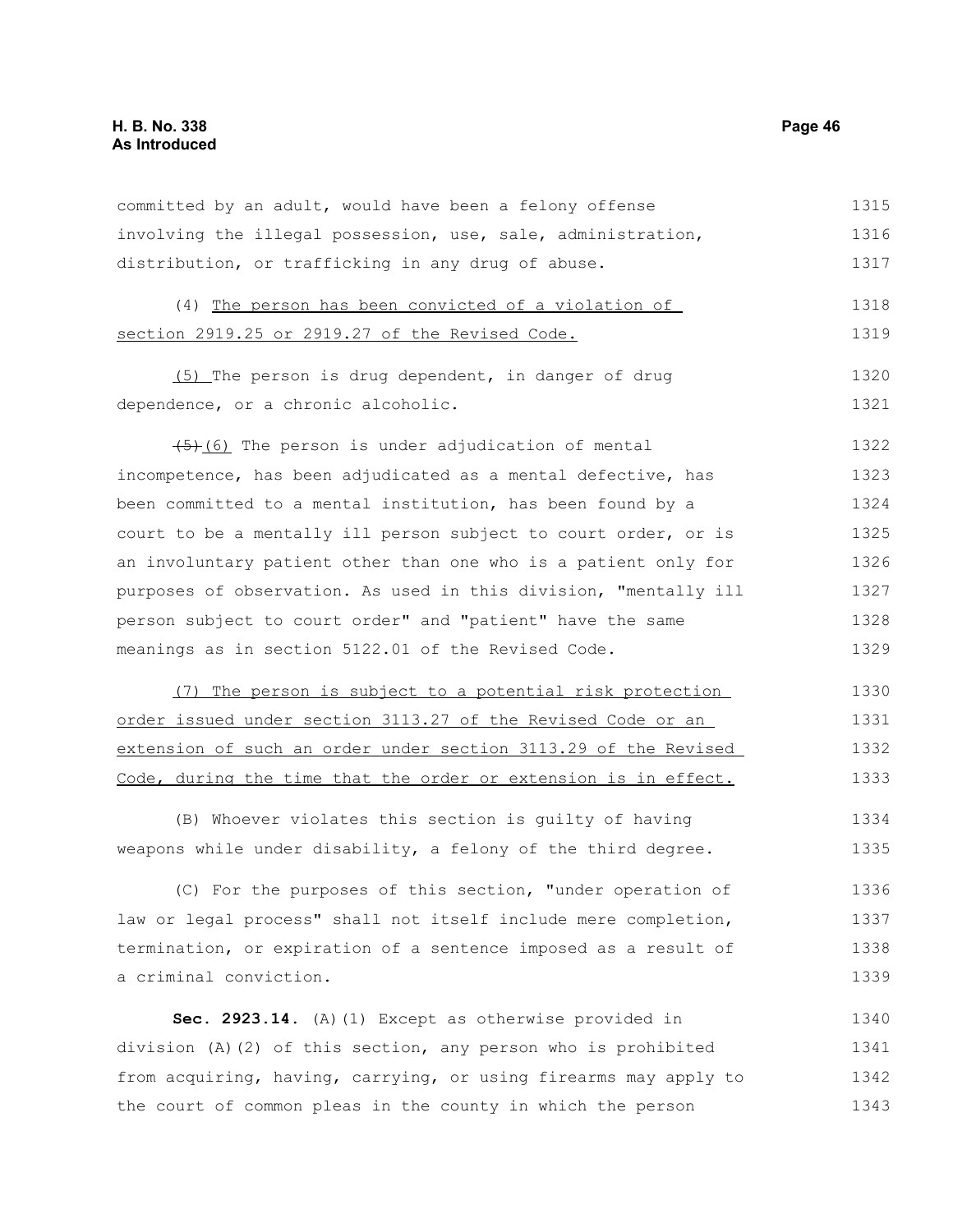committed by an adult, would have been a felony offense involving the illegal possession, use, sale, administration, distribution, or trafficking in any drug of abuse.

(4) The person has been convicted of a violation of section 2919.25 or 2919.27 of the Revised Code.

(5) The person is drug dependent, in danger of drug dependence, or a chronic alcoholic.

~~(5)~~(6) The person is under adjudication of mental incompetence, has been adjudicated as a mental defective, has been committed to a mental institution, has been found by a court to be a mentally ill person subject to court order, or is an involuntary patient other than one who is a patient only for purposes of observation. As used in this division, "mentally ill person subject to court order" and "patient" have the same meanings as in section 5122.01 of the Revised Code.

(7) The person is subject to a potential risk protection order issued under section 3113.27 of the Revised Code or an extension of such an order under section 3113.29 of the Revised Code, during the time that the order or extension is in effect.

(B) Whoever violates this section is guilty of having weapons while under disability, a felony of the third degree.

(C) For the purposes of this section, "under operation of law or legal process" shall not itself include mere completion, termination, or expiration of a sentence imposed as a result of a criminal conviction.

**Sec. 2923.14.** (A)(1) Except as otherwise provided in division (A)(2) of this section, any person who is prohibited from acquiring, having, carrying, or using firearms may apply to the court of common pleas in the county in which the person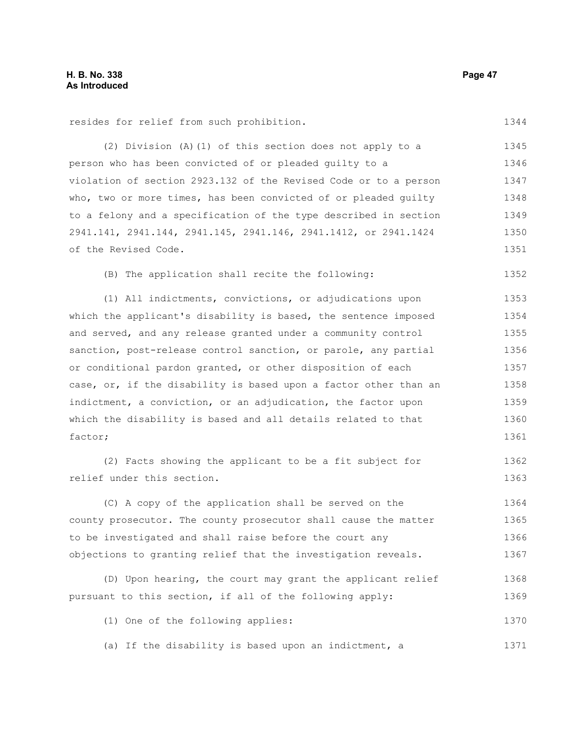resides for relief from such prohibition.

(2) Division (A)(1) of this section does not apply to a person who has been convicted of or pleaded guilty to a violation of section 2923.132 of the Revised Code or to a person who, two or more times, has been convicted of or pleaded guilty to a felony and a specification of the type described in section 2941.141, 2941.144, 2941.145, 2941.146, 2941.1412, or 2941.1424 of the Revised Code.

(B) The application shall recite the following:

(1) All indictments, convictions, or adjudications upon which the applicant's disability is based, the sentence imposed and served, and any release granted under a community control sanction, post-release control sanction, or parole, any partial or conditional pardon granted, or other disposition of each case, or, if the disability is based upon a factor other than an indictment, a conviction, or an adjudication, the factor upon which the disability is based and all details related to that factor;

(2) Facts showing the applicant to be a fit subject for relief under this section.

(C) A copy of the application shall be served on the county prosecutor. The county prosecutor shall cause the matter to be investigated and shall raise before the court any objections to granting relief that the investigation reveals.

(D) Upon hearing, the court may grant the applicant relief pursuant to this section, if all of the following apply:

(1) One of the following applies:

(a) If the disability is based upon an indictment, a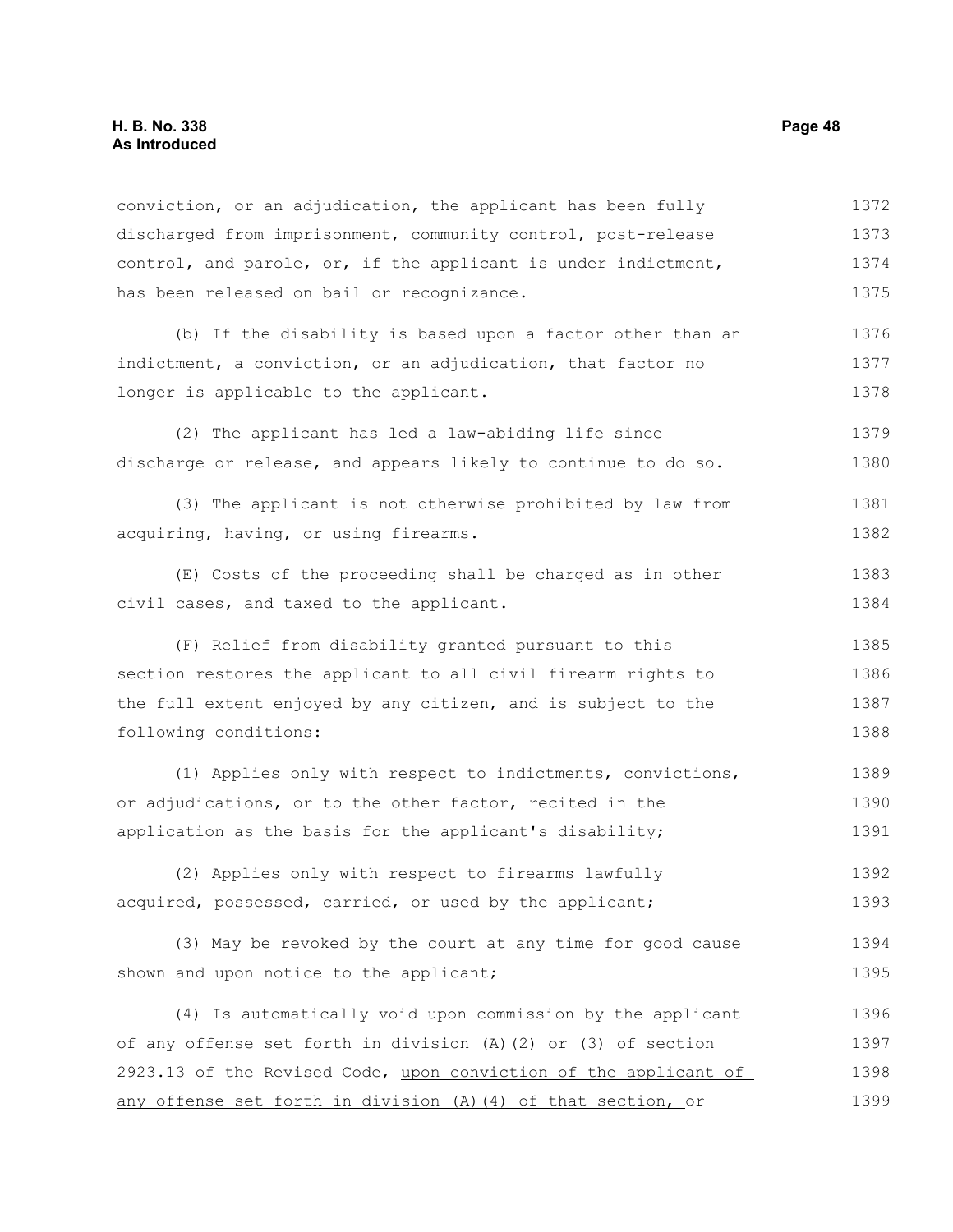conviction, or an adjudication, the applicant has been fully discharged from imprisonment, community control, post-release control, and parole, or, if the applicant is under indictment, has been released on bail or recognizance.

(b) If the disability is based upon a factor other than an indictment, a conviction, or an adjudication, that factor no longer is applicable to the applicant.

(2) The applicant has led a law-abiding life since discharge or release, and appears likely to continue to do so.

(3) The applicant is not otherwise prohibited by law from acquiring, having, or using firearms.

(E) Costs of the proceeding shall be charged as in other civil cases, and taxed to the applicant.

(F) Relief from disability granted pursuant to this section restores the applicant to all civil firearm rights to the full extent enjoyed by any citizen, and is subject to the following conditions:

(1) Applies only with respect to indictments, convictions, or adjudications, or to the other factor, recited in the application as the basis for the applicant's disability;

(2) Applies only with respect to firearms lawfully acquired, possessed, carried, or used by the applicant;

(3) May be revoked by the court at any time for good cause shown and upon notice to the applicant;

(4) Is automatically void upon commission by the applicant of any offense set forth in division (A)(2) or (3) of section 2923.13 of the Revised Code, <u>upon conviction of the applicant of any offense set forth in division (A)(4) of that section,</u> or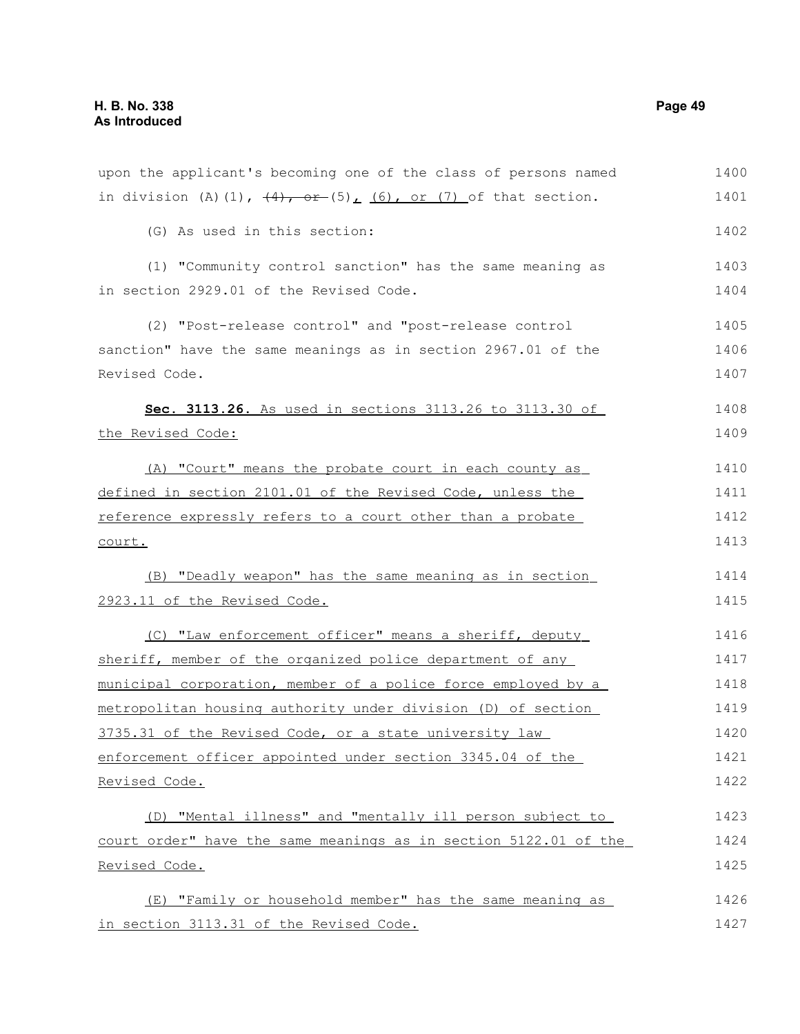upon the applicant's becoming one of the class of persons named in division (A)(1), ~~(4), or~~ (5), (6), or (7) of that section.

(G) As used in this section:

(1) "Community control sanction" has the same meaning as in section 2929.01 of the Revised Code.

(2) "Post-release control" and "post-release control sanction" have the same meanings as in section 2967.01 of the Revised Code.

**Sec. 3113.26.** As used in sections 3113.26 to 3113.30 of the Revised Code:

(A) "Court" means the probate court in each county as defined in section 2101.01 of the Revised Code, unless the reference expressly refers to a court other than a probate court.

(B) "Deadly weapon" has the same meaning as in section 2923.11 of the Revised Code.

(C) "Law enforcement officer" means a sheriff, deputy sheriff, member of the organized police department of any municipal corporation, member of a police force employed by a metropolitan housing authority under division (D) of section 3735.31 of the Revised Code, or a state university law enforcement officer appointed under section 3345.04 of the Revised Code.

(D) "Mental illness" and "mentally ill person subject to court order" have the same meanings as in section 5122.01 of the Revised Code.

(E) "Family or household member" has the same meaning as in section 3113.31 of the Revised Code.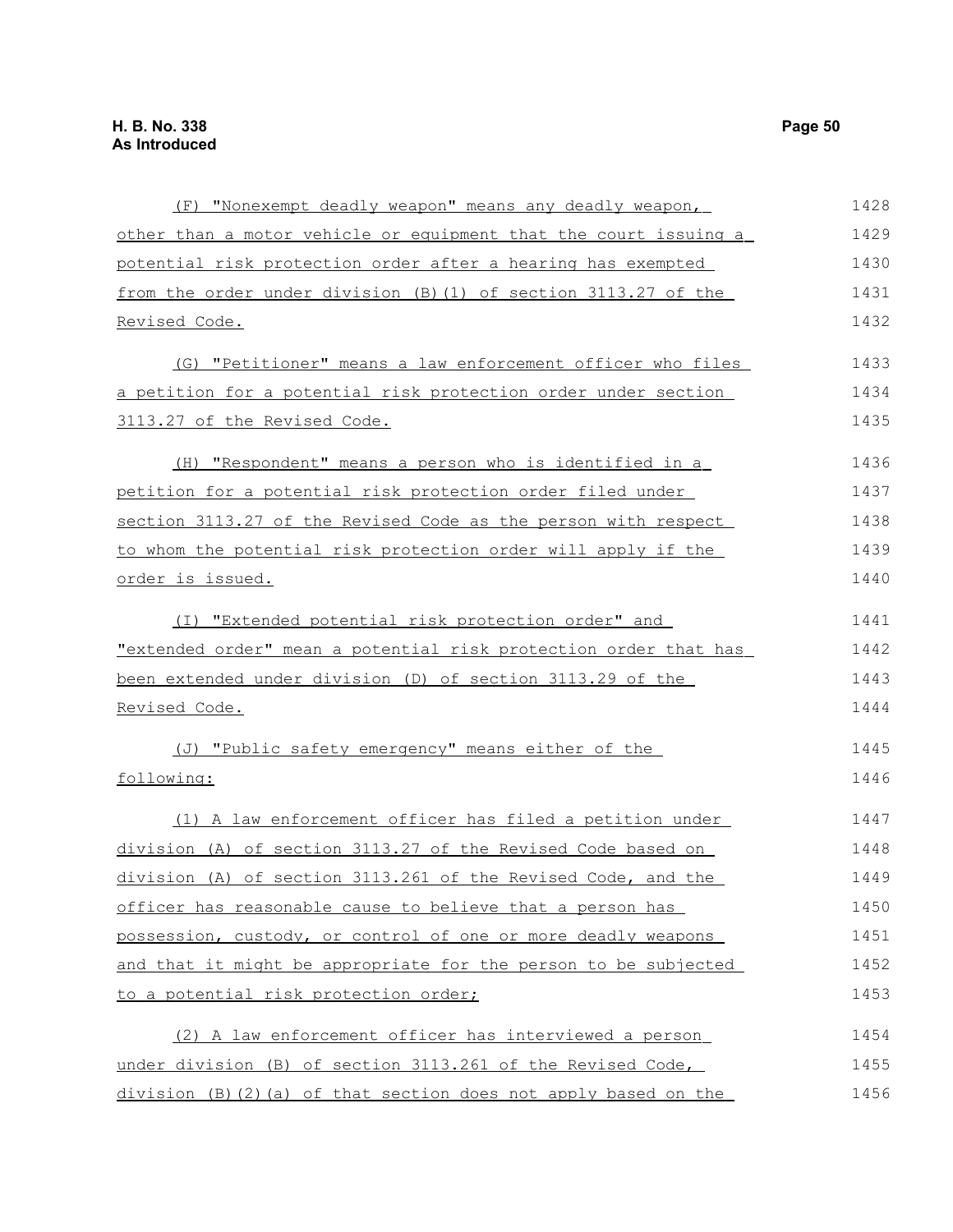(F) "Nonexempt deadly weapon" means any deadly weapon, other than a motor vehicle or equipment that the court issuing a potential risk protection order after a hearing has exempted from the order under division (B)(1) of section 3113.27 of the Revised Code.

(G) "Petitioner" means a law enforcement officer who files a petition for a potential risk protection order under section 3113.27 of the Revised Code.

(H) "Respondent" means a person who is identified in a petition for a potential risk protection order filed under section 3113.27 of the Revised Code as the person with respect to whom the potential risk protection order will apply if the order is issued.

(I) "Extended potential risk protection order" and "extended order" mean a potential risk protection order that has been extended under division (D) of section 3113.29 of the Revised Code.

(J) "Public safety emergency" means either of the following:

(1) A law enforcement officer has filed a petition under division (A) of section 3113.27 of the Revised Code based on division (A) of section 3113.261 of the Revised Code, and the officer has reasonable cause to believe that a person has possession, custody, or control of one or more deadly weapons and that it might be appropriate for the person to be subjected to a potential risk protection order;

(2) A law enforcement officer has interviewed a person under division (B) of section 3113.261 of the Revised Code, division (B)(2)(a) of that section does not apply based on the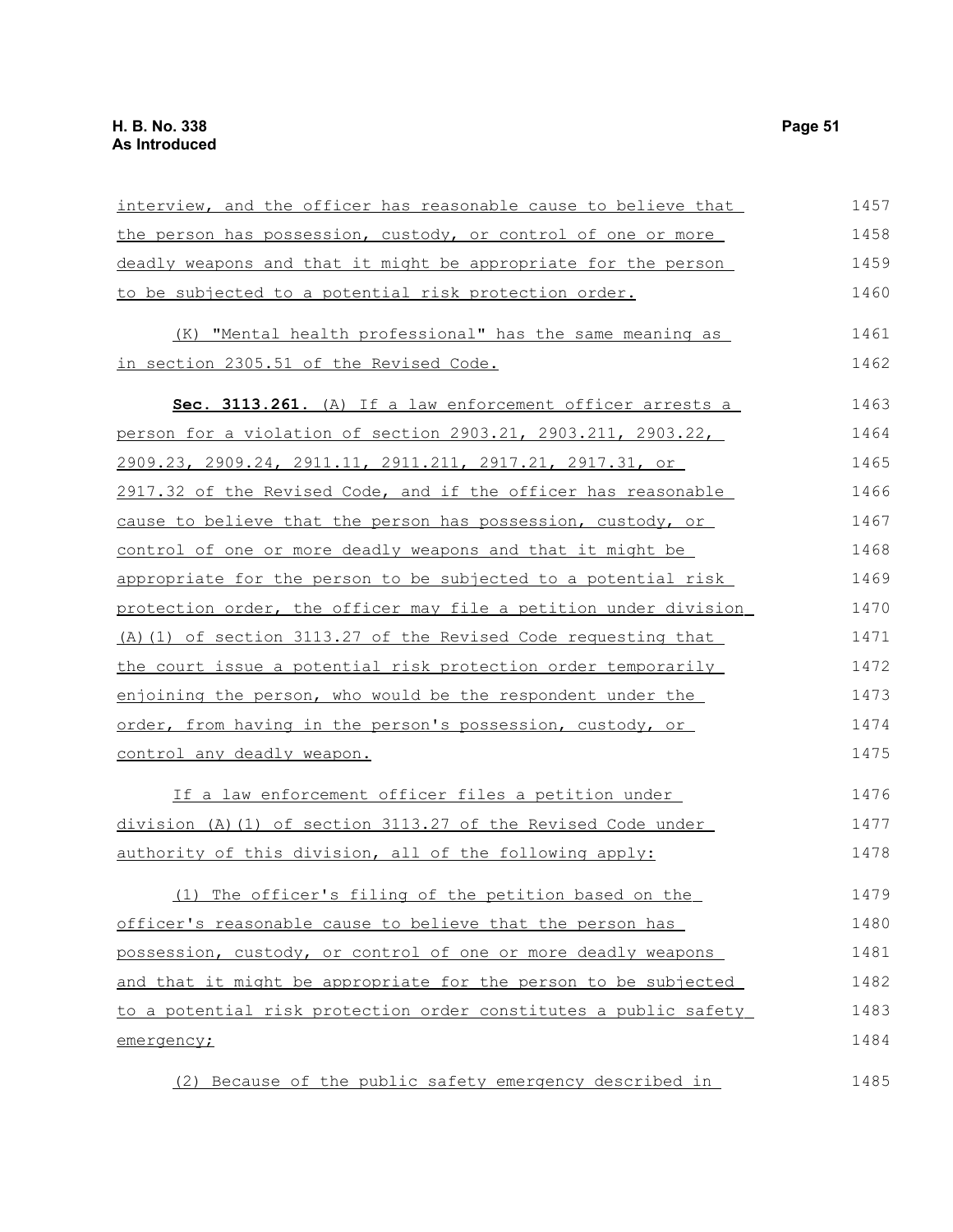interview, and the officer has reasonable cause to believe that the person has possession, custody, or control of one or more deadly weapons and that it might be appropriate for the person to be subjected to a potential risk protection order.

(K) "Mental health professional" has the same meaning as in section 2305.51 of the Revised Code.

**Sec. 3113.261.** (A) If a law enforcement officer arrests a person for a violation of section 2903.21, 2903.211, 2903.22, 2909.23, 2909.24, 2911.11, 2911.211, 2917.21, 2917.31, or 2917.32 of the Revised Code, and if the officer has reasonable cause to believe that the person has possession, custody, or control of one or more deadly weapons and that it might be appropriate for the person to be subjected to a potential risk protection order, the officer may file a petition under division (A)(1) of section 3113.27 of the Revised Code requesting that the court issue a potential risk protection order temporarily enjoining the person, who would be the respondent under the order, from having in the person's possession, custody, or control any deadly weapon.

If a law enforcement officer files a petition under division (A)(1) of section 3113.27 of the Revised Code under authority of this division, all of the following apply:

(1) The officer's filing of the petition based on the officer's reasonable cause to believe that the person has possession, custody, or control of one or more deadly weapons and that it might be appropriate for the person to be subjected to a potential risk protection order constitutes a public safety emergency;

(2) Because of the public safety emergency described in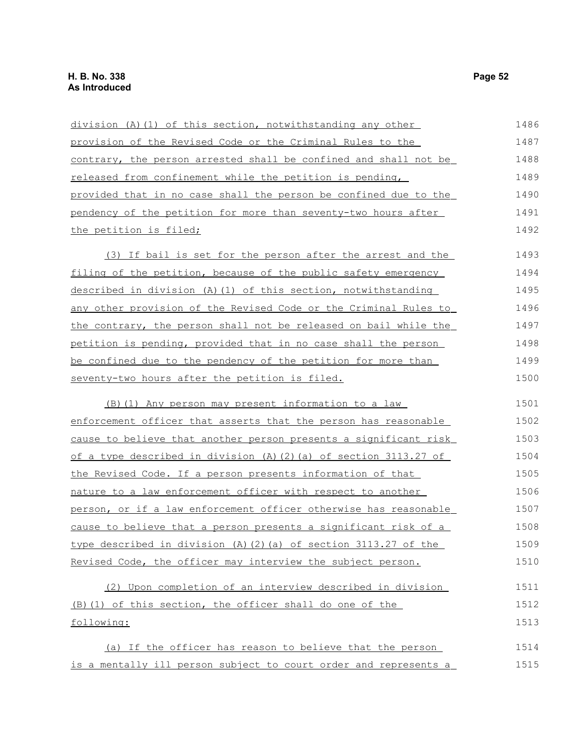division (A)(1) of this section, notwithstanding any other provision of the Revised Code or the Criminal Rules to the contrary, the person arrested shall be confined and shall not be released from confinement while the petition is pending, provided that in no case shall the person be confined due to the pendency of the petition for more than seventy-two hours after the petition is filed;

(3) If bail is set for the person after the arrest and the filing of the petition, because of the public safety emergency described in division (A)(1) of this section, notwithstanding any other provision of the Revised Code or the Criminal Rules to the contrary, the person shall not be released on bail while the petition is pending, provided that in no case shall the person be confined due to the pendency of the petition for more than seventy-two hours after the petition is filed.

(B)(1) Any person may present information to a law enforcement officer that asserts that the person has reasonable cause to believe that another person presents a significant risk of a type described in division (A)(2)(a) of section 3113.27 of the Revised Code. If a person presents information of that nature to a law enforcement officer with respect to another person, or if a law enforcement officer otherwise has reasonable cause to believe that a person presents a significant risk of a type described in division (A)(2)(a) of section 3113.27 of the Revised Code, the officer may interview the subject person.

(2) Upon completion of an interview described in division (B)(1) of this section, the officer shall do one of the following:

(a) If the officer has reason to believe that the person is a mentally ill person subject to court order and represents a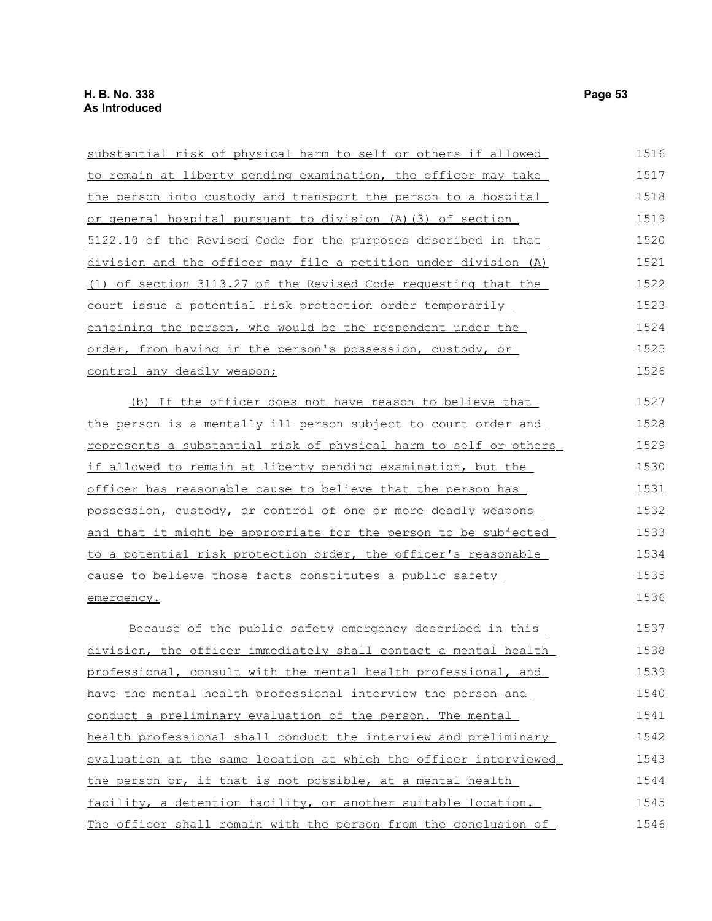substantial risk of physical harm to self or others if allowed to remain at liberty pending examination, the officer may take the person into custody and transport the person to a hospital or general hospital pursuant to division (A)(3) of section 5122.10 of the Revised Code for the purposes described in that division and the officer may file a petition under division (A)(1) of section 3113.27 of the Revised Code requesting that the court issue a potential risk protection order temporarily enjoining the person, who would be the respondent under the order, from having in the person's possession, custody, or control any deadly weapon;

(b) If the officer does not have reason to believe that the person is a mentally ill person subject to court order and represents a substantial risk of physical harm to self or others if allowed to remain at liberty pending examination, but the officer has reasonable cause to believe that the person has possession, custody, or control of one or more deadly weapons and that it might be appropriate for the person to be subjected to a potential risk protection order, the officer's reasonable cause to believe those facts constitutes a public safety emergency.

Because of the public safety emergency described in this division, the officer immediately shall contact a mental health professional, consult with the mental health professional, and have the mental health professional interview the person and conduct a preliminary evaluation of the person. The mental health professional shall conduct the interview and preliminary evaluation at the same location at which the officer interviewed the person or, if that is not possible, at a mental health facility, a detention facility, or another suitable location. The officer shall remain with the person from the conclusion of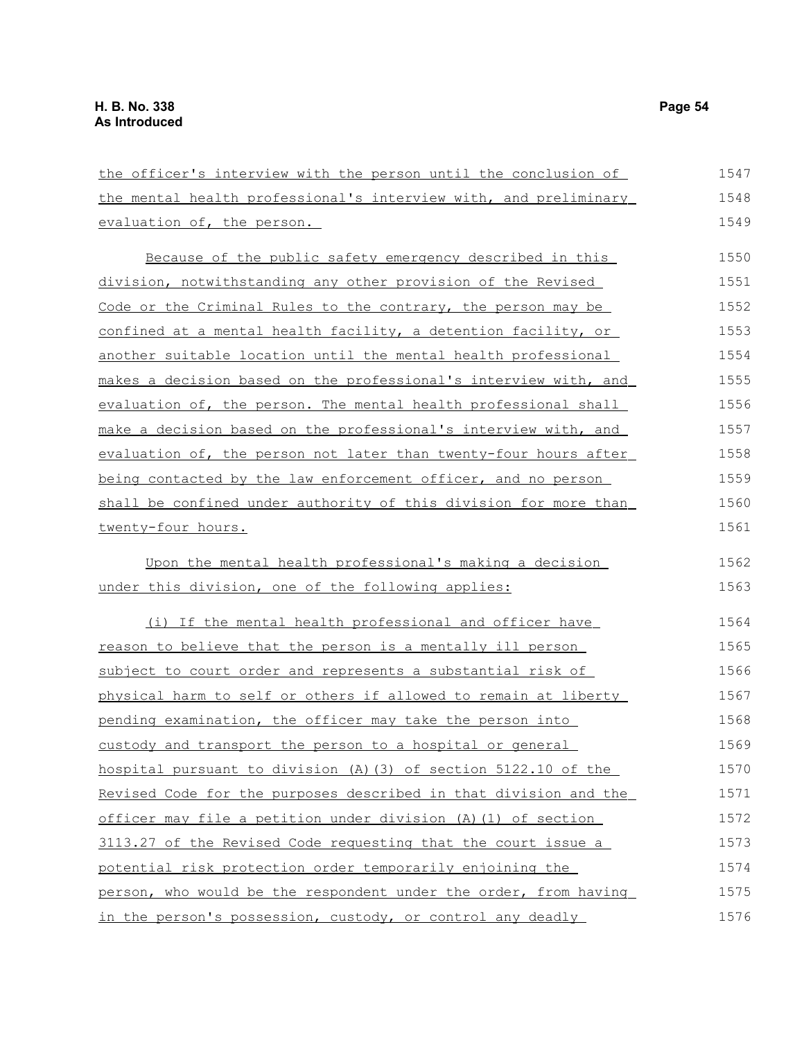the officer's interview with the person until the conclusion of the mental health professional's interview with, and preliminary evaluation of, the person.

Because of the public safety emergency described in this division, notwithstanding any other provision of the Revised Code or the Criminal Rules to the contrary, the person may be confined at a mental health facility, a detention facility, or another suitable location until the mental health professional makes a decision based on the professional's interview with, and evaluation of, the person. The mental health professional shall make a decision based on the professional's interview with, and evaluation of, the person not later than twenty-four hours after being contacted by the law enforcement officer, and no person shall be confined under authority of this division for more than twenty-four hours.

Upon the mental health professional's making a decision under this division, one of the following applies:

(i) If the mental health professional and officer have reason to believe that the person is a mentally ill person subject to court order and represents a substantial risk of physical harm to self or others if allowed to remain at liberty pending examination, the officer may take the person into custody and transport the person to a hospital or general hospital pursuant to division (A)(3) of section 5122.10 of the Revised Code for the purposes described in that division and the officer may file a petition under division (A)(1) of section 3113.27 of the Revised Code requesting that the court issue a potential risk protection order temporarily enjoining the person, who would be the respondent under the order, from having in the person's possession, custody, or control any deadly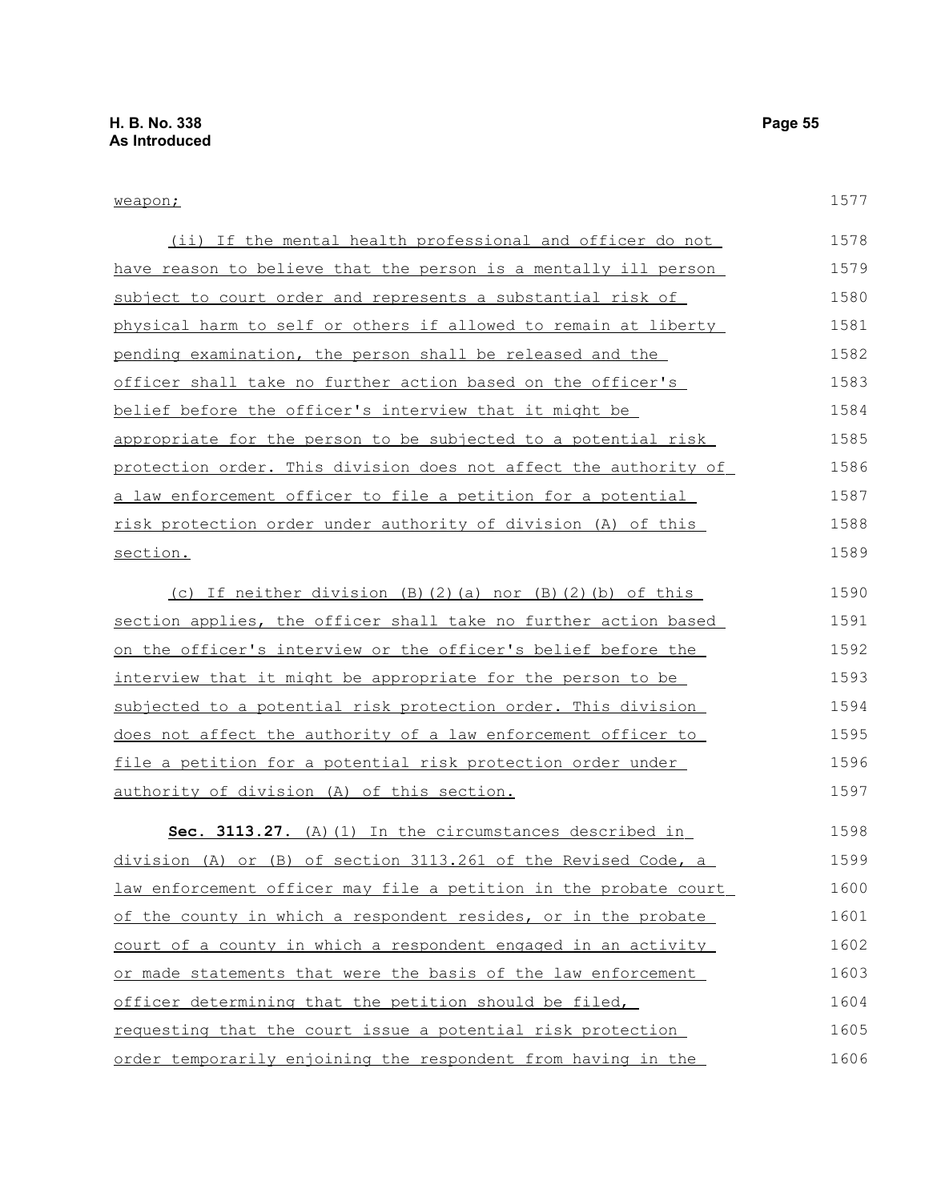weapon;

(ii) If the mental health professional and officer do not have reason to believe that the person is a mentally ill person subject to court order and represents a substantial risk of physical harm to self or others if allowed to remain at liberty pending examination, the person shall be released and the officer shall take no further action based on the officer's belief before the officer's interview that it might be appropriate for the person to be subjected to a potential risk protection order. This division does not affect the authority of a law enforcement officer to file a petition for a potential risk protection order under authority of division (A) of this section.

(c) If neither division (B)(2)(a) nor (B)(2)(b) of this section applies, the officer shall take no further action based on the officer's interview or the officer's belief before the interview that it might be appropriate for the person to be subjected to a potential risk protection order. This division does not affect the authority of a law enforcement officer to file a petition for a potential risk protection order under authority of division (A) of this section.

**Sec. 3113.27.** (A)(1) In the circumstances described in division (A) or (B) of section 3113.261 of the Revised Code, a law enforcement officer may file a petition in the probate court of the county in which a respondent resides, or in the probate court of a county in which a respondent engaged in an activity or made statements that were the basis of the law enforcement officer determining that the petition should be filed, requesting that the court issue a potential risk protection order temporarily enjoining the respondent from having in the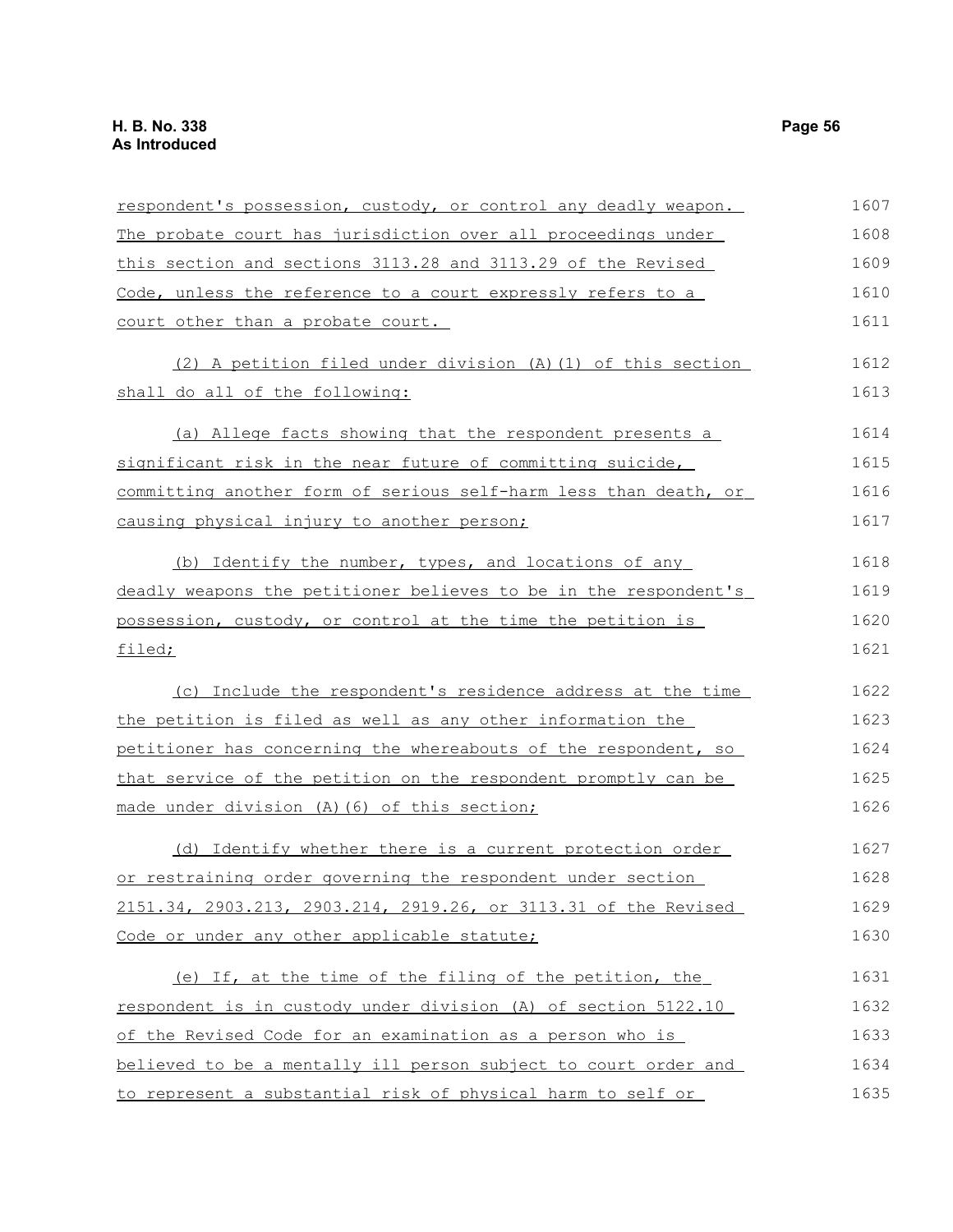respondent's possession, custody, or control any deadly weapon. The probate court has jurisdiction over all proceedings under this section and sections 3113.28 and 3113.29 of the Revised Code, unless the reference to a court expressly refers to a court other than a probate court.

(2) A petition filed under division (A)(1) of this section shall do all of the following:

(a) Allege facts showing that the respondent presents a significant risk in the near future of committing suicide, committing another form of serious self-harm less than death, or causing physical injury to another person;

(b) Identify the number, types, and locations of any deadly weapons the petitioner believes to be in the respondent's possession, custody, or control at the time the petition is filed;

(c) Include the respondent's residence address at the time the petition is filed as well as any other information the petitioner has concerning the whereabouts of the respondent, so that service of the petition on the respondent promptly can be made under division (A)(6) of this section;

(d) Identify whether there is a current protection order or restraining order governing the respondent under section 2151.34, 2903.213, 2903.214, 2919.26, or 3113.31 of the Revised Code or under any other applicable statute;

(e) If, at the time of the filing of the petition, the respondent is in custody under division (A) of section 5122.10 of the Revised Code for an examination as a person who is believed to be a mentally ill person subject to court order and to represent a substantial risk of physical harm to self or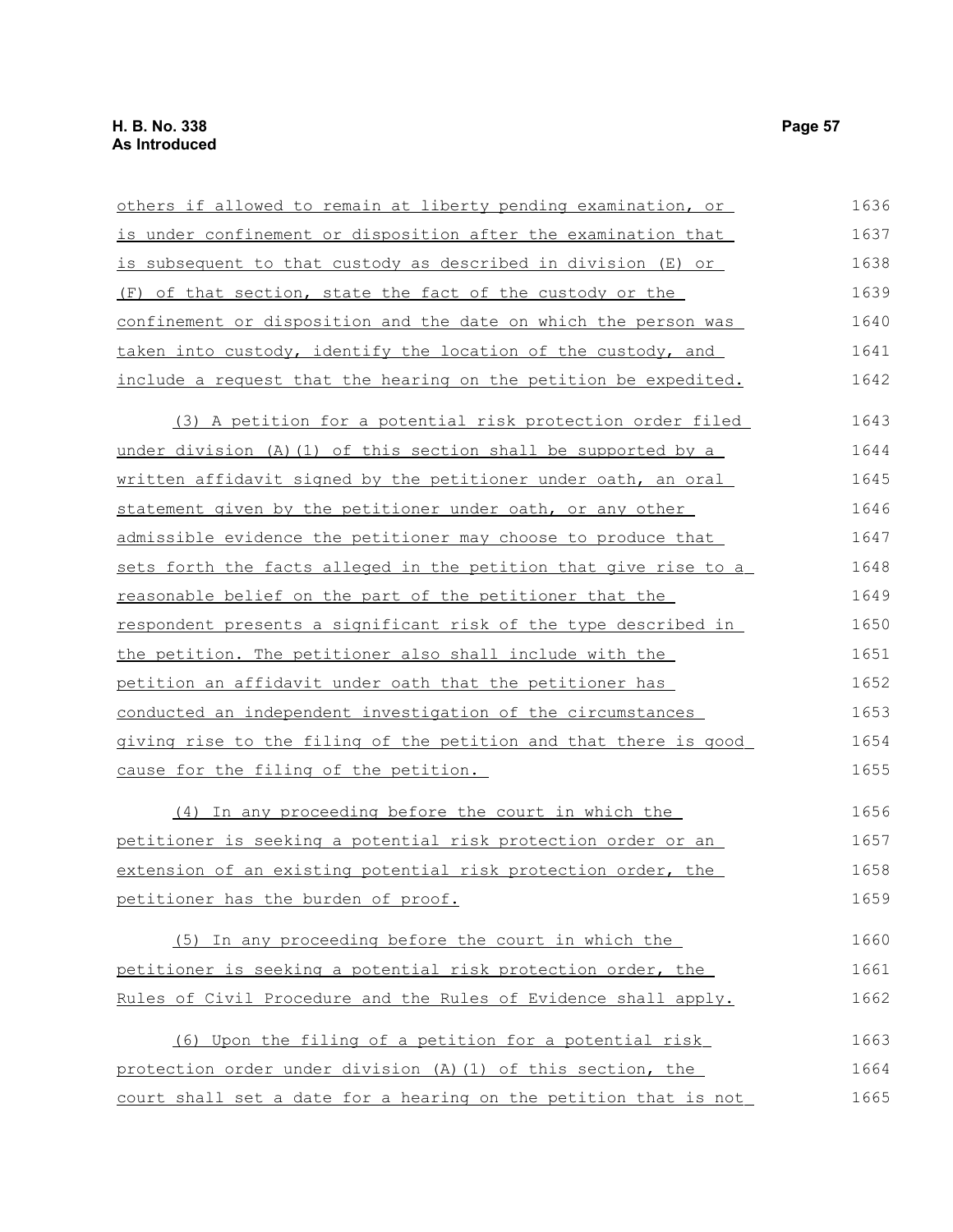others if allowed to remain at liberty pending examination, or is under confinement or disposition after the examination that is subsequent to that custody as described in division (E) or (F) of that section, state the fact of the custody or the confinement or disposition and the date on which the person was taken into custody, identify the location of the custody, and include a request that the hearing on the petition be expedited.

(3) A petition for a potential risk protection order filed under division (A)(1) of this section shall be supported by a written affidavit signed by the petitioner under oath, an oral statement given by the petitioner under oath, or any other admissible evidence the petitioner may choose to produce that sets forth the facts alleged in the petition that give rise to a reasonable belief on the part of the petitioner that the respondent presents a significant risk of the type described in the petition. The petitioner also shall include with the petition an affidavit under oath that the petitioner has conducted an independent investigation of the circumstances giving rise to the filing of the petition and that there is good cause for the filing of the petition.

(4) In any proceeding before the court in which the petitioner is seeking a potential risk protection order or an extension of an existing potential risk protection order, the petitioner has the burden of proof.

(5) In any proceeding before the court in which the petitioner is seeking a potential risk protection order, the Rules of Civil Procedure and the Rules of Evidence shall apply.

(6) Upon the filing of a petition for a potential risk protection order under division (A)(1) of this section, the court shall set a date for a hearing on the petition that is not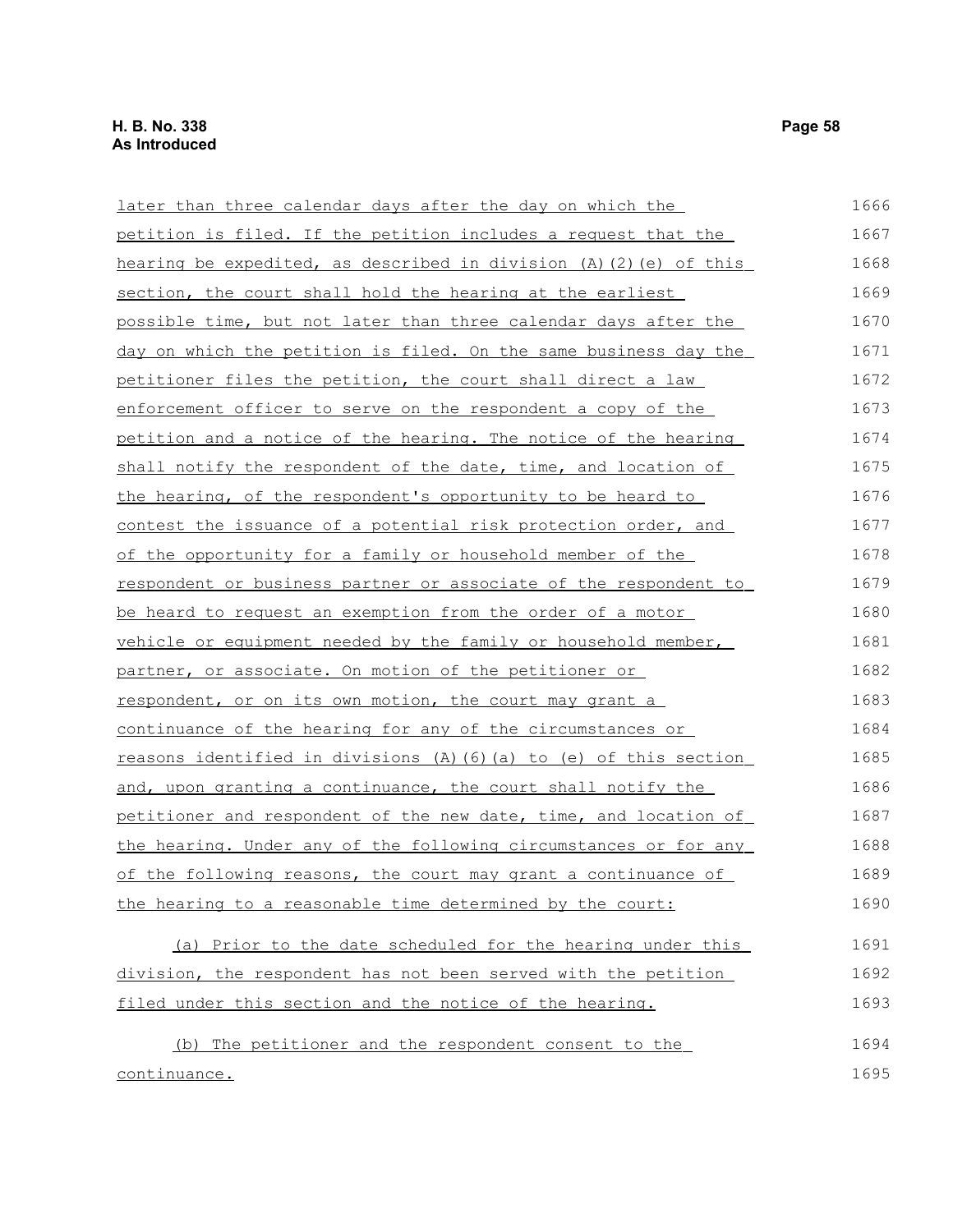later than three calendar days after the day on which the petition is filed. If the petition includes a request that the hearing be expedited, as described in division (A)(2)(e) of this section, the court shall hold the hearing at the earliest possible time, but not later than three calendar days after the day on which the petition is filed. On the same business day the petitioner files the petition, the court shall direct a law enforcement officer to serve on the respondent a copy of the petition and a notice of the hearing. The notice of the hearing shall notify the respondent of the date, time, and location of the hearing, of the respondent's opportunity to be heard to contest the issuance of a potential risk protection order, and of the opportunity for a family or household member of the respondent or business partner or associate of the respondent to be heard to request an exemption from the order of a motor vehicle or equipment needed by the family or household member, partner, or associate. On motion of the petitioner or respondent, or on its own motion, the court may grant a continuance of the hearing for any of the circumstances or reasons identified in divisions (A)(6)(a) to (e) of this section and, upon granting a continuance, the court shall notify the petitioner and respondent of the new date, time, and location of the hearing. Under any of the following circumstances or for any of the following reasons, the court may grant a continuance of the hearing to a reasonable time determined by the court:

(a) Prior to the date scheduled for the hearing under this division, the respondent has not been served with the petition filed under this section and the notice of the hearing.

(b) The petitioner and the respondent consent to the continuance.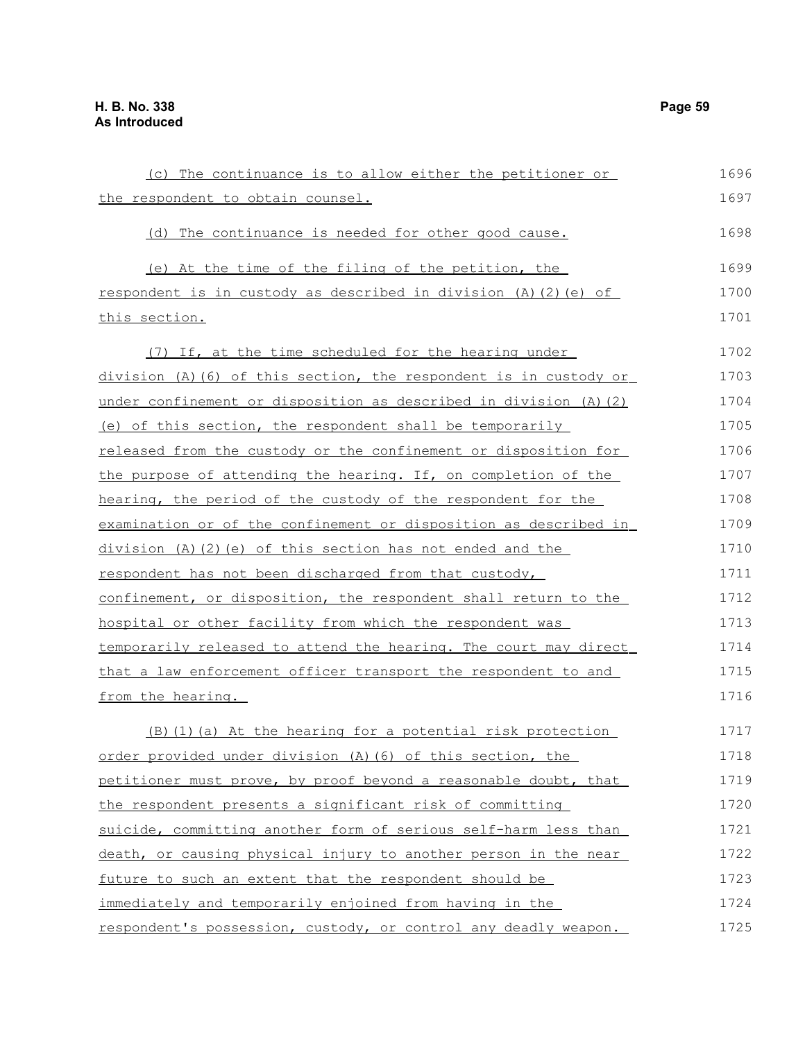(c) The continuance is to allow either the petitioner or the respondent to obtain counsel.

(d) The continuance is needed for other good cause.

(e) At the time of the filing of the petition, the respondent is in custody as described in division (A)(2)(e) of this section.

(7) If, at the time scheduled for the hearing under division (A)(6) of this section, the respondent is in custody or under confinement or disposition as described in division (A)(2)(e) of this section, the respondent shall be temporarily released from the custody or the confinement or disposition for the purpose of attending the hearing. If, on completion of the hearing, the period of the custody of the respondent for the examination or of the confinement or disposition as described in division (A)(2)(e) of this section has not ended and the respondent has not been discharged from that custody, confinement, or disposition, the respondent shall return to the hospital or other facility from which the respondent was temporarily released to attend the hearing. The court may direct that a law enforcement officer transport the respondent to and from the hearing.

(B)(1)(a) At the hearing for a potential risk protection order provided under division (A)(6) of this section, the petitioner must prove, by proof beyond a reasonable doubt, that the respondent presents a significant risk of committing suicide, committing another form of serious self-harm less than death, or causing physical injury to another person in the near future to such an extent that the respondent should be immediately and temporarily enjoined from having in the respondent's possession, custody, or control any deadly weapon.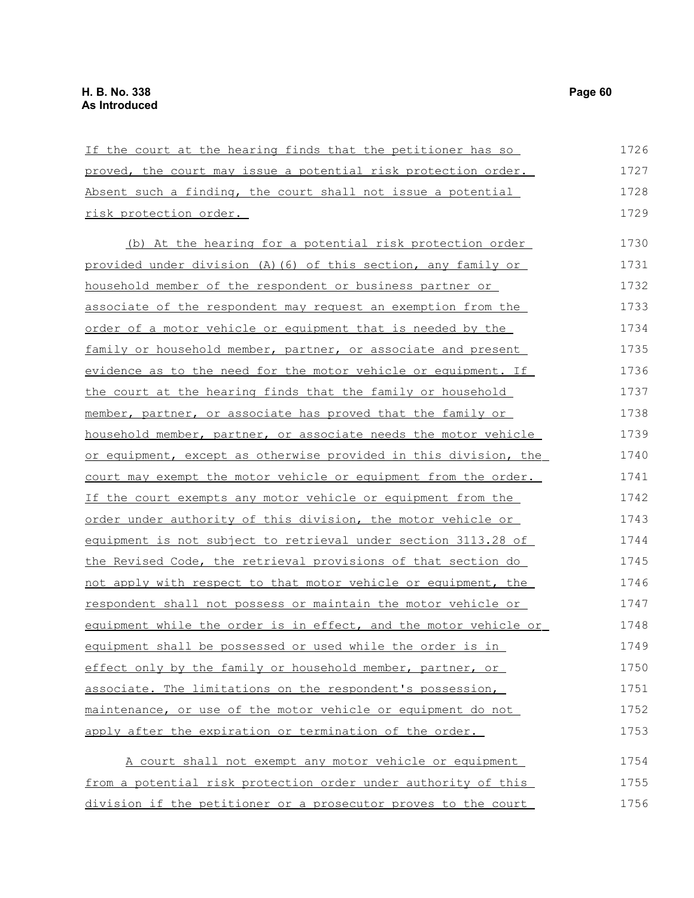If the court at the hearing finds that the petitioner has so proved, the court may issue a potential risk protection order. Absent such a finding, the court shall not issue a potential risk protection order.

(b) At the hearing for a potential risk protection order provided under division (A)(6) of this section, any family or household member of the respondent or business partner or associate of the respondent may request an exemption from the order of a motor vehicle or equipment that is needed by the family or household member, partner, or associate and present evidence as to the need for the motor vehicle or equipment. If the court at the hearing finds that the family or household member, partner, or associate has proved that the family or household member, partner, or associate needs the motor vehicle or equipment, except as otherwise provided in this division, the court may exempt the motor vehicle or equipment from the order. If the court exempts any motor vehicle or equipment from the order under authority of this division, the motor vehicle or equipment is not subject to retrieval under section 3113.28 of the Revised Code, the retrieval provisions of that section do not apply with respect to that motor vehicle or equipment, the respondent shall not possess or maintain the motor vehicle or equipment while the order is in effect, and the motor vehicle or equipment shall be possessed or used while the order is in effect only by the family or household member, partner, or associate. The limitations on the respondent's possession, maintenance, or use of the motor vehicle or equipment do not apply after the expiration or termination of the order.

A court shall not exempt any motor vehicle or equipment from a potential risk protection order under authority of this division if the petitioner or a prosecutor proves to the court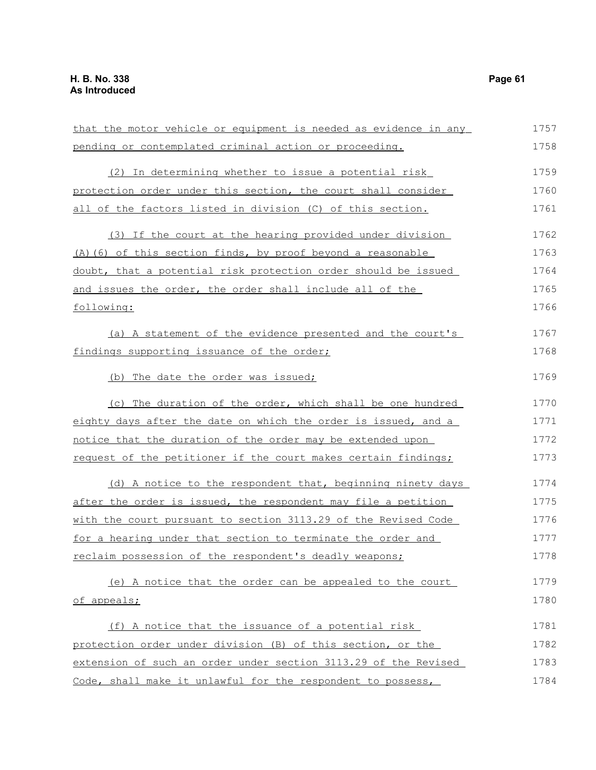that the motor vehicle or equipment is needed as evidence in any pending or contemplated criminal action or proceeding.

(2) In determining whether to issue a potential risk protection order under this section, the court shall consider all of the factors listed in division (C) of this section.

(3) If the court at the hearing provided under division (A)(6) of this section finds, by proof beyond a reasonable doubt, that a potential risk protection order should be issued and issues the order, the order shall include all of the following:

(a) A statement of the evidence presented and the court's findings supporting issuance of the order;

(b) The date the order was issued;

(c) The duration of the order, which shall be one hundred eighty days after the date on which the order is issued, and a notice that the duration of the order may be extended upon request of the petitioner if the court makes certain findings;

(d) A notice to the respondent that, beginning ninety days after the order is issued, the respondent may file a petition with the court pursuant to section 3113.29 of the Revised Code for a hearing under that section to terminate the order and reclaim possession of the respondent's deadly weapons;

(e) A notice that the order can be appealed to the court of appeals;

(f) A notice that the issuance of a potential risk protection order under division (B) of this section, or the extension of such an order under section 3113.29 of the Revised Code, shall make it unlawful for the respondent to possess,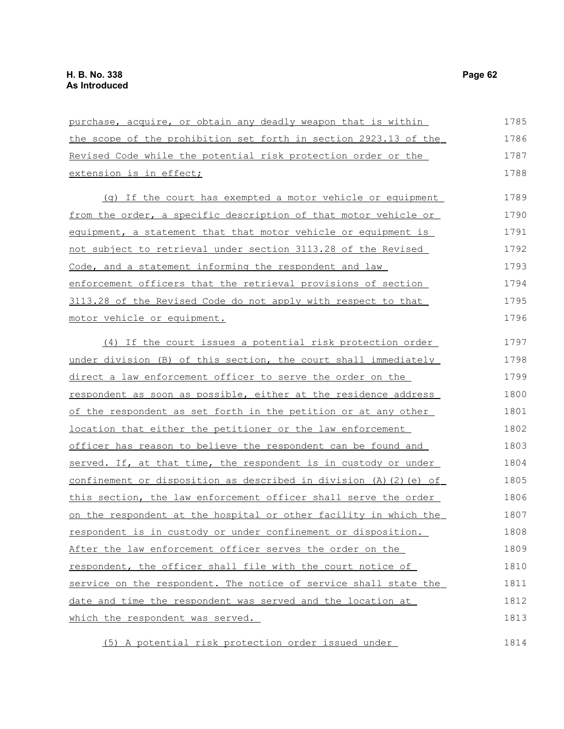purchase, acquire, or obtain any deadly weapon that is within the scope of the prohibition set forth in section 2923.13 of the Revised Code while the potential risk protection order or the extension is in effect;

(g) If the court has exempted a motor vehicle or equipment from the order, a specific description of that motor vehicle or equipment, a statement that that motor vehicle or equipment is not subject to retrieval under section 3113.28 of the Revised Code, and a statement informing the respondent and law enforcement officers that the retrieval provisions of section 3113.28 of the Revised Code do not apply with respect to that motor vehicle or equipment.

(4) If the court issues a potential risk protection order under division (B) of this section, the court shall immediately direct a law enforcement officer to serve the order on the respondent as soon as possible, either at the residence address of the respondent as set forth in the petition or at any other location that either the petitioner or the law enforcement officer has reason to believe the respondent can be found and served. If, at that time, the respondent is in custody or under confinement or disposition as described in division (A)(2)(e) of this section, the law enforcement officer shall serve the order on the respondent at the hospital or other facility in which the respondent is in custody or under confinement or disposition. After the law enforcement officer serves the order on the respondent, the officer shall file with the court notice of service on the respondent. The notice of service shall state the date and time the respondent was served and the location at which the respondent was served.

(5) A potential risk protection order issued under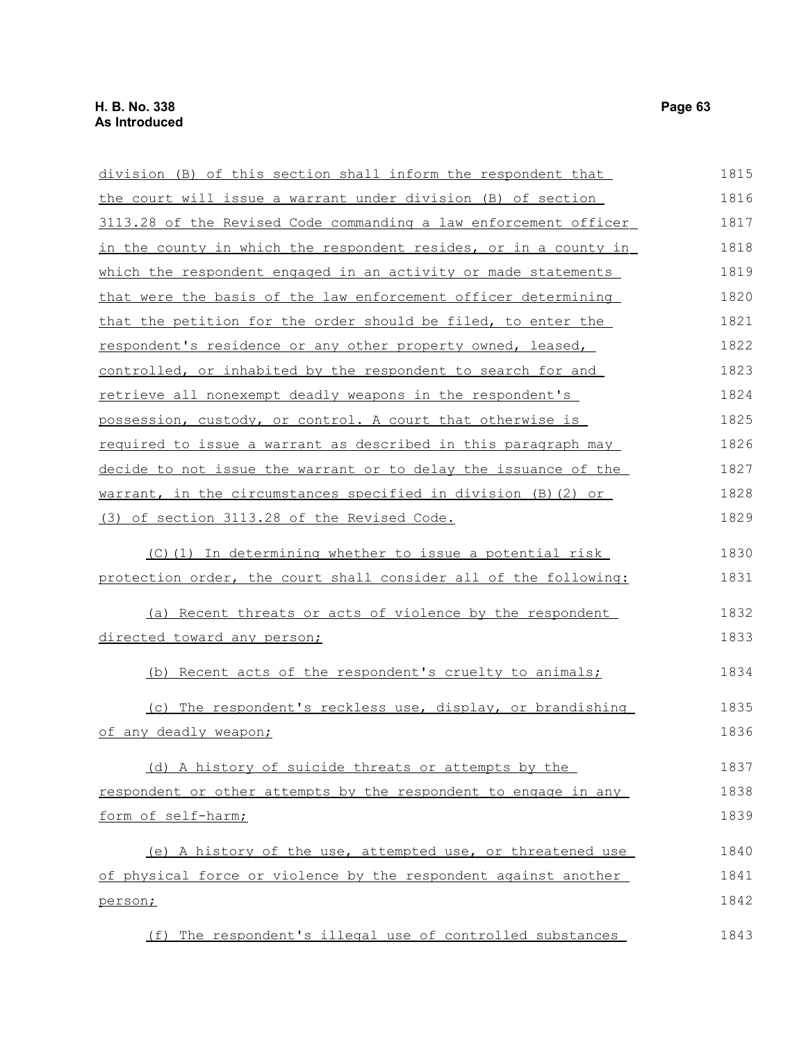division (B) of this section shall inform the respondent that the court will issue a warrant under division (B) of section 3113.28 of the Revised Code commanding a law enforcement officer in the county in which the respondent resides, or in a county in which the respondent engaged in an activity or made statements that were the basis of the law enforcement officer determining that the petition for the order should be filed, to enter the respondent's residence or any other property owned, leased, controlled, or inhabited by the respondent to search for and retrieve all nonexempt deadly weapons in the respondent's possession, custody, or control. A court that otherwise is required to issue a warrant as described in this paragraph may decide to not issue the warrant or to delay the issuance of the warrant, in the circumstances specified in division (B)(2) or (3) of section 3113.28 of the Revised Code.

(C)(1) In determining whether to issue a potential risk protection order, the court shall consider all of the following:

(a) Recent threats or acts of violence by the respondent directed toward any person;

(b) Recent acts of the respondent's cruelty to animals;

(c) The respondent's reckless use, display, or brandishing of any deadly weapon;

(d) A history of suicide threats or attempts by the respondent or other attempts by the respondent to engage in any form of self-harm;

(e) A history of the use, attempted use, or threatened use of physical force or violence by the respondent against another person;

(f) The respondent's illegal use of controlled substances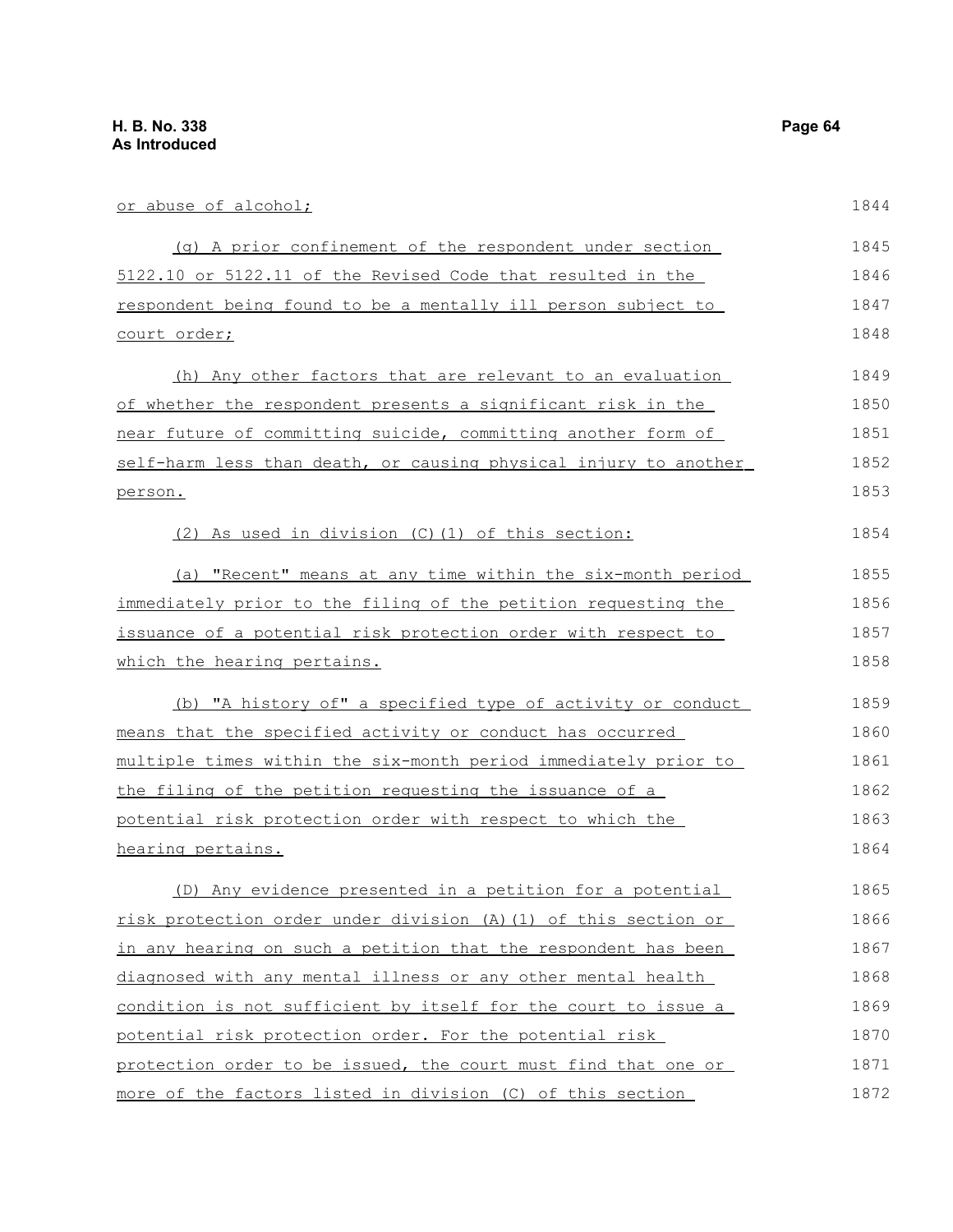or abuse of alcohol;

(g) A prior confinement of the respondent under section 5122.10 or 5122.11 of the Revised Code that resulted in the respondent being found to be a mentally ill person subject to court order;

(h) Any other factors that are relevant to an evaluation of whether the respondent presents a significant risk in the near future of committing suicide, committing another form of self-harm less than death, or causing physical injury to another person.

(2) As used in division (C)(1) of this section:

(a) "Recent" means at any time within the six-month period immediately prior to the filing of the petition requesting the issuance of a potential risk protection order with respect to which the hearing pertains.

(b) "A history of" a specified type of activity or conduct means that the specified activity or conduct has occurred multiple times within the six-month period immediately prior to the filing of the petition requesting the issuance of a potential risk protection order with respect to which the hearing pertains.

(D) Any evidence presented in a petition for a potential risk protection order under division (A)(1) of this section or in any hearing on such a petition that the respondent has been diagnosed with any mental illness or any other mental health condition is not sufficient by itself for the court to issue a potential risk protection order. For the potential risk protection order to be issued, the court must find that one or more of the factors listed in division (C) of this section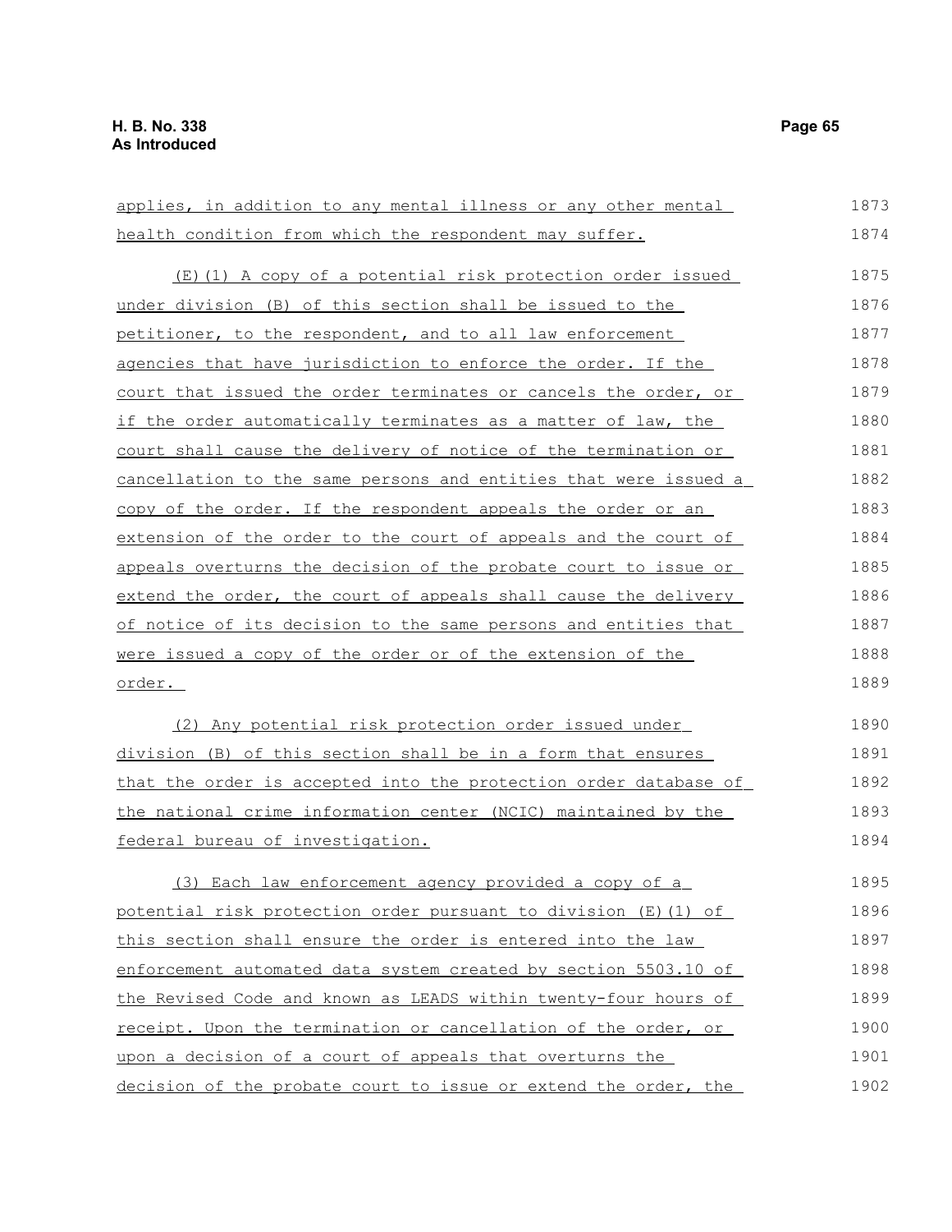applies, in addition to any mental illness or any other mental health condition from which the respondent may suffer.

(E)(1) A copy of a potential risk protection order issued under division (B) of this section shall be issued to the petitioner, to the respondent, and to all law enforcement agencies that have jurisdiction to enforce the order. If the court that issued the order terminates or cancels the order, or if the order automatically terminates as a matter of law, the court shall cause the delivery of notice of the termination or cancellation to the same persons and entities that were issued a copy of the order. If the respondent appeals the order or an extension of the order to the court of appeals and the court of appeals overturns the decision of the probate court to issue or extend the order, the court of appeals shall cause the delivery of notice of its decision to the same persons and entities that were issued a copy of the order or of the extension of the order.

(2) Any potential risk protection order issued under division (B) of this section shall be in a form that ensures that the order is accepted into the protection order database of the national crime information center (NCIC) maintained by the federal bureau of investigation.

(3) Each law enforcement agency provided a copy of a potential risk protection order pursuant to division (E)(1) of this section shall ensure the order is entered into the law enforcement automated data system created by section 5503.10 of the Revised Code and known as LEADS within twenty-four hours of receipt. Upon the termination or cancellation of the order, or upon a decision of a court of appeals that overturns the decision of the probate court to issue or extend the order, the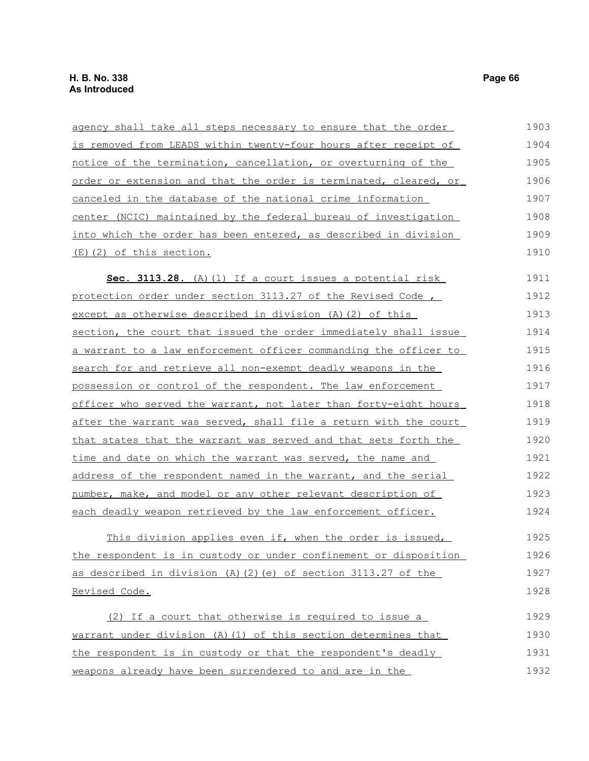agency shall take all steps necessary to ensure that the order is removed from LEADS within twenty-four hours after receipt of notice of the termination, cancellation, or overturning of the order or extension and that the order is terminated, cleared, or canceled in the database of the national crime information center (NCIC) maintained by the federal bureau of investigation into which the order has been entered, as described in division (E)(2) of this section.

**Sec. 3113.28.** (A)(1) If a court issues a potential risk protection order under section 3113.27 of the Revised Code , except as otherwise described in division (A)(2) of this section, the court that issued the order immediately shall issue a warrant to a law enforcement officer commanding the officer to search for and retrieve all non-exempt deadly weapons in the possession or control of the respondent. The law enforcement officer who served the warrant, not later than forty-eight hours after the warrant was served, shall file a return with the court that states that the warrant was served and that sets forth the time and date on which the warrant was served, the name and address of the respondent named in the warrant, and the serial number, make, and model or any other relevant description of each deadly weapon retrieved by the law enforcement officer.

This division applies even if, when the order is issued, the respondent is in custody or under confinement or disposition as described in division (A)(2)(e) of section 3113.27 of the Revised Code.

(2) If a court that otherwise is required to issue a warrant under division (A)(1) of this section determines that the respondent is in custody or that the respondent's deadly weapons already have been surrendered to and are in the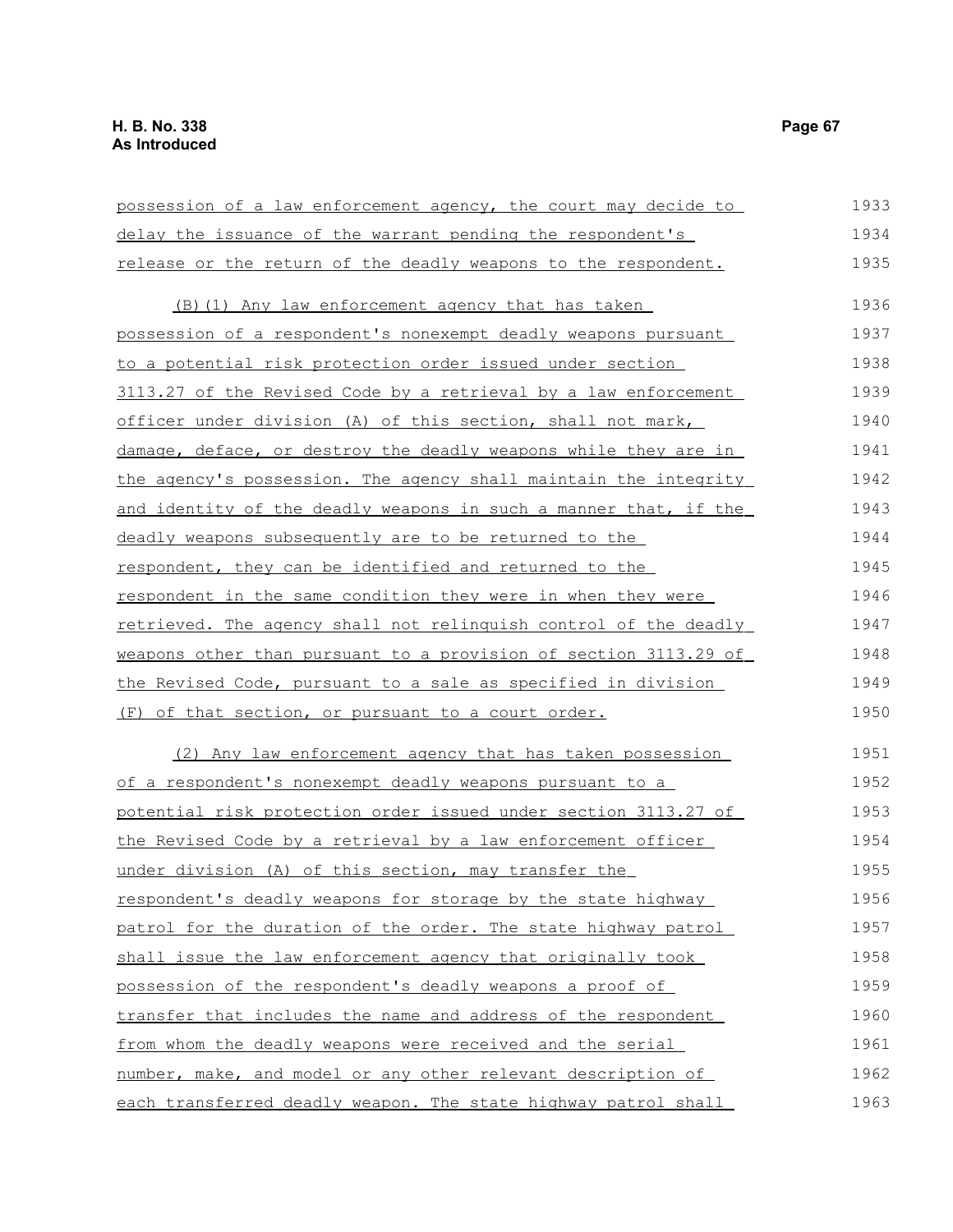possession of a law enforcement agency, the court may decide to delay the issuance of the warrant pending the respondent's release or the return of the deadly weapons to the respondent.

(B)(1) Any law enforcement agency that has taken possession of a respondent's nonexempt deadly weapons pursuant to a potential risk protection order issued under section 3113.27 of the Revised Code by a retrieval by a law enforcement officer under division (A) of this section, shall not mark, damage, deface, or destroy the deadly weapons while they are in the agency's possession. The agency shall maintain the integrity and identity of the deadly weapons in such a manner that, if the deadly weapons subsequently are to be returned to the respondent, they can be identified and returned to the respondent in the same condition they were in when they were retrieved. The agency shall not relinquish control of the deadly weapons other than pursuant to a provision of section 3113.29 of the Revised Code, pursuant to a sale as specified in division (F) of that section, or pursuant to a court order.

(2) Any law enforcement agency that has taken possession of a respondent's nonexempt deadly weapons pursuant to a potential risk protection order issued under section 3113.27 of the Revised Code by a retrieval by a law enforcement officer under division (A) of this section, may transfer the respondent's deadly weapons for storage by the state highway patrol for the duration of the order. The state highway patrol shall issue the law enforcement agency that originally took possession of the respondent's deadly weapons a proof of transfer that includes the name and address of the respondent from whom the deadly weapons were received and the serial number, make, and model or any other relevant description of each transferred deadly weapon. The state highway patrol shall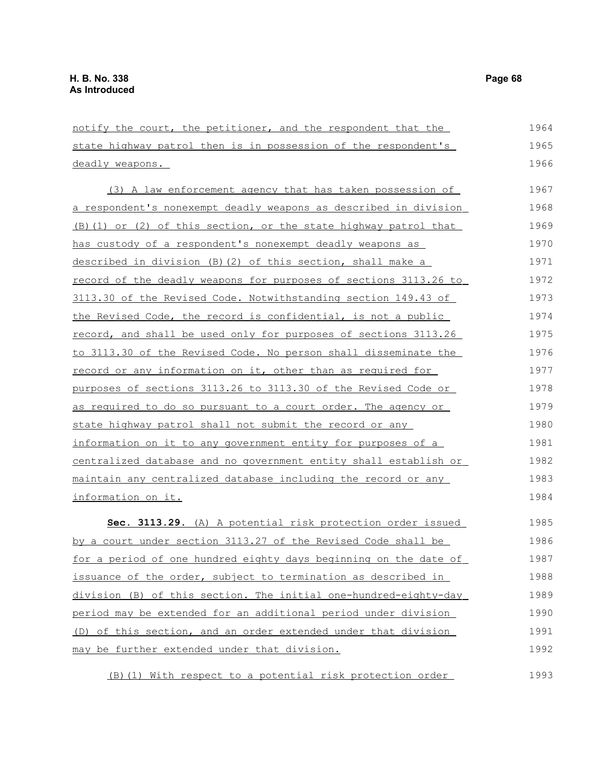notify the court, the petitioner, and the respondent that the state highway patrol then is in possession of the respondent's deadly weapons.

(3) A law enforcement agency that has taken possession of a respondent's nonexempt deadly weapons as described in division (B)(1) or (2) of this section, or the state highway patrol that has custody of a respondent's nonexempt deadly weapons as described in division (B)(2) of this section, shall make a record of the deadly weapons for purposes of sections 3113.26 to 3113.30 of the Revised Code. Notwithstanding section 149.43 of the Revised Code, the record is confidential, is not a public record, and shall be used only for purposes of sections 3113.26 to 3113.30 of the Revised Code. No person shall disseminate the record or any information on it, other than as required for purposes of sections 3113.26 to 3113.30 of the Revised Code or as required to do so pursuant to a court order. The agency or state highway patrol shall not submit the record or any information on it to any government entity for purposes of a centralized database and no government entity shall establish or maintain any centralized database including the record or any information on it.

**Sec. 3113.29.** (A) A potential risk protection order issued by a court under section 3113.27 of the Revised Code shall be for a period of one hundred eighty days beginning on the date of issuance of the order, subject to termination as described in division (B) of this section. The initial one-hundred-eighty-day period may be extended for an additional period under division (D) of this section, and an order extended under that division may be further extended under that division.

(B)(1) With respect to a potential risk protection order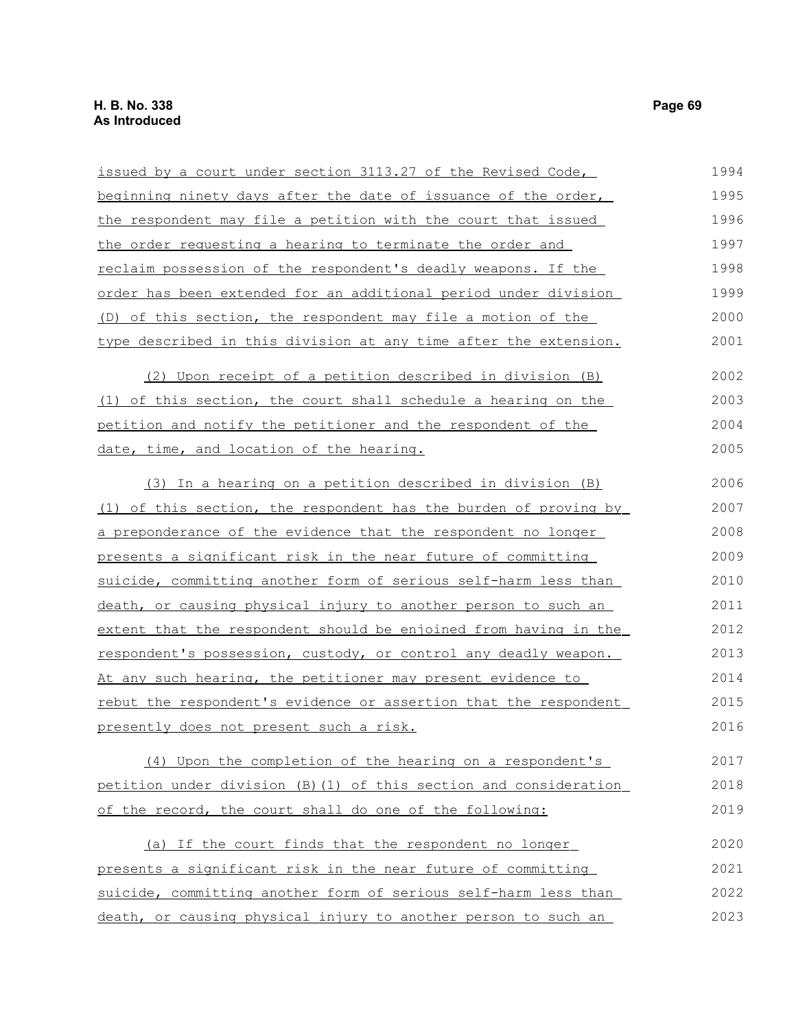issued by a court under section 3113.27 of the Revised Code, beginning ninety days after the date of issuance of the order, the respondent may file a petition with the court that issued the order requesting a hearing to terminate the order and reclaim possession of the respondent's deadly weapons. If the order has been extended for an additional period under division (D) of this section, the respondent may file a motion of the type described in this division at any time after the extension.

(2) Upon receipt of a petition described in division (B)(1) of this section, the court shall schedule a hearing on the petition and notify the petitioner and the respondent of the date, time, and location of the hearing.

(3) In a hearing on a petition described in division (B)(1) of this section, the respondent has the burden of proving by a preponderance of the evidence that the respondent no longer presents a significant risk in the near future of committing suicide, committing another form of serious self-harm less than death, or causing physical injury to another person to such an extent that the respondent should be enjoined from having in the respondent's possession, custody, or control any deadly weapon. At any such hearing, the petitioner may present evidence to rebut the respondent's evidence or assertion that the respondent presently does not present such a risk.

(4) Upon the completion of the hearing on a respondent's petition under division (B)(1) of this section and consideration of the record, the court shall do one of the following:

(a) If the court finds that the respondent no longer presents a significant risk in the near future of committing suicide, committing another form of serious self-harm less than death, or causing physical injury to another person to such an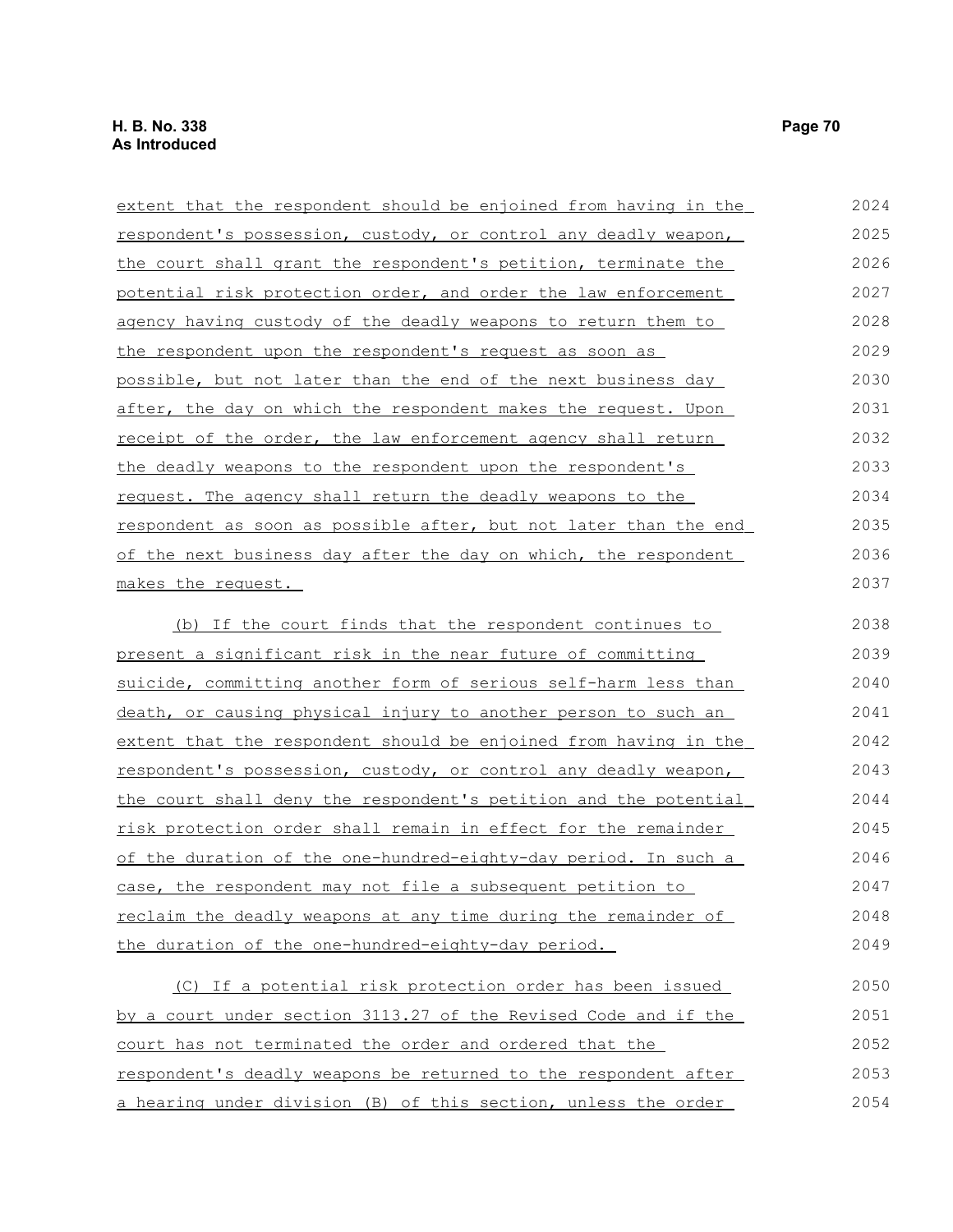extent that the respondent should be enjoined from having in the respondent's possession, custody, or control any deadly weapon, the court shall grant the respondent's petition, terminate the potential risk protection order, and order the law enforcement agency having custody of the deadly weapons to return them to the respondent upon the respondent's request as soon as possible, but not later than the end of the next business day after, the day on which the respondent makes the request. Upon receipt of the order, the law enforcement agency shall return the deadly weapons to the respondent upon the respondent's request. The agency shall return the deadly weapons to the respondent as soon as possible after, but not later than the end of the next business day after the day on which, the respondent makes the request.

(b) If the court finds that the respondent continues to present a significant risk in the near future of committing suicide, committing another form of serious self-harm less than death, or causing physical injury to another person to such an extent that the respondent should be enjoined from having in the respondent's possession, custody, or control any deadly weapon, the court shall deny the respondent's petition and the potential risk protection order shall remain in effect for the remainder of the duration of the one-hundred-eighty-day period. In such a case, the respondent may not file a subsequent petition to reclaim the deadly weapons at any time during the remainder of the duration of the one-hundred-eighty-day period.

(C) If a potential risk protection order has been issued by a court under section 3113.27 of the Revised Code and if the court has not terminated the order and ordered that the respondent's deadly weapons be returned to the respondent after a hearing under division (B) of this section, unless the order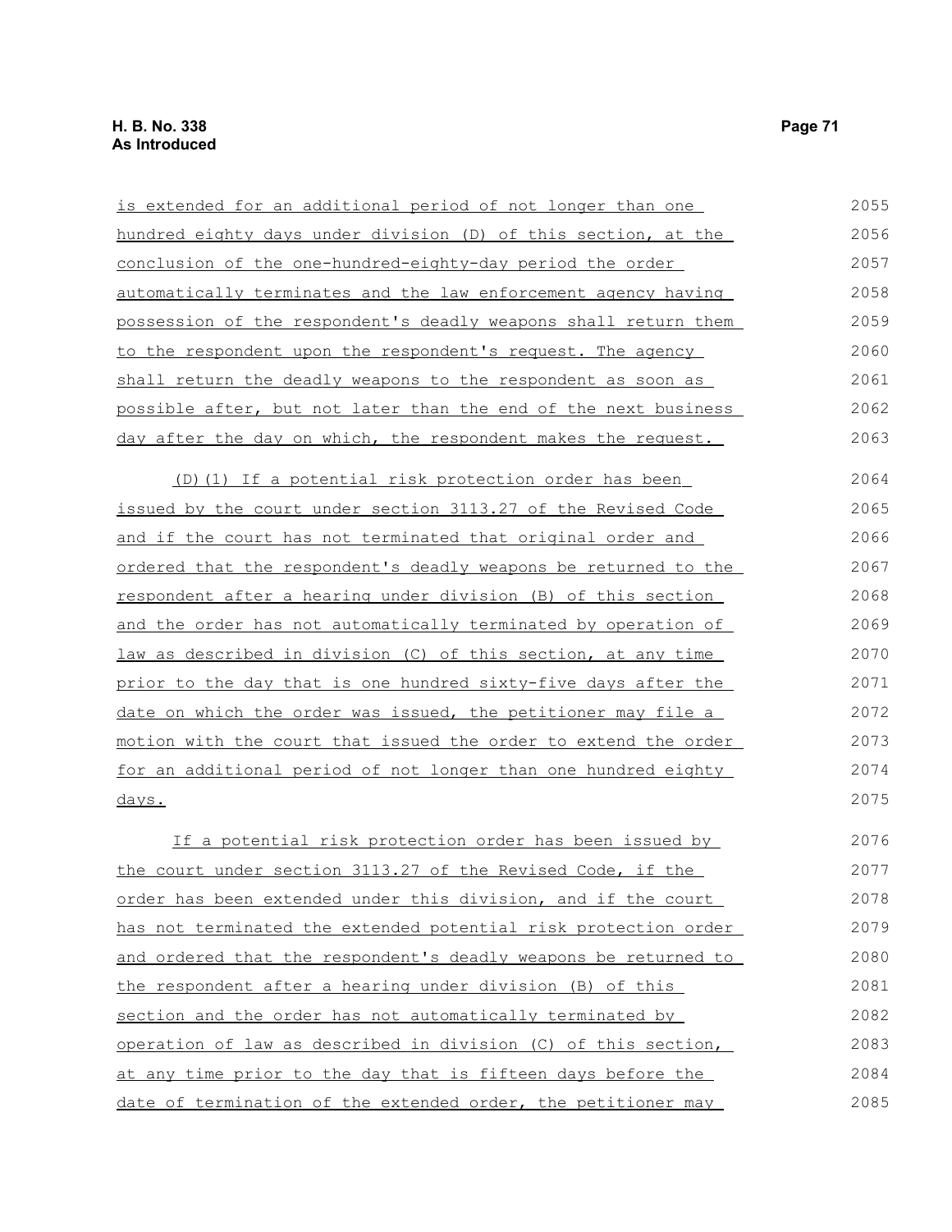is extended for an additional period of not longer than one hundred eighty days under division (D) of this section, at the conclusion of the one-hundred-eighty-day period the order automatically terminates and the law enforcement agency having possession of the respondent's deadly weapons shall return them to the respondent upon the respondent's request. The agency shall return the deadly weapons to the respondent as soon as possible after, but not later than the end of the next business day after the day on which, the respondent makes the request.

(D)(1) If a potential risk protection order has been issued by the court under section 3113.27 of the Revised Code and if the court has not terminated that original order and ordered that the respondent's deadly weapons be returned to the respondent after a hearing under division (B) of this section and the order has not automatically terminated by operation of law as described in division (C) of this section, at any time prior to the day that is one hundred sixty-five days after the date on which the order was issued, the petitioner may file a motion with the court that issued the order to extend the order for an additional period of not longer than one hundred eighty days.

If a potential risk protection order has been issued by the court under section 3113.27 of the Revised Code, if the order has been extended under this division, and if the court has not terminated the extended potential risk protection order and ordered that the respondent's deadly weapons be returned to the respondent after a hearing under division (B) of this section and the order has not automatically terminated by operation of law as described in division (C) of this section, at any time prior to the day that is fifteen days before the date of termination of the extended order, the petitioner may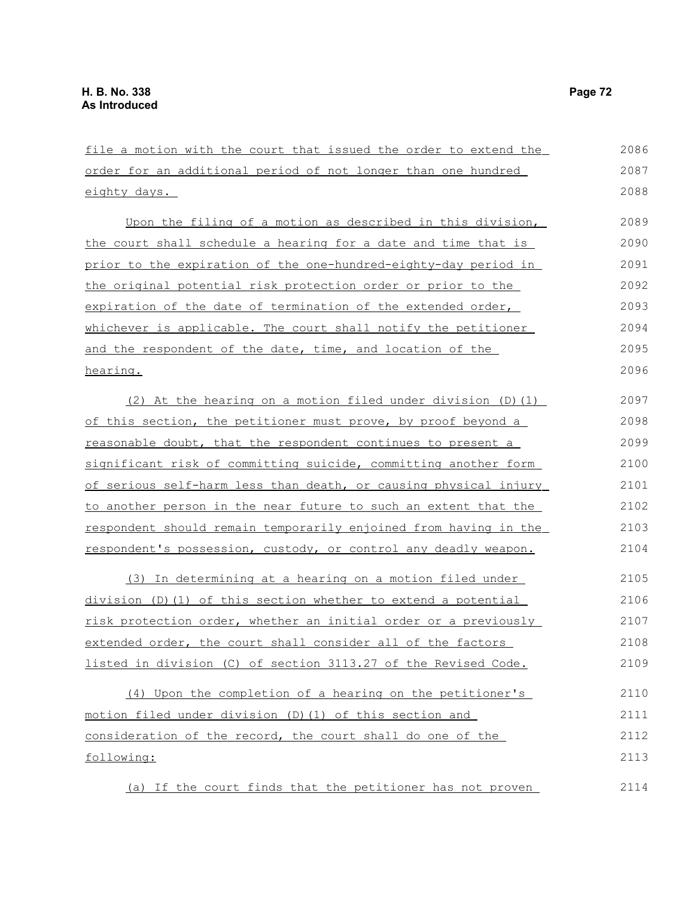file a motion with the court that issued the order to extend the order for an additional period of not longer than one hundred eighty days.

Upon the filing of a motion as described in this division, the court shall schedule a hearing for a date and time that is prior to the expiration of the one-hundred-eighty-day period in the original potential risk protection order or prior to the expiration of the date of termination of the extended order, whichever is applicable. The court shall notify the petitioner and the respondent of the date, time, and location of the hearing.

(2) At the hearing on a motion filed under division (D)(1) of this section, the petitioner must prove, by proof beyond a reasonable doubt, that the respondent continues to present a significant risk of committing suicide, committing another form of serious self-harm less than death, or causing physical injury to another person in the near future to such an extent that the respondent should remain temporarily enjoined from having in the respondent's possession, custody, or control any deadly weapon.

(3) In determining at a hearing on a motion filed under division (D)(1) of this section whether to extend a potential risk protection order, whether an initial order or a previously extended order, the court shall consider all of the factors listed in division (C) of section 3113.27 of the Revised Code.

(4) Upon the completion of a hearing on the petitioner's motion filed under division (D)(1) of this section and consideration of the record, the court shall do one of the following:

(a) If the court finds that the petitioner has not proven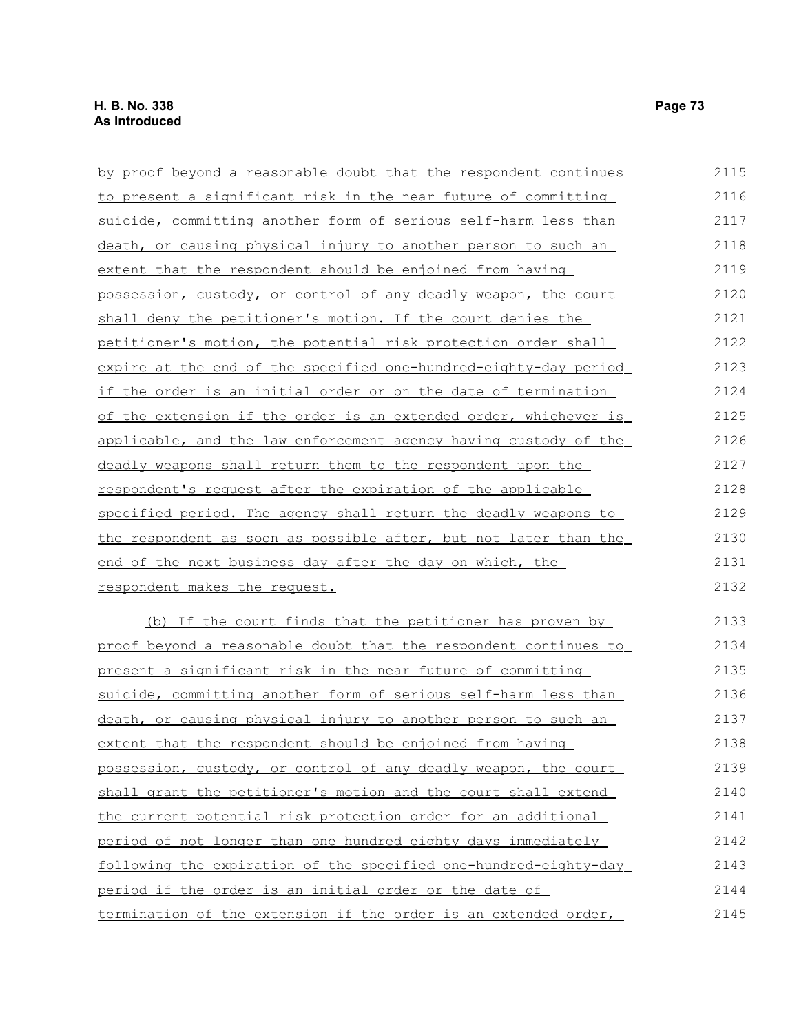by proof beyond a reasonable doubt that the respondent continues to present a significant risk in the near future of committing suicide, committing another form of serious self-harm less than death, or causing physical injury to another person to such an extent that the respondent should be enjoined from having possession, custody, or control of any deadly weapon, the court shall deny the petitioner's motion. If the court denies the petitioner's motion, the potential risk protection order shall expire at the end of the specified one-hundred-eighty-day period if the order is an initial order or on the date of termination of the extension if the order is an extended order, whichever is applicable, and the law enforcement agency having custody of the deadly weapons shall return them to the respondent upon the respondent's request after the expiration of the applicable specified period. The agency shall return the deadly weapons to the respondent as soon as possible after, but not later than the end of the next business day after the day on which, the respondent makes the request.

(b) If the court finds that the petitioner has proven by proof beyond a reasonable doubt that the respondent continues to present a significant risk in the near future of committing suicide, committing another form of serious self-harm less than death, or causing physical injury to another person to such an extent that the respondent should be enjoined from having possession, custody, or control of any deadly weapon, the court shall grant the petitioner's motion and the court shall extend the current potential risk protection order for an additional period of not longer than one hundred eighty days immediately following the expiration of the specified one-hundred-eighty-day period if the order is an initial order or the date of termination of the extension if the order is an extended order,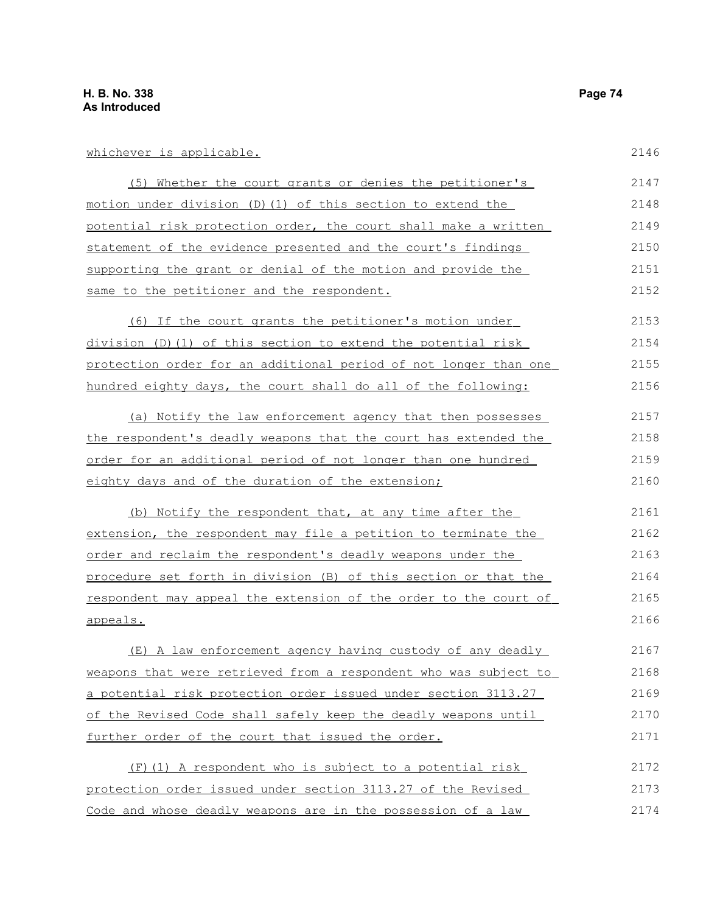whichever is applicable.

(5) Whether the court grants or denies the petitioner's motion under division (D)(1) of this section to extend the potential risk protection order, the court shall make a written statement of the evidence presented and the court's findings supporting the grant or denial of the motion and provide the same to the petitioner and the respondent.

(6) If the court grants the petitioner's motion under division (D)(1) of this section to extend the potential risk protection order for an additional period of not longer than one hundred eighty days, the court shall do all of the following:

(a) Notify the law enforcement agency that then possesses the respondent's deadly weapons that the court has extended the order for an additional period of not longer than one hundred eighty days and of the duration of the extension;

(b) Notify the respondent that, at any time after the extension, the respondent may file a petition to terminate the order and reclaim the respondent's deadly weapons under the procedure set forth in division (B) of this section or that the respondent may appeal the extension of the order to the court of appeals.

(E) A law enforcement agency having custody of any deadly weapons that were retrieved from a respondent who was subject to a potential risk protection order issued under section 3113.27 of the Revised Code shall safely keep the deadly weapons until further order of the court that issued the order.

(F)(1) A respondent who is subject to a potential risk protection order issued under section 3113.27 of the Revised Code and whose deadly weapons are in the possession of a law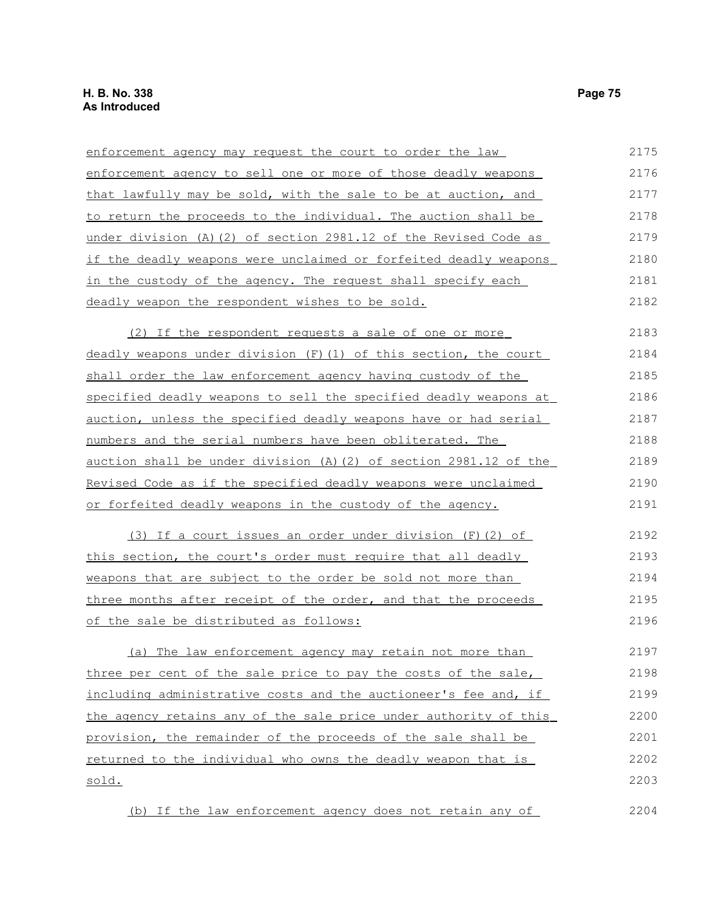enforcement agency may request the court to order the law enforcement agency to sell one or more of those deadly weapons that lawfully may be sold, with the sale to be at auction, and to return the proceeds to the individual. The auction shall be under division (A)(2) of section 2981.12 of the Revised Code as if the deadly weapons were unclaimed or forfeited deadly weapons in the custody of the agency. The request shall specify each deadly weapon the respondent wishes to be sold.

(2) If the respondent requests a sale of one or more deadly weapons under division (F)(1) of this section, the court shall order the law enforcement agency having custody of the specified deadly weapons to sell the specified deadly weapons at auction, unless the specified deadly weapons have or had serial numbers and the serial numbers have been obliterated. The auction shall be under division (A)(2) of section 2981.12 of the Revised Code as if the specified deadly weapons were unclaimed or forfeited deadly weapons in the custody of the agency.

(3) If a court issues an order under division (F)(2) of this section, the court's order must require that all deadly weapons that are subject to the order be sold not more than three months after receipt of the order, and that the proceeds of the sale be distributed as follows:

(a) The law enforcement agency may retain not more than three per cent of the sale price to pay the costs of the sale, including administrative costs and the auctioneer's fee and, if the agency retains any of the sale price under authority of this provision, the remainder of the proceeds of the sale shall be returned to the individual who owns the deadly weapon that is sold.

(b) If the law enforcement agency does not retain any of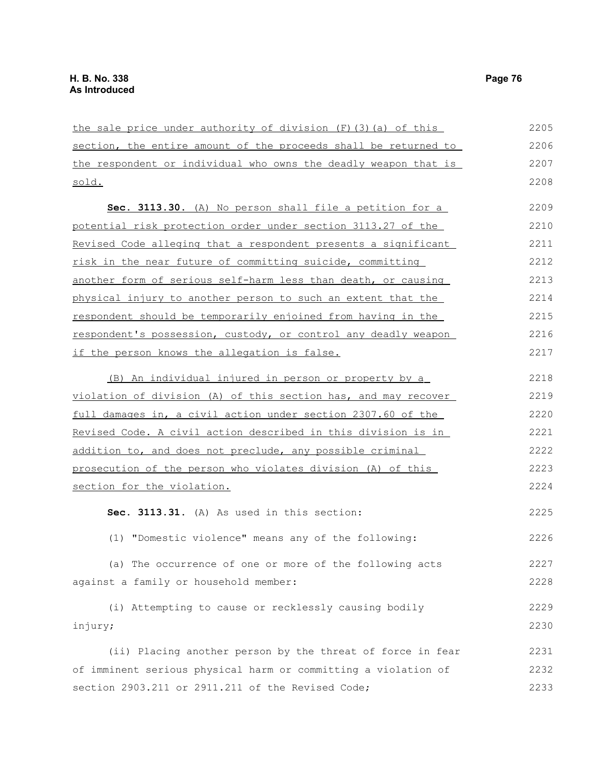the sale price under authority of division (F)(3)(a) of this section, the entire amount of the proceeds shall be returned to the respondent or individual who owns the deadly weapon that is sold.

**Sec. 3113.30.** (A) No person shall file a petition for a potential risk protection order under section 3113.27 of the Revised Code alleging that a respondent presents a significant risk in the near future of committing suicide, committing another form of serious self-harm less than death, or causing physical injury to another person to such an extent that the respondent should be temporarily enjoined from having in the respondent's possession, custody, or control any deadly weapon if the person knows the allegation is false.

(B) An individual injured in person or property by a violation of division (A) of this section has, and may recover full damages in, a civil action under section 2307.60 of the Revised Code. A civil action described in this division is in addition to, and does not preclude, any possible criminal prosecution of the person who violates division (A) of this section for the violation.

**Sec. 3113.31.** (A) As used in this section:

(1) "Domestic violence" means any of the following:

(a) The occurrence of one or more of the following acts against a family or household member:

(i) Attempting to cause or recklessly causing bodily injury;

(ii) Placing another person by the threat of force in fear of imminent serious physical harm or committing a violation of section 2903.211 or 2911.211 of the Revised Code;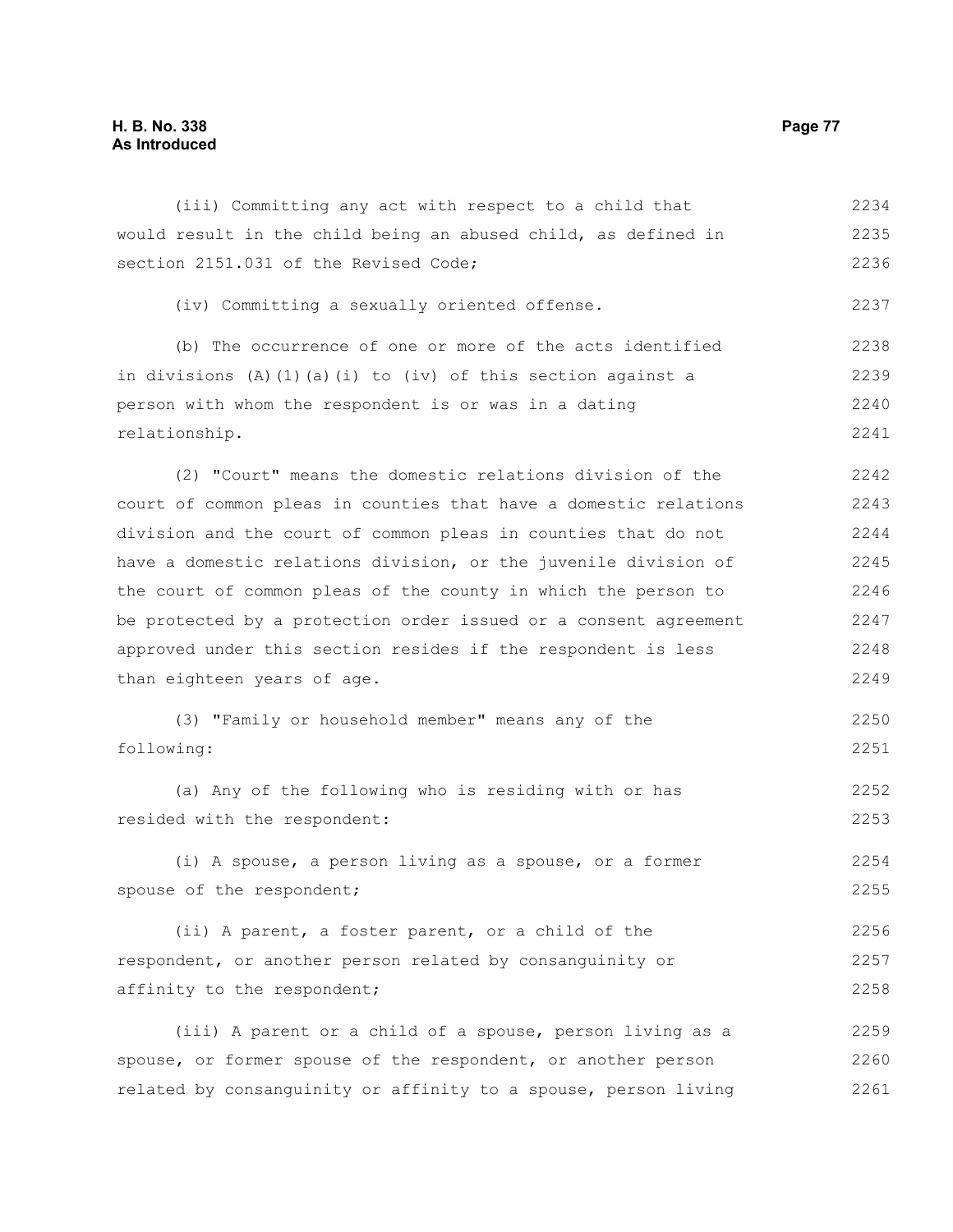(iii) Committing any act with respect to a child that would result in the child being an abused child, as defined in section 2151.031 of the Revised Code;

(iv) Committing a sexually oriented offense.

(b) The occurrence of one or more of the acts identified in divisions (A)(1)(a)(i) to (iv) of this section against a person with whom the respondent is or was in a dating relationship.

(2) "Court" means the domestic relations division of the court of common pleas in counties that have a domestic relations division and the court of common pleas in counties that do not have a domestic relations division, or the juvenile division of the court of common pleas of the county in which the person to be protected by a protection order issued or a consent agreement approved under this section resides if the respondent is less than eighteen years of age.

(3) "Family or household member" means any of the following:

(a) Any of the following who is residing with or has resided with the respondent:

(i) A spouse, a person living as a spouse, or a former spouse of the respondent;

(ii) A parent, a foster parent, or a child of the respondent, or another person related by consanguinity or affinity to the respondent;

(iii) A parent or a child of a spouse, person living as a spouse, or former spouse of the respondent, or another person related by consanguinity or affinity to a spouse, person living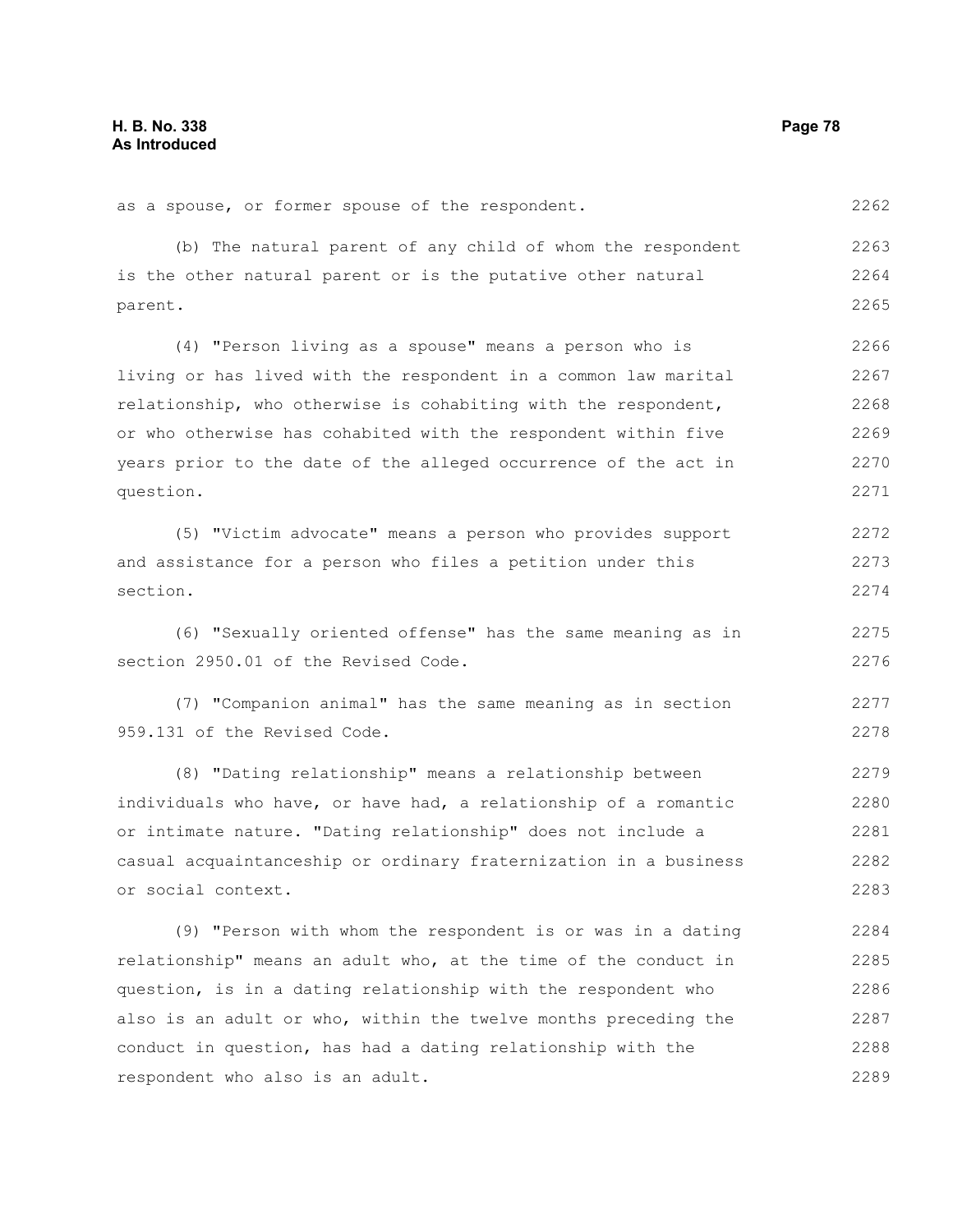as a spouse, or former spouse of the respondent.

(b) The natural parent of any child of whom the respondent is the other natural parent or is the putative other natural parent.

(4) "Person living as a spouse" means a person who is living or has lived with the respondent in a common law marital relationship, who otherwise is cohabiting with the respondent, or who otherwise has cohabited with the respondent within five years prior to the date of the alleged occurrence of the act in question.

(5) "Victim advocate" means a person who provides support and assistance for a person who files a petition under this section.

(6) "Sexually oriented offense" has the same meaning as in section 2950.01 of the Revised Code.

(7) "Companion animal" has the same meaning as in section 959.131 of the Revised Code.

(8) "Dating relationship" means a relationship between individuals who have, or have had, a relationship of a romantic or intimate nature. "Dating relationship" does not include a casual acquaintanceship or ordinary fraternization in a business or social context.

(9) "Person with whom the respondent is or was in a dating relationship" means an adult who, at the time of the conduct in question, is in a dating relationship with the respondent who also is an adult or who, within the twelve months preceding the conduct in question, has had a dating relationship with the respondent who also is an adult.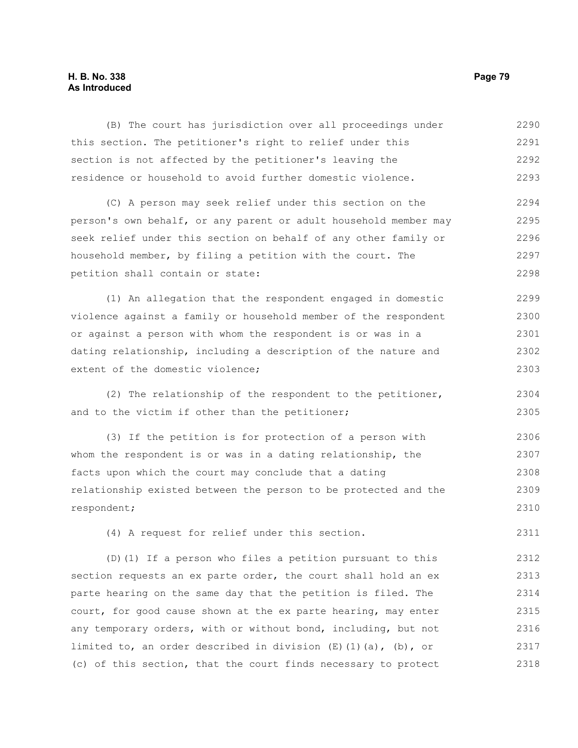(B) The court has jurisdiction over all proceedings under this section. The petitioner's right to relief under this section is not affected by the petitioner's leaving the residence or household to avoid further domestic violence.

(C) A person may seek relief under this section on the person's own behalf, or any parent or adult household member may seek relief under this section on behalf of any other family or household member, by filing a petition with the court. The petition shall contain or state:

(1) An allegation that the respondent engaged in domestic violence against a family or household member of the respondent or against a person with whom the respondent is or was in a dating relationship, including a description of the nature and extent of the domestic violence;

(2) The relationship of the respondent to the petitioner, and to the victim if other than the petitioner;

(3) If the petition is for protection of a person with whom the respondent is or was in a dating relationship, the facts upon which the court may conclude that a dating relationship existed between the person to be protected and the respondent;

(4) A request for relief under this section.

(D)(1) If a person who files a petition pursuant to this section requests an ex parte order, the court shall hold an ex parte hearing on the same day that the petition is filed. The court, for good cause shown at the ex parte hearing, may enter any temporary orders, with or without bond, including, but not limited to, an order described in division (E)(1)(a), (b), or (c) of this section, that the court finds necessary to protect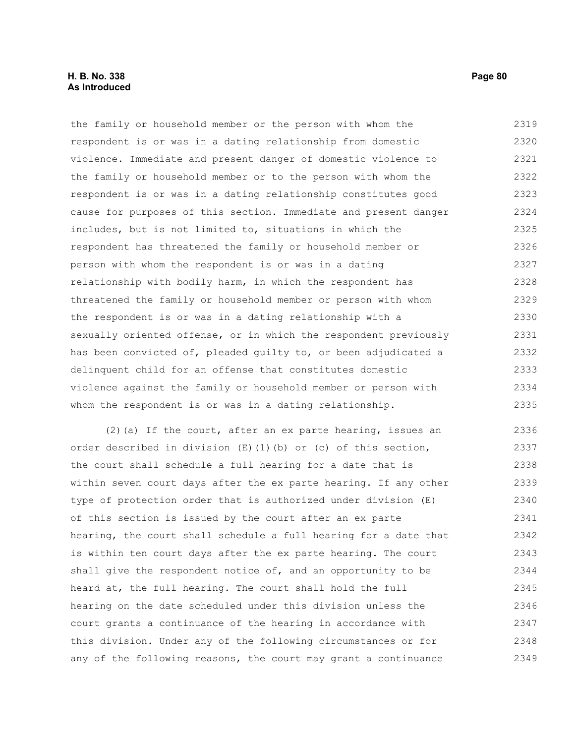the family or household member or the person with whom the respondent is or was in a dating relationship from domestic violence. Immediate and present danger of domestic violence to the family or household member or to the person with whom the respondent is or was in a dating relationship constitutes good cause for purposes of this section. Immediate and present danger includes, but is not limited to, situations in which the respondent has threatened the family or household member or person with whom the respondent is or was in a dating relationship with bodily harm, in which the respondent has threatened the family or household member or person with whom the respondent is or was in a dating relationship with a sexually oriented offense, or in which the respondent previously has been convicted of, pleaded guilty to, or been adjudicated a delinquent child for an offense that constitutes domestic violence against the family or household member or person with whom the respondent is or was in a dating relationship.

(2)(a) If the court, after an ex parte hearing, issues an order described in division (E)(1)(b) or (c) of this section, the court shall schedule a full hearing for a date that is within seven court days after the ex parte hearing. If any other type of protection order that is authorized under division (E) of this section is issued by the court after an ex parte hearing, the court shall schedule a full hearing for a date that is within ten court days after the ex parte hearing. The court shall give the respondent notice of, and an opportunity to be heard at, the full hearing. The court shall hold the full hearing on the date scheduled under this division unless the court grants a continuance of the hearing in accordance with this division. Under any of the following circumstances or for any of the following reasons, the court may grant a continuance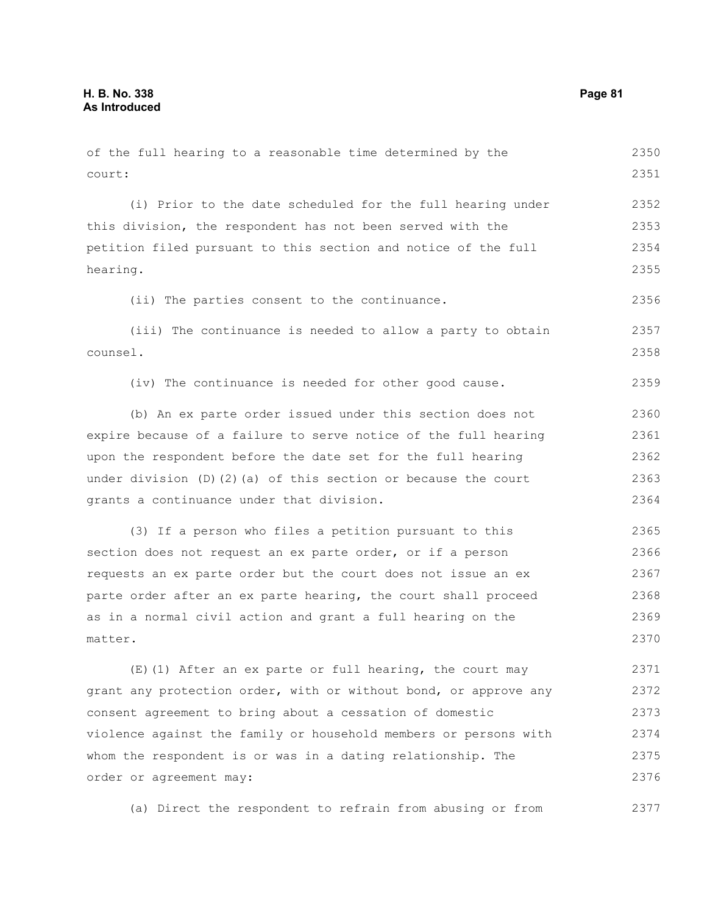of the full hearing to a reasonable time determined by the court:

(i) Prior to the date scheduled for the full hearing under this division, the respondent has not been served with the petition filed pursuant to this section and notice of the full hearing.

(ii) The parties consent to the continuance.

(iii) The continuance is needed to allow a party to obtain counsel.

(iv) The continuance is needed for other good cause.

(b) An ex parte order issued under this section does not expire because of a failure to serve notice of the full hearing upon the respondent before the date set for the full hearing under division (D)(2)(a) of this section or because the court grants a continuance under that division.

(3) If a person who files a petition pursuant to this section does not request an ex parte order, or if a person requests an ex parte order but the court does not issue an ex parte order after an ex parte hearing, the court shall proceed as in a normal civil action and grant a full hearing on the matter.

(E)(1) After an ex parte or full hearing, the court may grant any protection order, with or without bond, or approve any consent agreement to bring about a cessation of domestic violence against the family or household members or persons with whom the respondent is or was in a dating relationship. The order or agreement may:

(a) Direct the respondent to refrain from abusing or from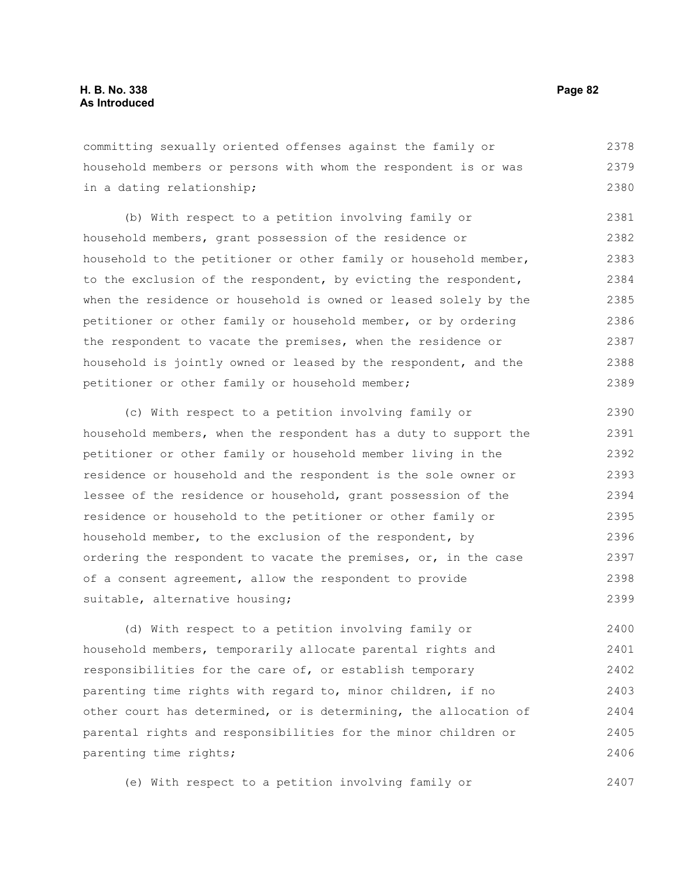committing sexually oriented offenses against the family or household members or persons with whom the respondent is or was in a dating relationship;

(b) With respect to a petition involving family or household members, grant possession of the residence or household to the petitioner or other family or household member, to the exclusion of the respondent, by evicting the respondent, when the residence or household is owned or leased solely by the petitioner or other family or household member, or by ordering the respondent to vacate the premises, when the residence or household is jointly owned or leased by the respondent, and the petitioner or other family or household member;

(c) With respect to a petition involving family or household members, when the respondent has a duty to support the petitioner or other family or household member living in the residence or household and the respondent is the sole owner or lessee of the residence or household, grant possession of the residence or household to the petitioner or other family or household member, to the exclusion of the respondent, by ordering the respondent to vacate the premises, or, in the case of a consent agreement, allow the respondent to provide suitable, alternative housing;

(d) With respect to a petition involving family or household members, temporarily allocate parental rights and responsibilities for the care of, or establish temporary parenting time rights with regard to, minor children, if no other court has determined, or is determining, the allocation of parental rights and responsibilities for the minor children or parenting time rights;

(e) With respect to a petition involving family or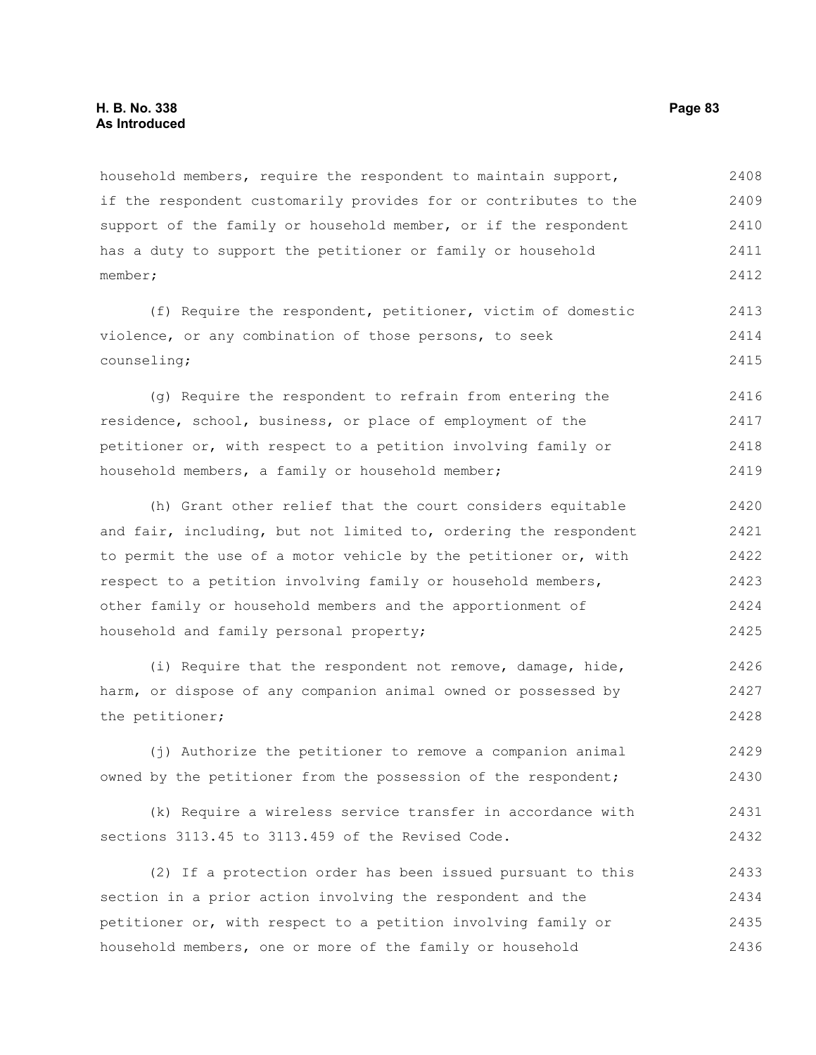household members, require the respondent to maintain support, if the respondent customarily provides for or contributes to the support of the family or household member, or if the respondent has a duty to support the petitioner or family or household member;

(f) Require the respondent, petitioner, victim of domestic violence, or any combination of those persons, to seek counseling;

(g) Require the respondent to refrain from entering the residence, school, business, or place of employment of the petitioner or, with respect to a petition involving family or household members, a family or household member;

(h) Grant other relief that the court considers equitable and fair, including, but not limited to, ordering the respondent to permit the use of a motor vehicle by the petitioner or, with respect to a petition involving family or household members, other family or household members and the apportionment of household and family personal property;

(i) Require that the respondent not remove, damage, hide, harm, or dispose of any companion animal owned or possessed by the petitioner;

(j) Authorize the petitioner to remove a companion animal owned by the petitioner from the possession of the respondent;

(k) Require a wireless service transfer in accordance with sections 3113.45 to 3113.459 of the Revised Code.

(2) If a protection order has been issued pursuant to this section in a prior action involving the respondent and the petitioner or, with respect to a petition involving family or household members, one or more of the family or household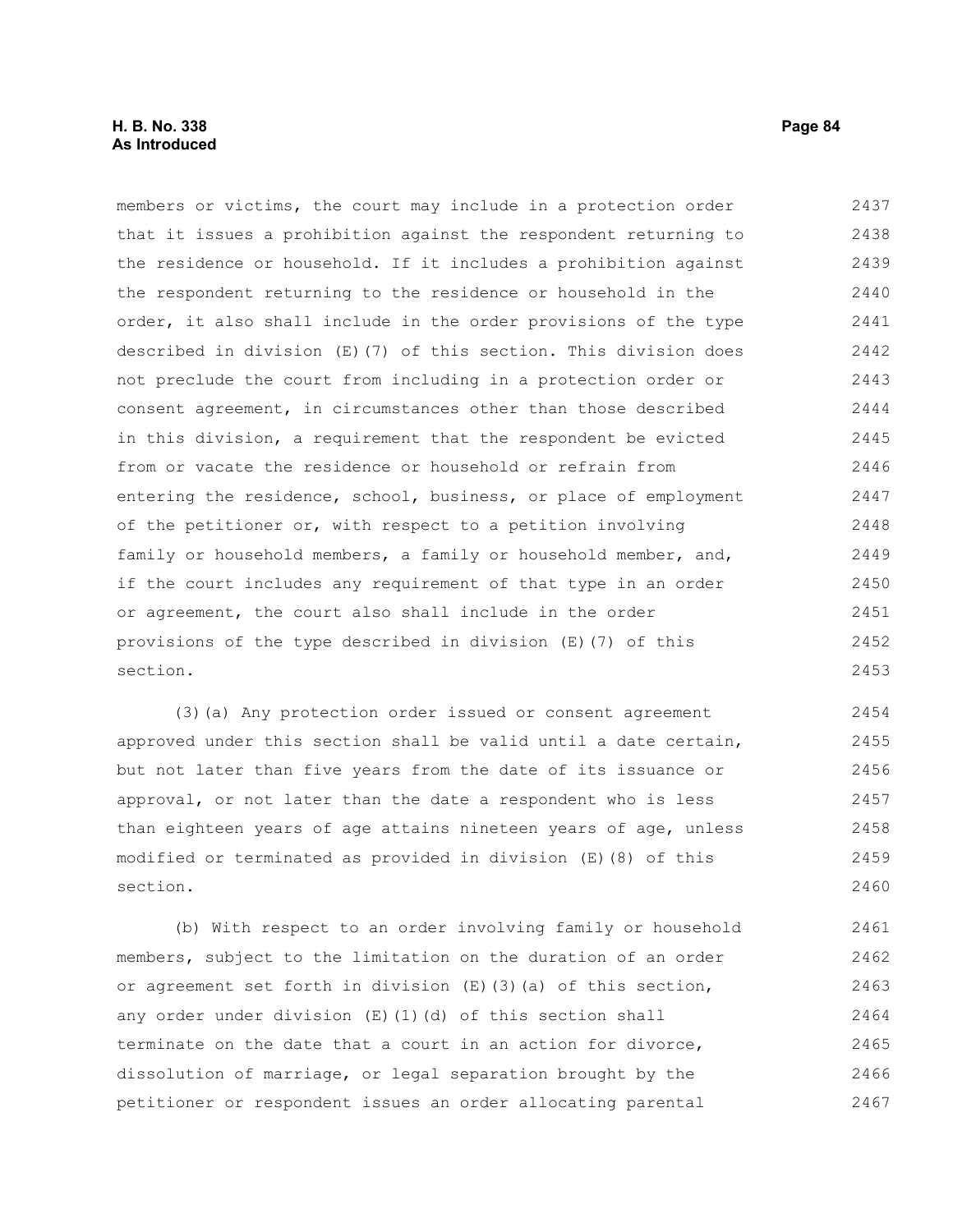members or victims, the court may include in a protection order that it issues a prohibition against the respondent returning to the residence or household. If it includes a prohibition against the respondent returning to the residence or household in the order, it also shall include in the order provisions of the type described in division (E)(7) of this section. This division does not preclude the court from including in a protection order or consent agreement, in circumstances other than those described in this division, a requirement that the respondent be evicted from or vacate the residence or household or refrain from entering the residence, school, business, or place of employment of the petitioner or, with respect to a petition involving family or household members, a family or household member, and, if the court includes any requirement of that type in an order or agreement, the court also shall include in the order provisions of the type described in division (E)(7) of this section.

(3)(a) Any protection order issued or consent agreement approved under this section shall be valid until a date certain, but not later than five years from the date of its issuance or approval, or not later than the date a respondent who is less than eighteen years of age attains nineteen years of age, unless modified or terminated as provided in division (E)(8) of this section.

(b) With respect to an order involving family or household members, subject to the limitation on the duration of an order or agreement set forth in division (E)(3)(a) of this section, any order under division (E)(1)(d) of this section shall terminate on the date that a court in an action for divorce, dissolution of marriage, or legal separation brought by the petitioner or respondent issues an order allocating parental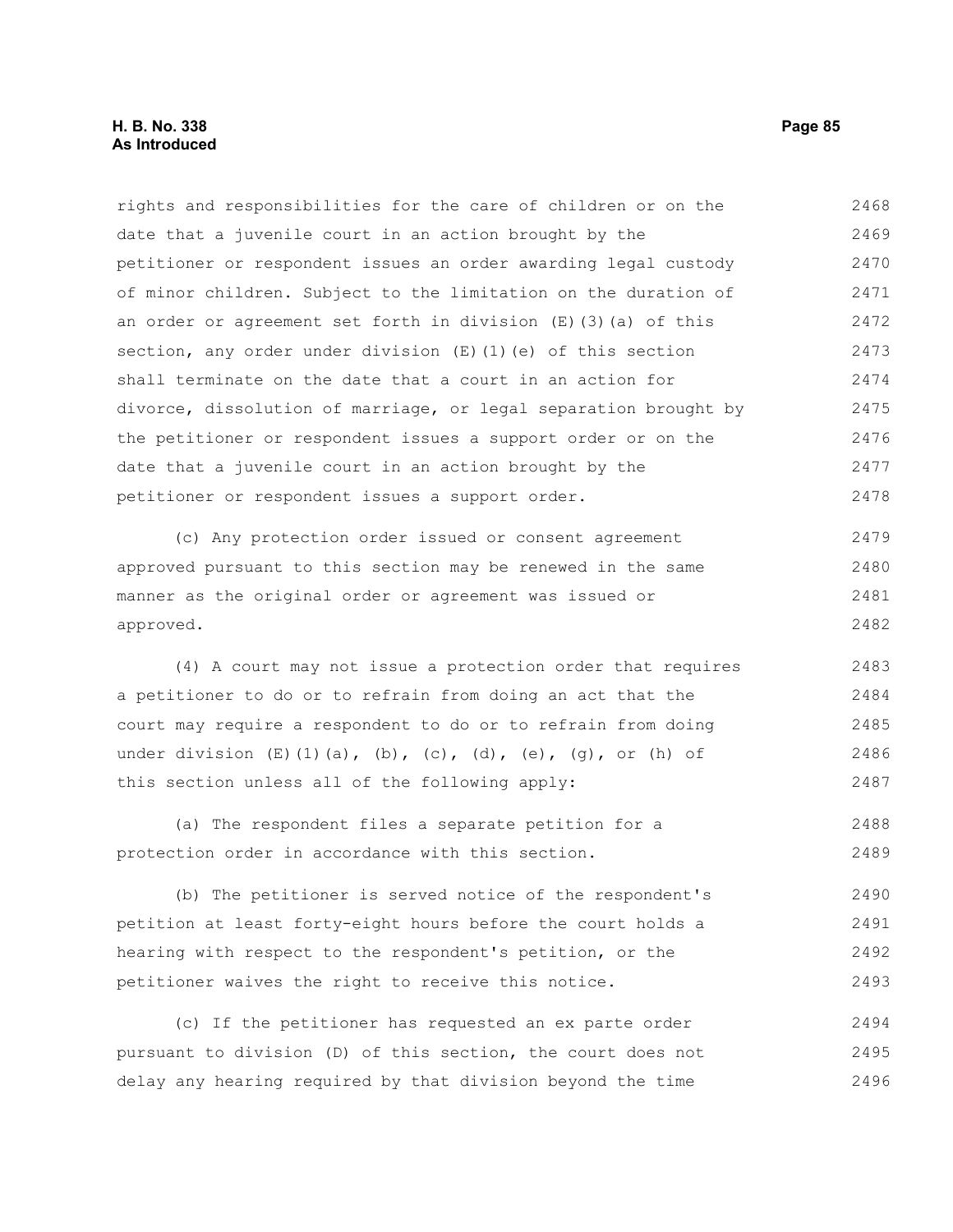rights and responsibilities for the care of children or on the date that a juvenile court in an action brought by the petitioner or respondent issues an order awarding legal custody of minor children. Subject to the limitation on the duration of an order or agreement set forth in division (E)(3)(a) of this section, any order under division (E)(1)(e) of this section shall terminate on the date that a court in an action for divorce, dissolution of marriage, or legal separation brought by the petitioner or respondent issues a support order or on the date that a juvenile court in an action brought by the petitioner or respondent issues a support order.

(c) Any protection order issued or consent agreement approved pursuant to this section may be renewed in the same manner as the original order or agreement was issued or approved.

(4) A court may not issue a protection order that requires a petitioner to do or to refrain from doing an act that the court may require a respondent to do or to refrain from doing under division (E)(1)(a), (b), (c), (d), (e), (g), or (h) of this section unless all of the following apply:

(a) The respondent files a separate petition for a protection order in accordance with this section.

(b) The petitioner is served notice of the respondent's petition at least forty-eight hours before the court holds a hearing with respect to the respondent's petition, or the petitioner waives the right to receive this notice.

(c) If the petitioner has requested an ex parte order pursuant to division (D) of this section, the court does not delay any hearing required by that division beyond the time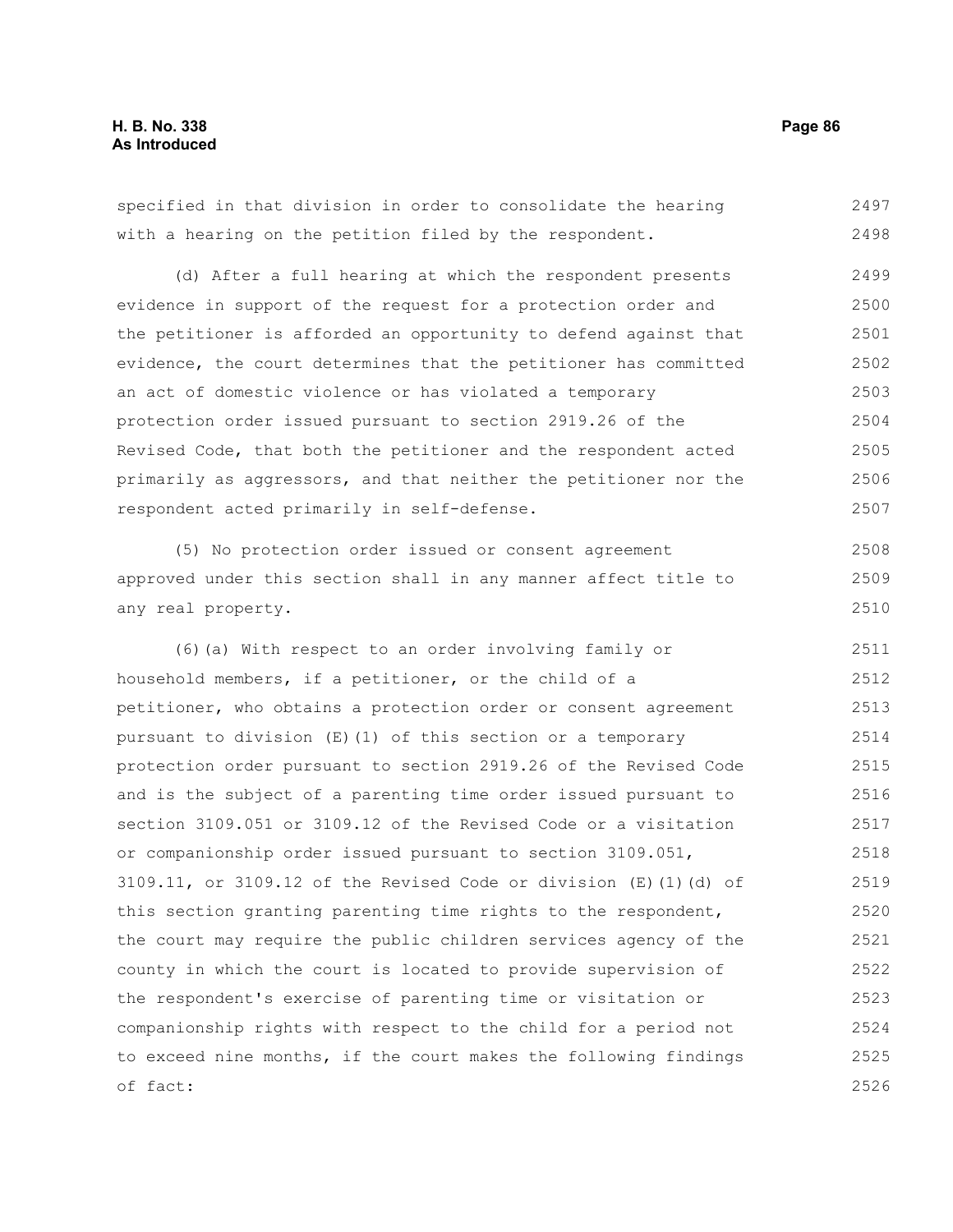specified in that division in order to consolidate the hearing with a hearing on the petition filed by the respondent.

(d) After a full hearing at which the respondent presents evidence in support of the request for a protection order and the petitioner is afforded an opportunity to defend against that evidence, the court determines that the petitioner has committed an act of domestic violence or has violated a temporary protection order issued pursuant to section 2919.26 of the Revised Code, that both the petitioner and the respondent acted primarily as aggressors, and that neither the petitioner nor the respondent acted primarily in self-defense.

(5) No protection order issued or consent agreement approved under this section shall in any manner affect title to any real property.

(6)(a) With respect to an order involving family or household members, if a petitioner, or the child of a petitioner, who obtains a protection order or consent agreement pursuant to division (E)(1) of this section or a temporary protection order pursuant to section 2919.26 of the Revised Code and is the subject of a parenting time order issued pursuant to section 3109.051 or 3109.12 of the Revised Code or a visitation or companionship order issued pursuant to section 3109.051, 3109.11, or 3109.12 of the Revised Code or division (E)(1)(d) of this section granting parenting time rights to the respondent, the court may require the public children services agency of the county in which the court is located to provide supervision of the respondent's exercise of parenting time or visitation or companionship rights with respect to the child for a period not to exceed nine months, if the court makes the following findings of fact: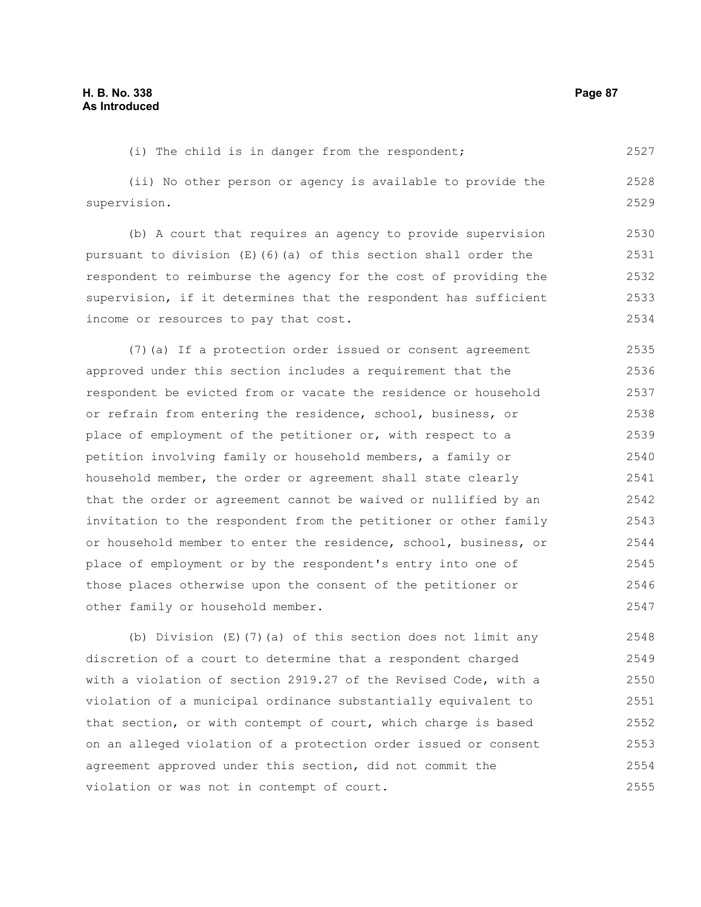(i) The child is in danger from the respondent;

(ii) No other person or agency is available to provide the supervision.

(b) A court that requires an agency to provide supervision pursuant to division (E)(6)(a) of this section shall order the respondent to reimburse the agency for the cost of providing the supervision, if it determines that the respondent has sufficient income or resources to pay that cost.

(7)(a) If a protection order issued or consent agreement approved under this section includes a requirement that the respondent be evicted from or vacate the residence or household or refrain from entering the residence, school, business, or place of employment of the petitioner or, with respect to a petition involving family or household members, a family or household member, the order or agreement shall state clearly that the order or agreement cannot be waived or nullified by an invitation to the respondent from the petitioner or other family or household member to enter the residence, school, business, or place of employment or by the respondent's entry into one of those places otherwise upon the consent of the petitioner or other family or household member.

(b) Division (E)(7)(a) of this section does not limit any discretion of a court to determine that a respondent charged with a violation of section 2919.27 of the Revised Code, with a violation of a municipal ordinance substantially equivalent to that section, or with contempt of court, which charge is based on an alleged violation of a protection order issued or consent agreement approved under this section, did not commit the violation or was not in contempt of court.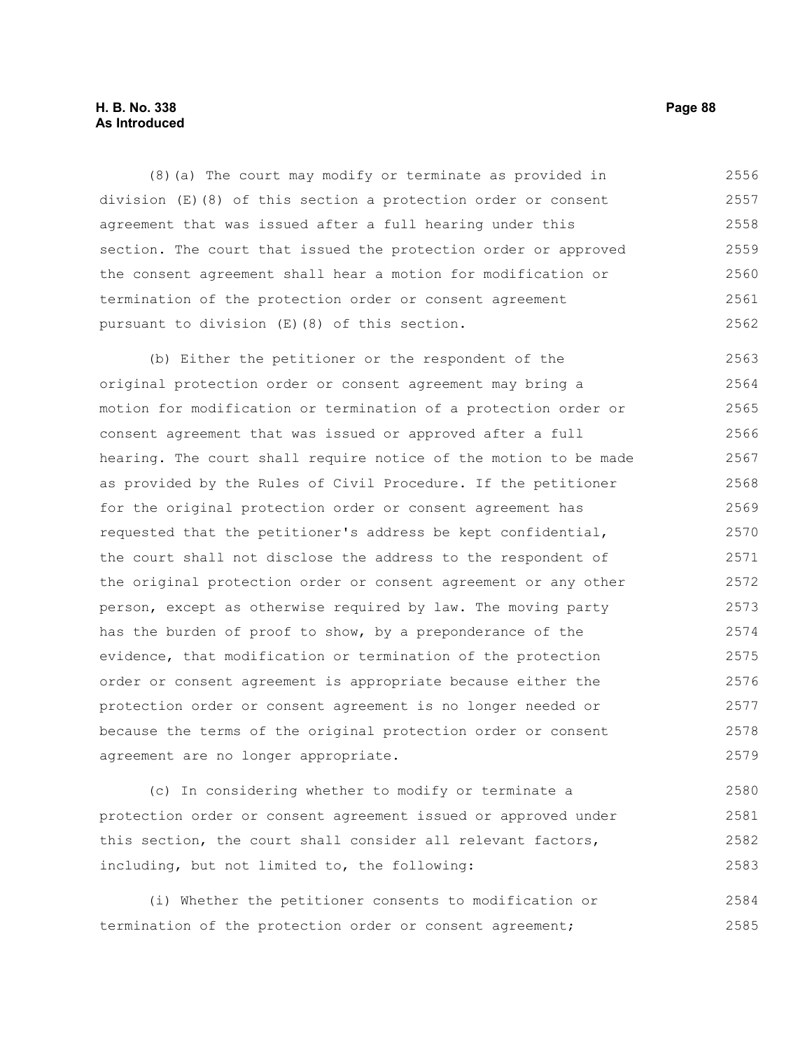(8)(a) The court may modify or terminate as provided in division (E)(8) of this section a protection order or consent agreement that was issued after a full hearing under this section. The court that issued the protection order or approved the consent agreement shall hear a motion for modification or termination of the protection order or consent agreement pursuant to division (E)(8) of this section.

(b) Either the petitioner or the respondent of the original protection order or consent agreement may bring a motion for modification or termination of a protection order or consent agreement that was issued or approved after a full hearing. The court shall require notice of the motion to be made as provided by the Rules of Civil Procedure. If the petitioner for the original protection order or consent agreement has requested that the petitioner's address be kept confidential, the court shall not disclose the address to the respondent of the original protection order or consent agreement or any other person, except as otherwise required by law. The moving party has the burden of proof to show, by a preponderance of the evidence, that modification or termination of the protection order or consent agreement is appropriate because either the protection order or consent agreement is no longer needed or because the terms of the original protection order or consent agreement are no longer appropriate.

(c) In considering whether to modify or terminate a protection order or consent agreement issued or approved under this section, the court shall consider all relevant factors, including, but not limited to, the following:

(i) Whether the petitioner consents to modification or termination of the protection order or consent agreement;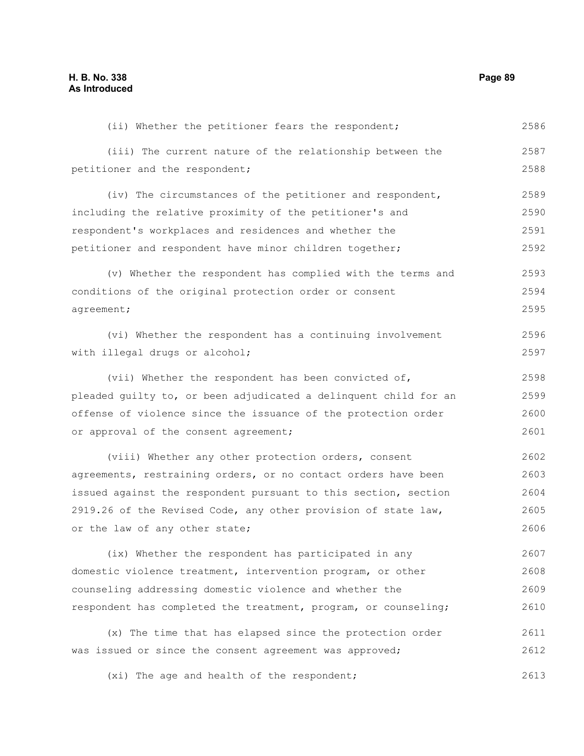(ii) Whether the petitioner fears the respondent;

(iii) The current nature of the relationship between the petitioner and the respondent;

(iv) The circumstances of the petitioner and respondent, including the relative proximity of the petitioner's and respondent's workplaces and residences and whether the petitioner and respondent have minor children together;

(v) Whether the respondent has complied with the terms and conditions of the original protection order or consent agreement;

(vi) Whether the respondent has a continuing involvement with illegal drugs or alcohol;

(vii) Whether the respondent has been convicted of, pleaded guilty to, or been adjudicated a delinquent child for an offense of violence since the issuance of the protection order or approval of the consent agreement;

(viii) Whether any other protection orders, consent agreements, restraining orders, or no contact orders have been issued against the respondent pursuant to this section, section 2919.26 of the Revised Code, any other provision of state law, or the law of any other state;

(ix) Whether the respondent has participated in any domestic violence treatment, intervention program, or other counseling addressing domestic violence and whether the respondent has completed the treatment, program, or counseling;

(x) The time that has elapsed since the protection order was issued or since the consent agreement was approved;

(xi) The age and health of the respondent;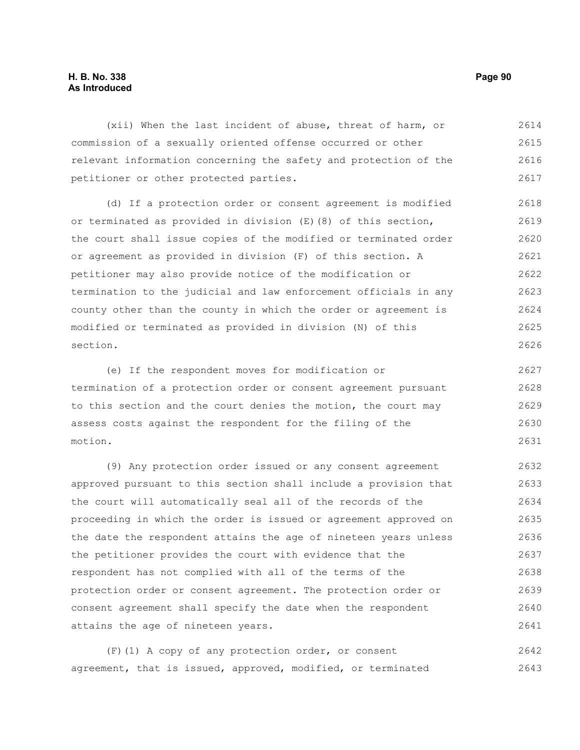(xii) When the last incident of abuse, threat of harm, or commission of a sexually oriented offense occurred or other relevant information concerning the safety and protection of the petitioner or other protected parties.

(d) If a protection order or consent agreement is modified or terminated as provided in division (E)(8) of this section, the court shall issue copies of the modified or terminated order or agreement as provided in division (F) of this section. A petitioner may also provide notice of the modification or termination to the judicial and law enforcement officials in any county other than the county in which the order or agreement is modified or terminated as provided in division (N) of this section.

(e) If the respondent moves for modification or termination of a protection order or consent agreement pursuant to this section and the court denies the motion, the court may assess costs against the respondent for the filing of the motion.

(9) Any protection order issued or any consent agreement approved pursuant to this section shall include a provision that the court will automatically seal all of the records of the proceeding in which the order is issued or agreement approved on the date the respondent attains the age of nineteen years unless the petitioner provides the court with evidence that the respondent has not complied with all of the terms of the protection order or consent agreement. The protection order or consent agreement shall specify the date when the respondent attains the age of nineteen years.

(F)(1) A copy of any protection order, or consent agreement, that is issued, approved, modified, or terminated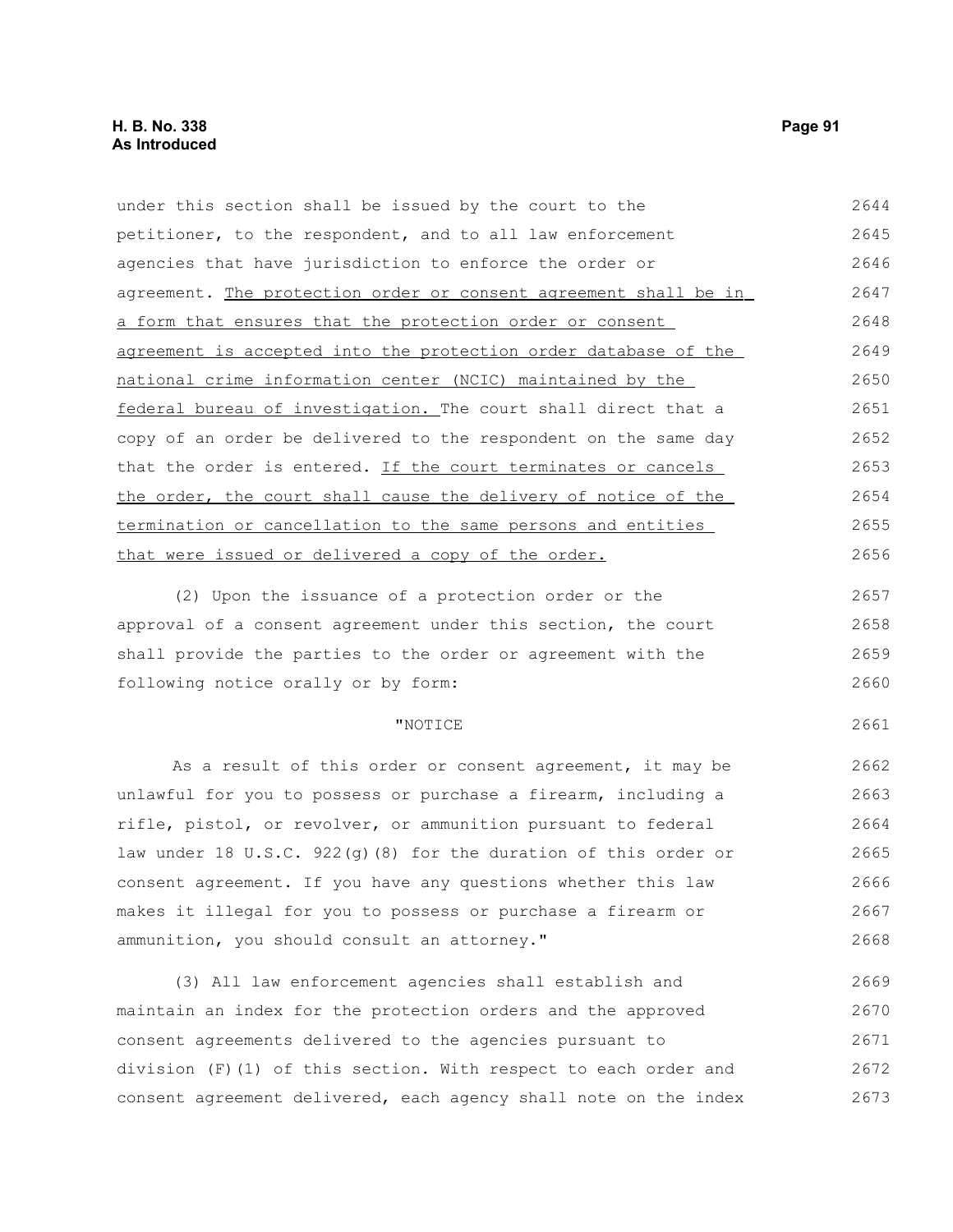under this section shall be issued by the court to the petitioner, to the respondent, and to all law enforcement agencies that have jurisdiction to enforce the order or agreement. <u>The protection order or consent agreement shall be in a form that ensures that the protection order or consent agreement is accepted into the protection order database of the national crime information center (NCIC) maintained by the federal bureau of investigation.</u> The court shall direct that a copy of an order be delivered to the respondent on the same day that the order is entered. <u>If the court terminates or cancels the order, the court shall cause the delivery of notice of the termination or cancellation to the same persons and entities that were issued or delivered a copy of the order.</u>

(2) Upon the issuance of a protection order or the approval of a consent agreement under this section, the court shall provide the parties to the order or agreement with the following notice orally or by form:

"NOTICE

As a result of this order or consent agreement, it may be unlawful for you to possess or purchase a firearm, including a rifle, pistol, or revolver, or ammunition pursuant to federal law under 18 U.S.C. 922(g)(8) for the duration of this order or consent agreement. If you have any questions whether this law makes it illegal for you to possess or purchase a firearm or ammunition, you should consult an attorney."

(3) All law enforcement agencies shall establish and maintain an index for the protection orders and the approved consent agreements delivered to the agencies pursuant to division (F)(1) of this section. With respect to each order and consent agreement delivered, each agency shall note on the index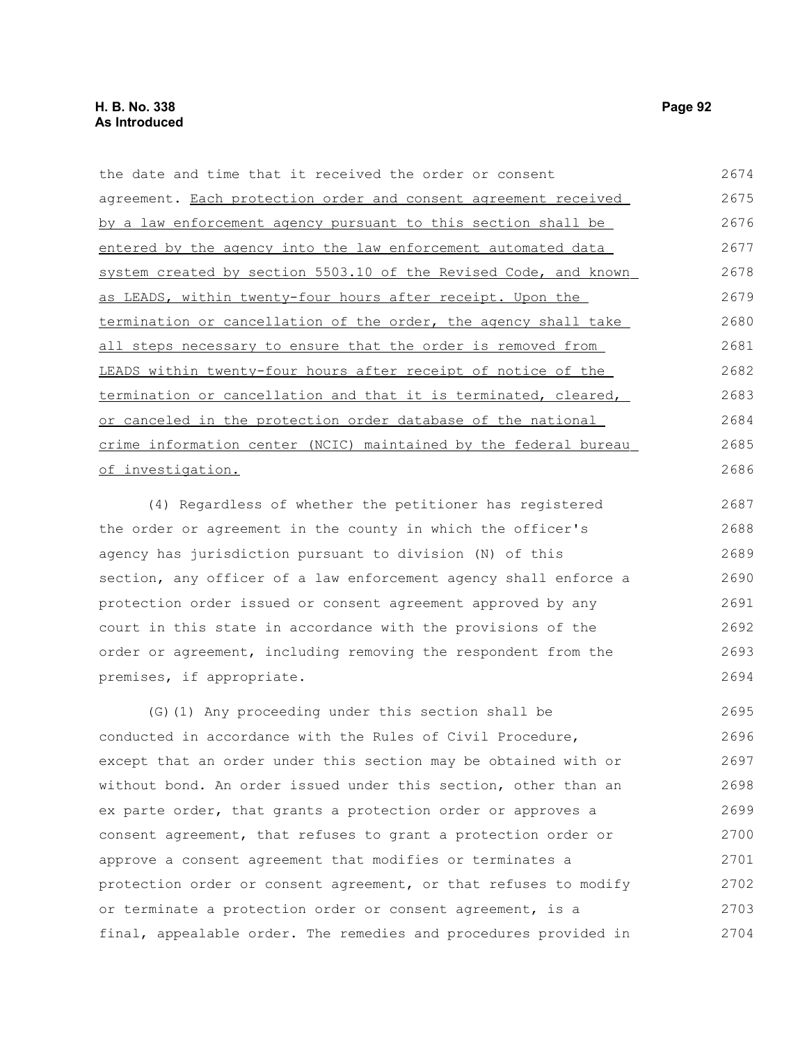the date and time that it received the order or consent agreement. Each protection order and consent agreement received by a law enforcement agency pursuant to this section shall be entered by the agency into the law enforcement automated data system created by section 5503.10 of the Revised Code, and known as LEADS, within twenty-four hours after receipt. Upon the termination or cancellation of the order, the agency shall take all steps necessary to ensure that the order is removed from LEADS within twenty-four hours after receipt of notice of the termination or cancellation and that it is terminated, cleared, or canceled in the protection order database of the national crime information center (NCIC) maintained by the federal bureau of investigation.

(4) Regardless of whether the petitioner has registered the order or agreement in the county in which the officer's agency has jurisdiction pursuant to division (N) of this section, any officer of a law enforcement agency shall enforce a protection order issued or consent agreement approved by any court in this state in accordance with the provisions of the order or agreement, including removing the respondent from the premises, if appropriate.

(G)(1) Any proceeding under this section shall be conducted in accordance with the Rules of Civil Procedure, except that an order under this section may be obtained with or without bond. An order issued under this section, other than an ex parte order, that grants a protection order or approves a consent agreement, that refuses to grant a protection order or approve a consent agreement that modifies or terminates a protection order or consent agreement, or that refuses to modify or terminate a protection order or consent agreement, is a final, appealable order. The remedies and procedures provided in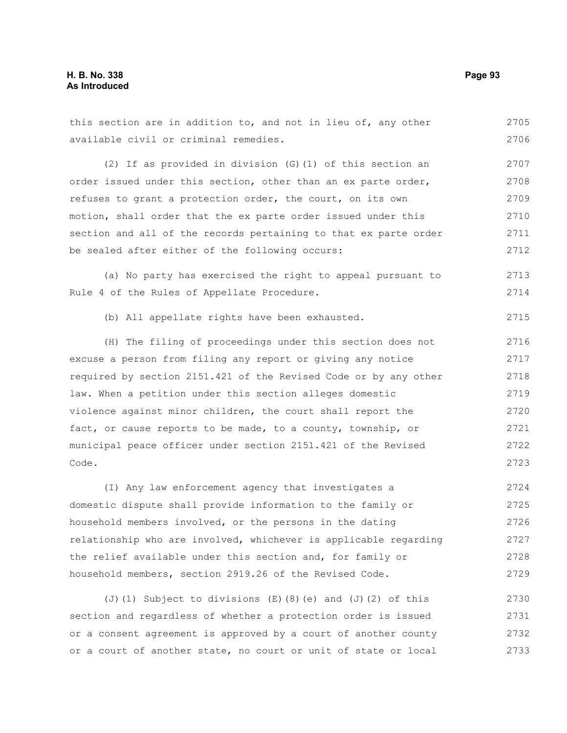this section are in addition to, and not in lieu of, any other available civil or criminal remedies.

(2) If as provided in division (G)(1) of this section an order issued under this section, other than an ex parte order, refuses to grant a protection order, the court, on its own motion, shall order that the ex parte order issued under this section and all of the records pertaining to that ex parte order be sealed after either of the following occurs:

(a) No party has exercised the right to appeal pursuant to Rule 4 of the Rules of Appellate Procedure.

(b) All appellate rights have been exhausted.

(H) The filing of proceedings under this section does not excuse a person from filing any report or giving any notice required by section 2151.421 of the Revised Code or by any other law. When a petition under this section alleges domestic violence against minor children, the court shall report the fact, or cause reports to be made, to a county, township, or municipal peace officer under section 2151.421 of the Revised Code.

(I) Any law enforcement agency that investigates a domestic dispute shall provide information to the family or household members involved, or the persons in the dating relationship who are involved, whichever is applicable regarding the relief available under this section and, for family or household members, section 2919.26 of the Revised Code.

(J)(1) Subject to divisions (E)(8)(e) and (J)(2) of this section and regardless of whether a protection order is issued or a consent agreement is approved by a court of another county or a court of another state, no court or unit of state or local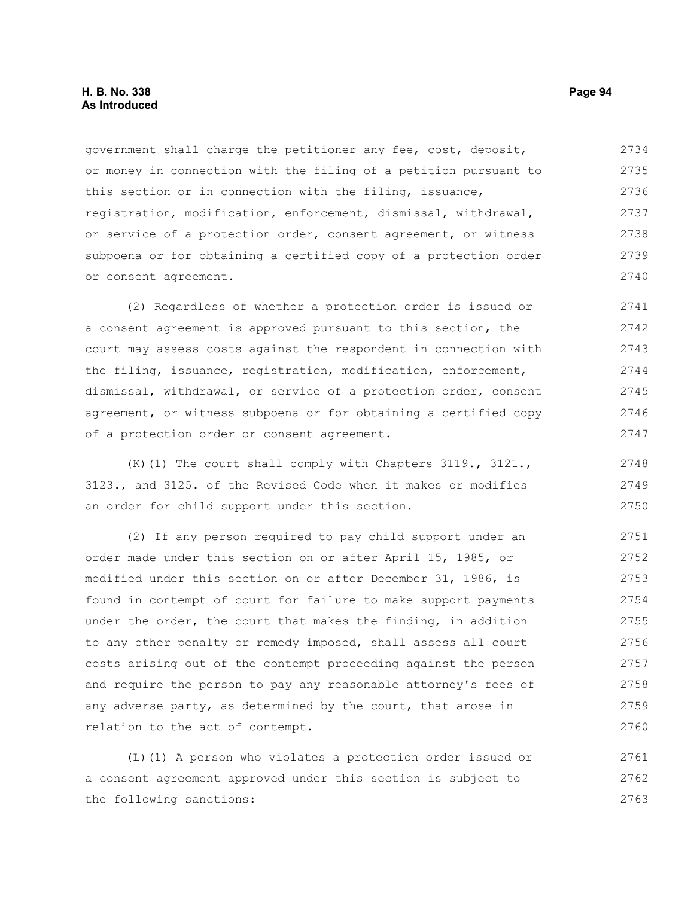government shall charge the petitioner any fee, cost, deposit, or money in connection with the filing of a petition pursuant to this section or in connection with the filing, issuance, registration, modification, enforcement, dismissal, withdrawal, or service of a protection order, consent agreement, or witness subpoena or for obtaining a certified copy of a protection order or consent agreement.

(2) Regardless of whether a protection order is issued or a consent agreement is approved pursuant to this section, the court may assess costs against the respondent in connection with the filing, issuance, registration, modification, enforcement, dismissal, withdrawal, or service of a protection order, consent agreement, or witness subpoena or for obtaining a certified copy of a protection order or consent agreement.

(K)(1) The court shall comply with Chapters 3119., 3121., 3123., and 3125. of the Revised Code when it makes or modifies an order for child support under this section.

(2) If any person required to pay child support under an order made under this section on or after April 15, 1985, or modified under this section on or after December 31, 1986, is found in contempt of court for failure to make support payments under the order, the court that makes the finding, in addition to any other penalty or remedy imposed, shall assess all court costs arising out of the contempt proceeding against the person and require the person to pay any reasonable attorney's fees of any adverse party, as determined by the court, that arose in relation to the act of contempt.

(L)(1) A person who violates a protection order issued or a consent agreement approved under this section is subject to the following sanctions: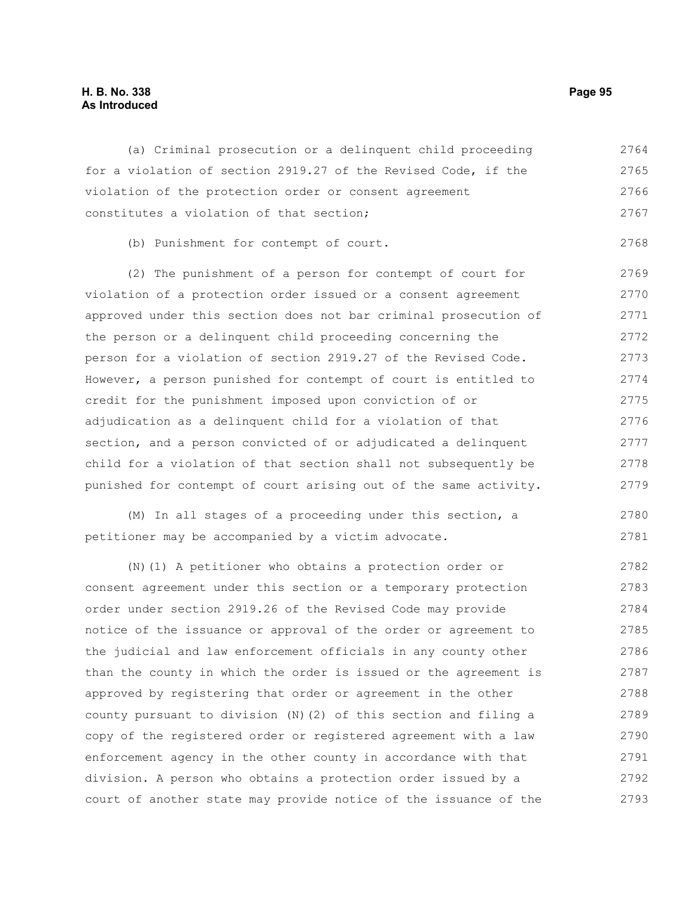(a) Criminal prosecution or a delinquent child proceeding for a violation of section 2919.27 of the Revised Code, if the violation of the protection order or consent agreement constitutes a violation of that section;

(b) Punishment for contempt of court.

(2) The punishment of a person for contempt of court for violation of a protection order issued or a consent agreement approved under this section does not bar criminal prosecution of the person or a delinquent child proceeding concerning the person for a violation of section 2919.27 of the Revised Code. However, a person punished for contempt of court is entitled to credit for the punishment imposed upon conviction of or adjudication as a delinquent child for a violation of that section, and a person convicted of or adjudicated a delinquent child for a violation of that section shall not subsequently be punished for contempt of court arising out of the same activity.

(M) In all stages of a proceeding under this section, a petitioner may be accompanied by a victim advocate.

(N)(1) A petitioner who obtains a protection order or consent agreement under this section or a temporary protection order under section 2919.26 of the Revised Code may provide notice of the issuance or approval of the order or agreement to the judicial and law enforcement officials in any county other than the county in which the order is issued or the agreement is approved by registering that order or agreement in the other county pursuant to division (N)(2) of this section and filing a copy of the registered order or registered agreement with a law enforcement agency in the other county in accordance with that division. A person who obtains a protection order issued by a court of another state may provide notice of the issuance of the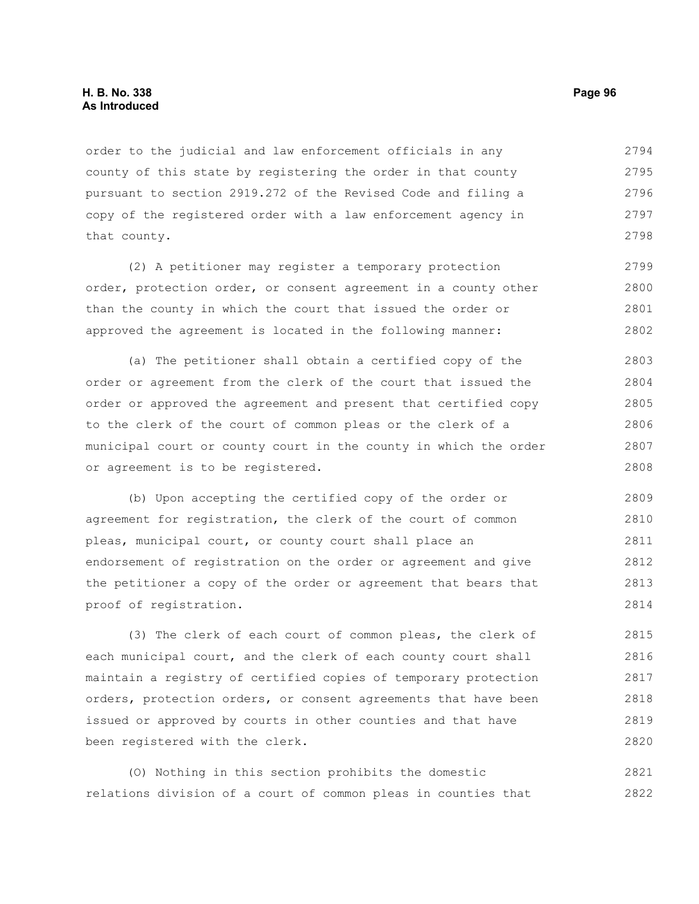order to the judicial and law enforcement officials in any county of this state by registering the order in that county pursuant to section 2919.272 of the Revised Code and filing a copy of the registered order with a law enforcement agency in that county.

(2) A petitioner may register a temporary protection order, protection order, or consent agreement in a county other than the county in which the court that issued the order or approved the agreement is located in the following manner:

(a) The petitioner shall obtain a certified copy of the order or agreement from the clerk of the court that issued the order or approved the agreement and present that certified copy to the clerk of the court of common pleas or the clerk of a municipal court or county court in the county in which the order or agreement is to be registered.

(b) Upon accepting the certified copy of the order or agreement for registration, the clerk of the court of common pleas, municipal court, or county court shall place an endorsement of registration on the order or agreement and give the petitioner a copy of the order or agreement that bears that proof of registration.

(3) The clerk of each court of common pleas, the clerk of each municipal court, and the clerk of each county court shall maintain a registry of certified copies of temporary protection orders, protection orders, or consent agreements that have been issued or approved by courts in other counties and that have been registered with the clerk.

(O) Nothing in this section prohibits the domestic relations division of a court of common pleas in counties that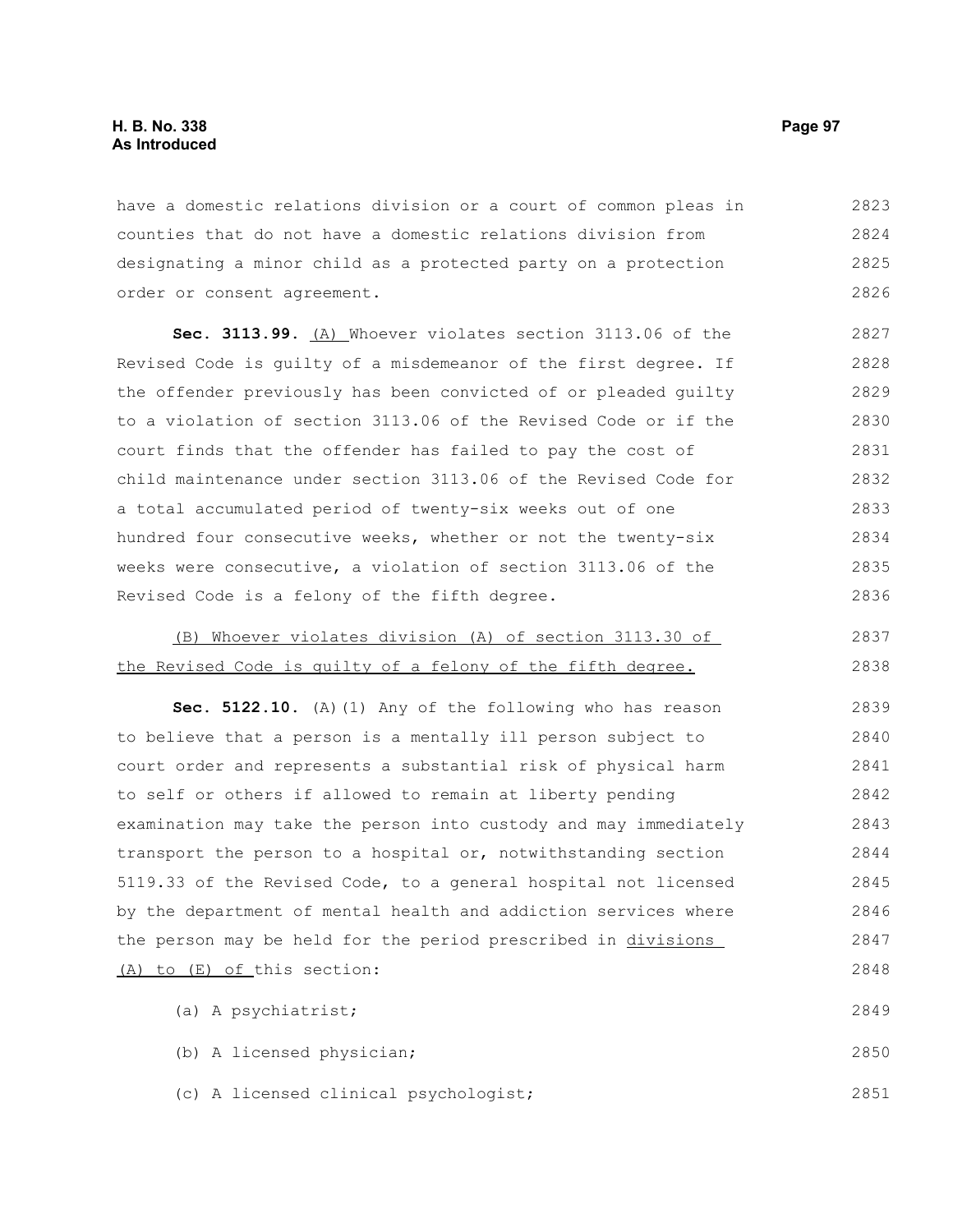have a domestic relations division or a court of common pleas in counties that do not have a domestic relations division from designating a minor child as a protected party on a protection order or consent agreement.

**Sec. 3113.99.** (A) Whoever violates section 3113.06 of the Revised Code is guilty of a misdemeanor of the first degree. If the offender previously has been convicted of or pleaded guilty to a violation of section 3113.06 of the Revised Code or if the court finds that the offender has failed to pay the cost of child maintenance under section 3113.06 of the Revised Code for a total accumulated period of twenty-six weeks out of one hundred four consecutive weeks, whether or not the twenty-six weeks were consecutive, a violation of section 3113.06 of the Revised Code is a felony of the fifth degree.

(B) Whoever violates division (A) of section 3113.30 of the Revised Code is guilty of a felony of the fifth degree.

**Sec. 5122.10.** (A)(1) Any of the following who has reason to believe that a person is a mentally ill person subject to court order and represents a substantial risk of physical harm to self or others if allowed to remain at liberty pending examination may take the person into custody and may immediately transport the person to a hospital or, notwithstanding section 5119.33 of the Revised Code, to a general hospital not licensed by the department of mental health and addiction services where the person may be held for the period prescribed in divisions (A) to (E) of this section:

(a) A psychiatrist;

(b) A licensed physician;

(c) A licensed clinical psychologist;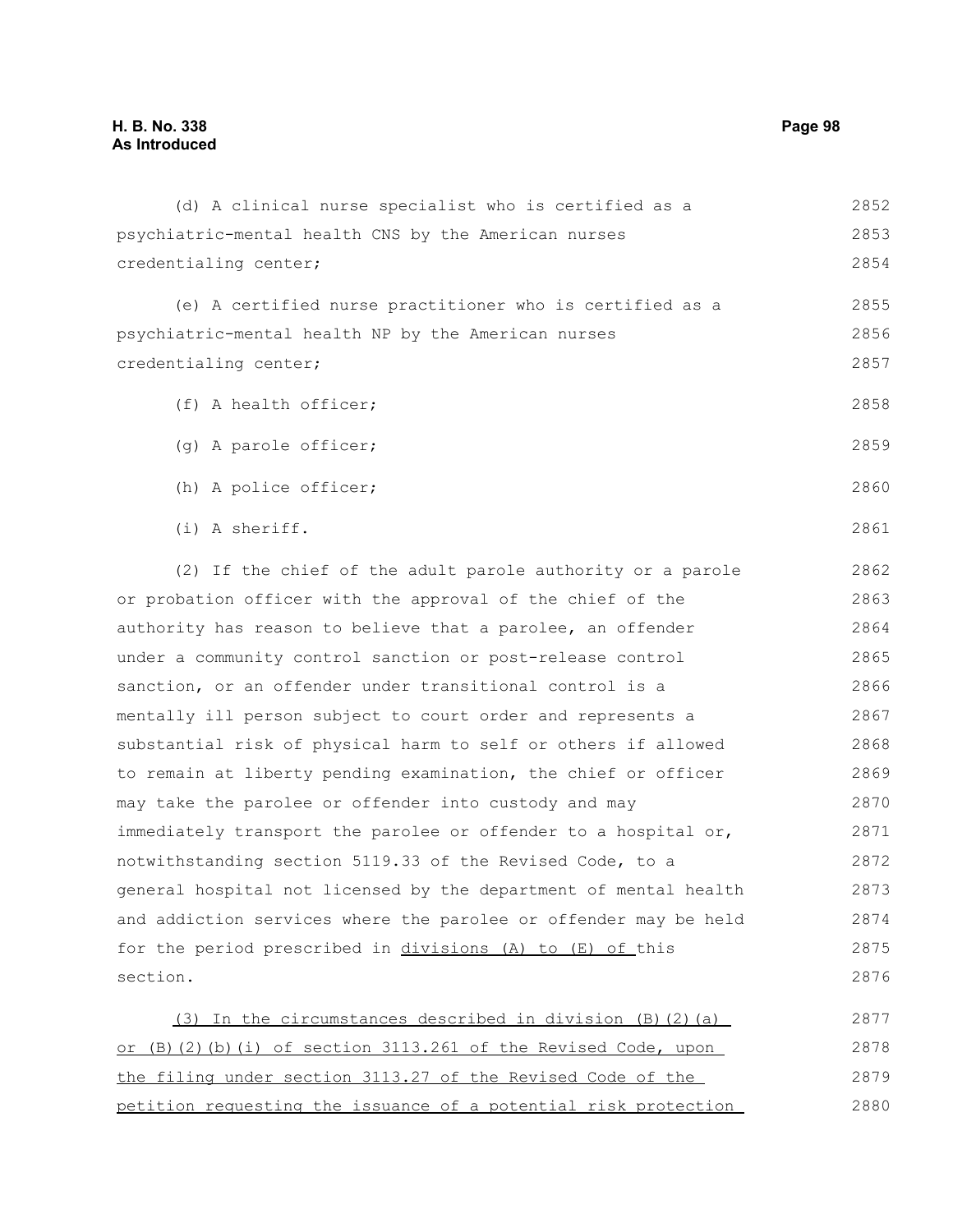(d) A clinical nurse specialist who is certified as a psychiatric-mental health CNS by the American nurses credentialing center;

(e) A certified nurse practitioner who is certified as a psychiatric-mental health NP by the American nurses credentialing center;

(f) A health officer;

(g) A parole officer;

(h) A police officer;

(i) A sheriff.

(2) If the chief of the adult parole authority or a parole or probation officer with the approval of the chief of the authority has reason to believe that a parolee, an offender under a community control sanction or post-release control sanction, or an offender under transitional control is a mentally ill person subject to court order and represents a substantial risk of physical harm to self or others if allowed to remain at liberty pending examination, the chief or officer may take the parolee or offender into custody and may immediately transport the parolee or offender to a hospital or, notwithstanding section 5119.33 of the Revised Code, to a general hospital not licensed by the department of mental health and addiction services where the parolee or offender may be held for the period prescribed in divisions (A) to (E) of this section.

(3) In the circumstances described in division (B)(2)(a) or (B)(2)(b)(i) of section 3113.261 of the Revised Code, upon the filing under section 3113.27 of the Revised Code of the petition requesting the issuance of a potential risk protection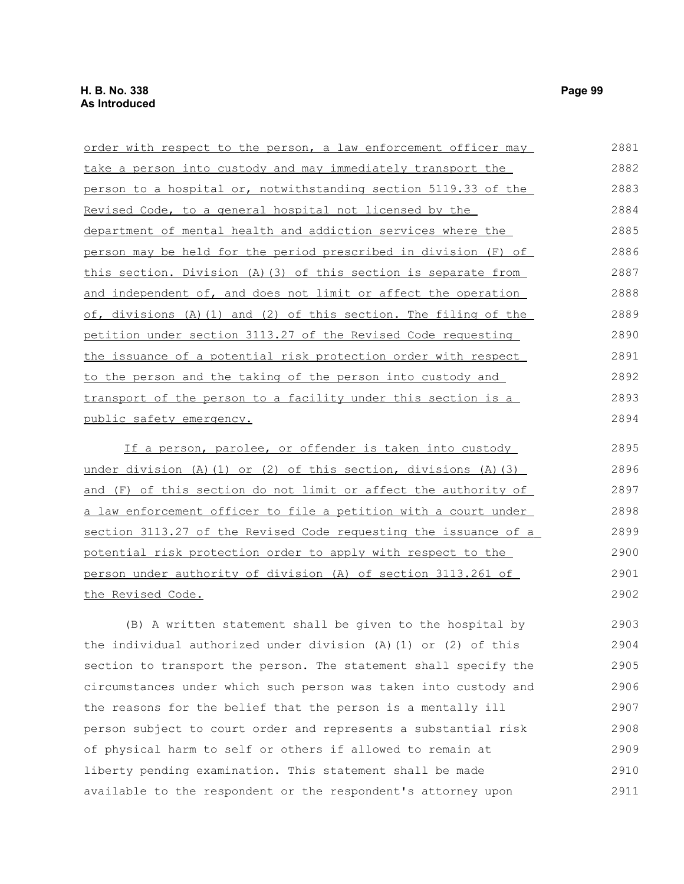order with respect to the person, a law enforcement officer may take a person into custody and may immediately transport the person to a hospital or, notwithstanding section 5119.33 of the Revised Code, to a general hospital not licensed by the department of mental health and addiction services where the person may be held for the period prescribed in division (F) of this section. Division (A)(3) of this section is separate from and independent of, and does not limit or affect the operation of, divisions (A)(1) and (2) of this section. The filing of the petition under section 3113.27 of the Revised Code requesting the issuance of a potential risk protection order with respect to the person and the taking of the person into custody and transport of the person to a facility under this section is a public safety emergency.

If a person, parolee, or offender is taken into custody under division (A)(1) or (2) of this section, divisions (A)(3) and (F) of this section do not limit or affect the authority of a law enforcement officer to file a petition with a court under section 3113.27 of the Revised Code requesting the issuance of a potential risk protection order to apply with respect to the person under authority of division (A) of section 3113.261 of the Revised Code.

(B) A written statement shall be given to the hospital by the individual authorized under division (A)(1) or (2) of this section to transport the person. The statement shall specify the circumstances under which such person was taken into custody and the reasons for the belief that the person is a mentally ill person subject to court order and represents a substantial risk of physical harm to self or others if allowed to remain at liberty pending examination. This statement shall be made available to the respondent or the respondent's attorney upon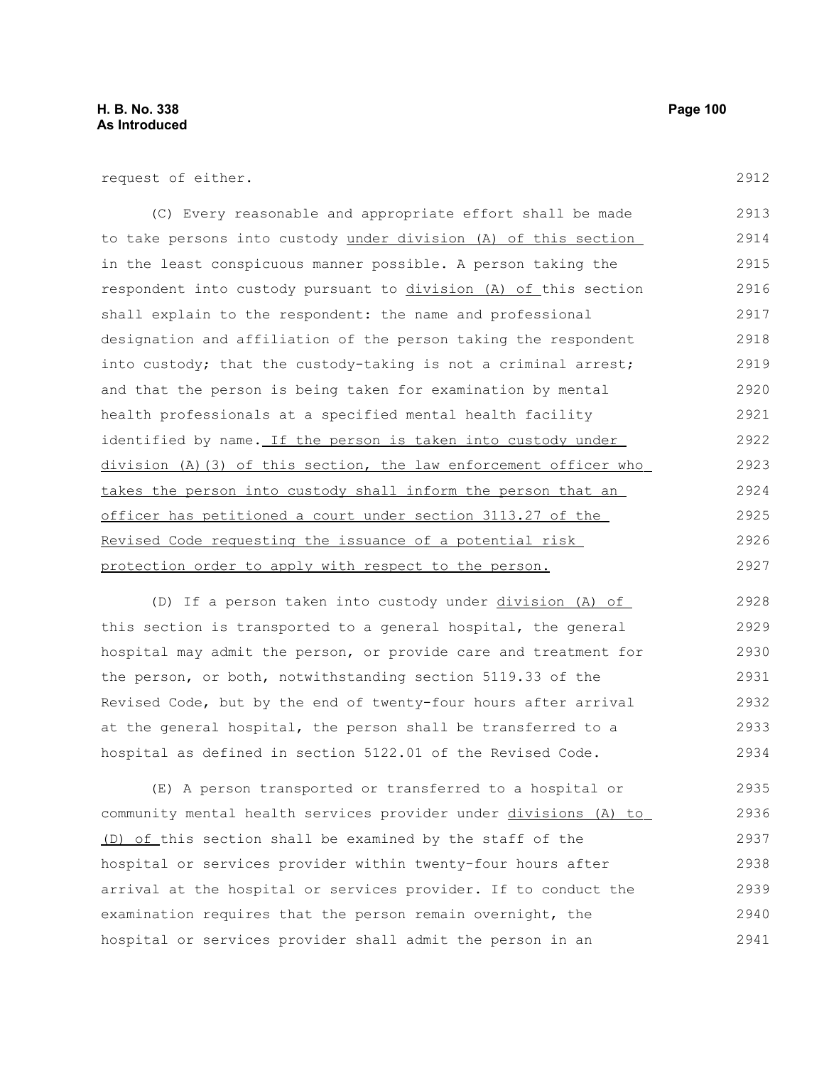request of either.

(C) Every reasonable and appropriate effort shall be made to take persons into custody under division (A) of this section in the least conspicuous manner possible. A person taking the respondent into custody pursuant to division (A) of this section shall explain to the respondent: the name and professional designation and affiliation of the person taking the respondent into custody; that the custody-taking is not a criminal arrest; and that the person is being taken for examination by mental health professionals at a specified mental health facility identified by name. If the person is taken into custody under division (A)(3) of this section, the law enforcement officer who takes the person into custody shall inform the person that an officer has petitioned a court under section 3113.27 of the Revised Code requesting the issuance of a potential risk protection order to apply with respect to the person.

(D) If a person taken into custody under division (A) of this section is transported to a general hospital, the general hospital may admit the person, or provide care and treatment for the person, or both, notwithstanding section 5119.33 of the Revised Code, but by the end of twenty-four hours after arrival at the general hospital, the person shall be transferred to a hospital as defined in section 5122.01 of the Revised Code.

(E) A person transported or transferred to a hospital or community mental health services provider under divisions (A) to (D) of this section shall be examined by the staff of the hospital or services provider within twenty-four hours after arrival at the hospital or services provider. If to conduct the examination requires that the person remain overnight, the hospital or services provider shall admit the person in an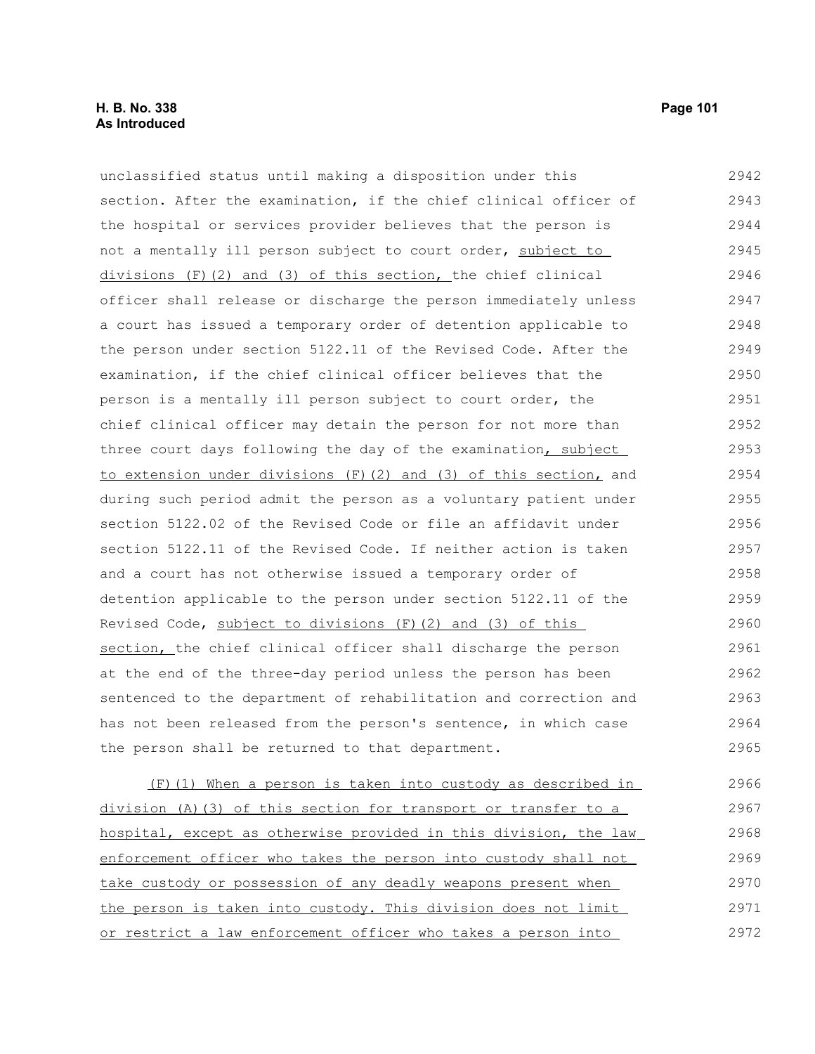unclassified status until making a disposition under this section. After the examination, if the chief clinical officer of the hospital or services provider believes that the person is not a mentally ill person subject to court order, subject to divisions (F)(2) and (3) of this section, the chief clinical officer shall release or discharge the person immediately unless a court has issued a temporary order of detention applicable to the person under section 5122.11 of the Revised Code. After the examination, if the chief clinical officer believes that the person is a mentally ill person subject to court order, the chief clinical officer may detain the person for not more than three court days following the day of the examination, subject to extension under divisions (F)(2) and (3) of this section, and during such period admit the person as a voluntary patient under section 5122.02 of the Revised Code or file an affidavit under section 5122.11 of the Revised Code. If neither action is taken and a court has not otherwise issued a temporary order of detention applicable to the person under section 5122.11 of the Revised Code, subject to divisions (F)(2) and (3) of this section, the chief clinical officer shall discharge the person at the end of the three-day period unless the person has been sentenced to the department of rehabilitation and correction and has not been released from the person's sentence, in which case the person shall be returned to that department.

(F)(1) When a person is taken into custody as described in division (A)(3) of this section for transport or transfer to a hospital, except as otherwise provided in this division, the law enforcement officer who takes the person into custody shall not take custody or possession of any deadly weapons present when the person is taken into custody. This division does not limit or restrict a law enforcement officer who takes a person into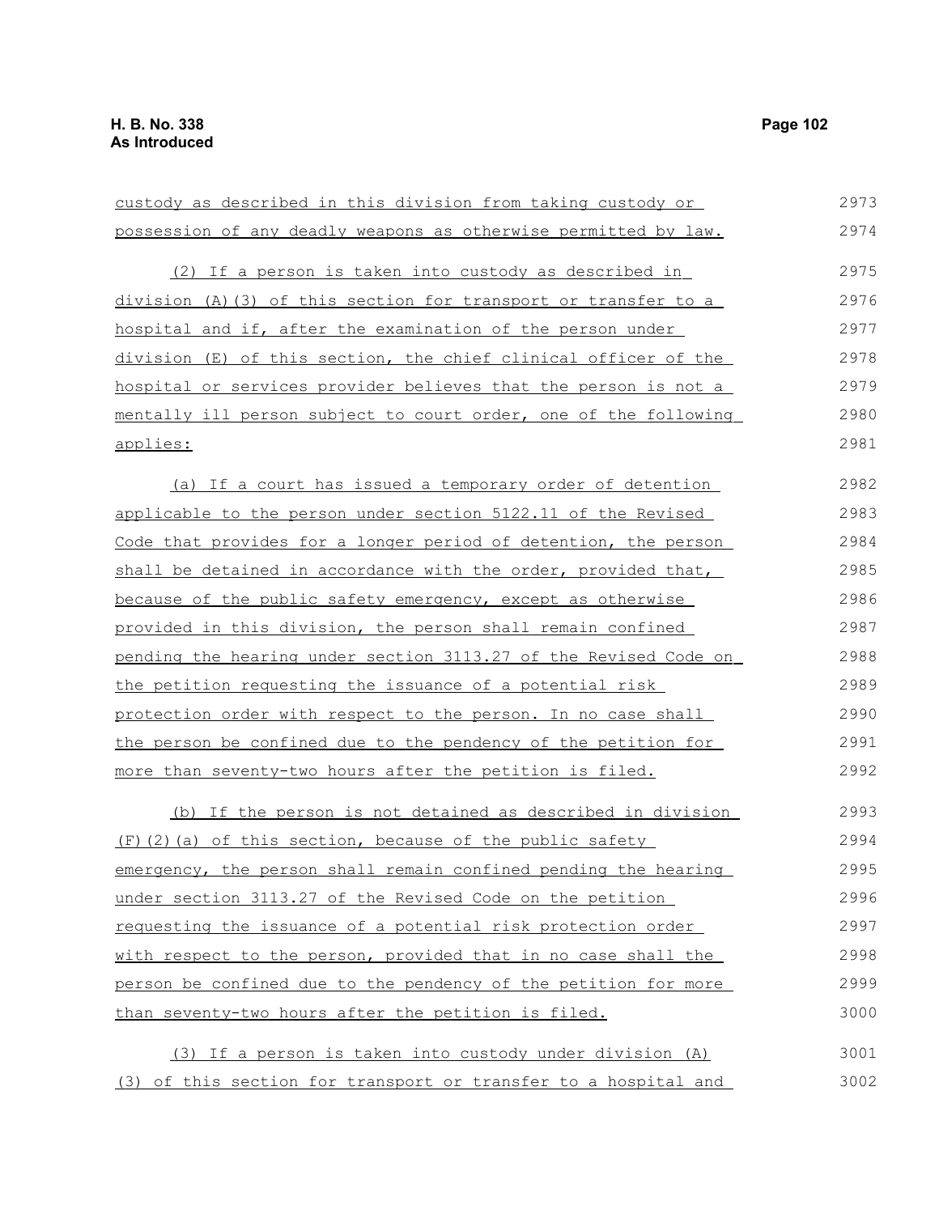custody as described in this division from taking custody or possession of any deadly weapons as otherwise permitted by law.

(2) If a person is taken into custody as described in division (A)(3) of this section for transport or transfer to a hospital and if, after the examination of the person under division (E) of this section, the chief clinical officer of the hospital or services provider believes that the person is not a mentally ill person subject to court order, one of the following applies:

(a) If a court has issued a temporary order of detention applicable to the person under section 5122.11 of the Revised Code that provides for a longer period of detention, the person shall be detained in accordance with the order, provided that, because of the public safety emergency, except as otherwise provided in this division, the person shall remain confined pending the hearing under section 3113.27 of the Revised Code on the petition requesting the issuance of a potential risk protection order with respect to the person. In no case shall the person be confined due to the pendency of the petition for more than seventy-two hours after the petition is filed.

(b) If the person is not detained as described in division (F)(2)(a) of this section, because of the public safety emergency, the person shall remain confined pending the hearing under section 3113.27 of the Revised Code on the petition requesting the issuance of a potential risk protection order with respect to the person, provided that in no case shall the person be confined due to the pendency of the petition for more than seventy-two hours after the petition is filed.

(3) If a person is taken into custody under division (A)(3) of this section for transport or transfer to a hospital and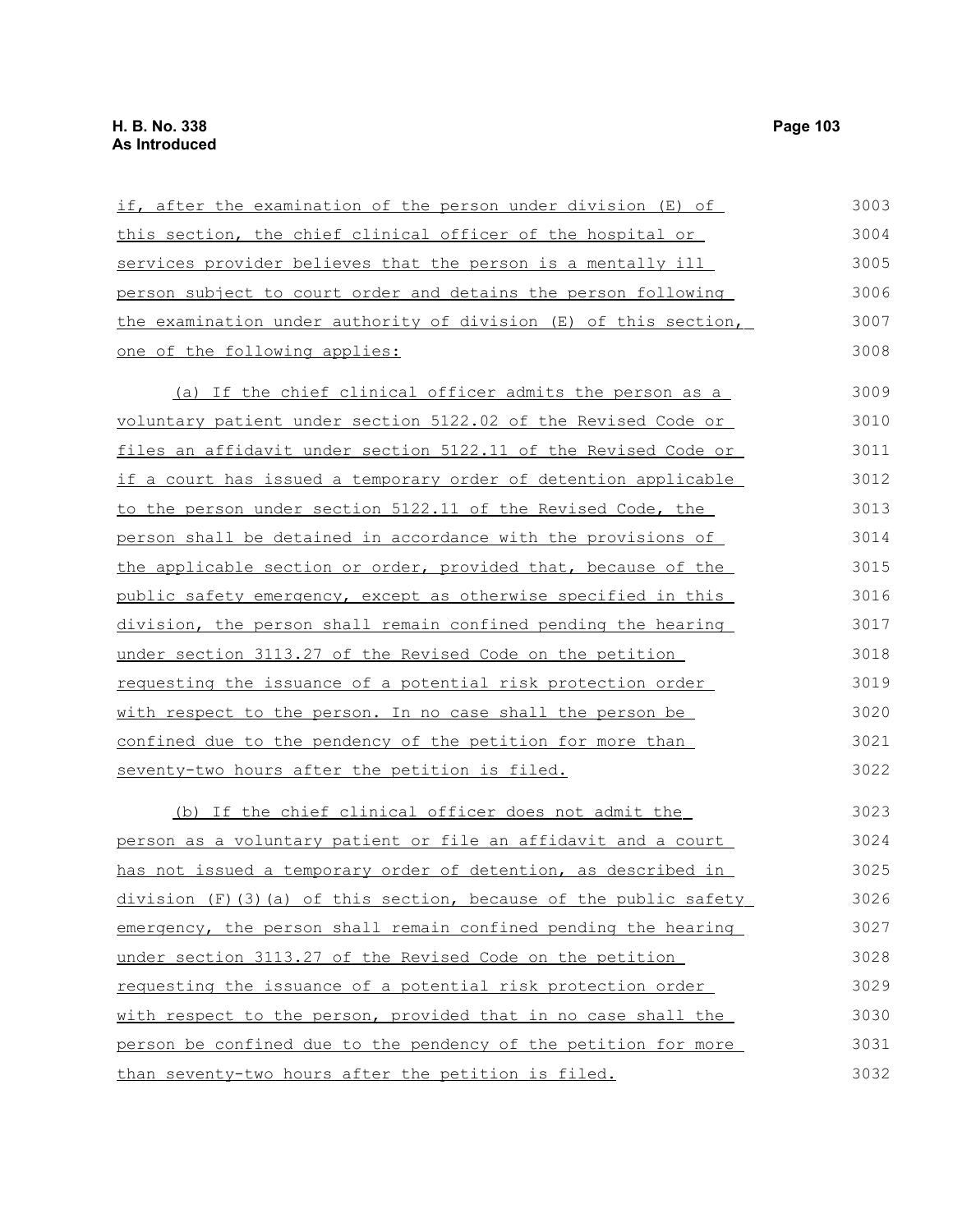if, after the examination of the person under division (E) of this section, the chief clinical officer of the hospital or services provider believes that the person is a mentally ill person subject to court order and detains the person following the examination under authority of division (E) of this section, one of the following applies:

(a) If the chief clinical officer admits the person as a voluntary patient under section 5122.02 of the Revised Code or files an affidavit under section 5122.11 of the Revised Code or if a court has issued a temporary order of detention applicable to the person under section 5122.11 of the Revised Code, the person shall be detained in accordance with the provisions of the applicable section or order, provided that, because of the public safety emergency, except as otherwise specified in this division, the person shall remain confined pending the hearing under section 3113.27 of the Revised Code on the petition requesting the issuance of a potential risk protection order with respect to the person. In no case shall the person be confined due to the pendency of the petition for more than seventy-two hours after the petition is filed.

(b) If the chief clinical officer does not admit the person as a voluntary patient or file an affidavit and a court has not issued a temporary order of detention, as described in division (F)(3)(a) of this section, because of the public safety emergency, the person shall remain confined pending the hearing under section 3113.27 of the Revised Code on the petition requesting the issuance of a potential risk protection order with respect to the person, provided that in no case shall the person be confined due to the pendency of the petition for more than seventy-two hours after the petition is filed.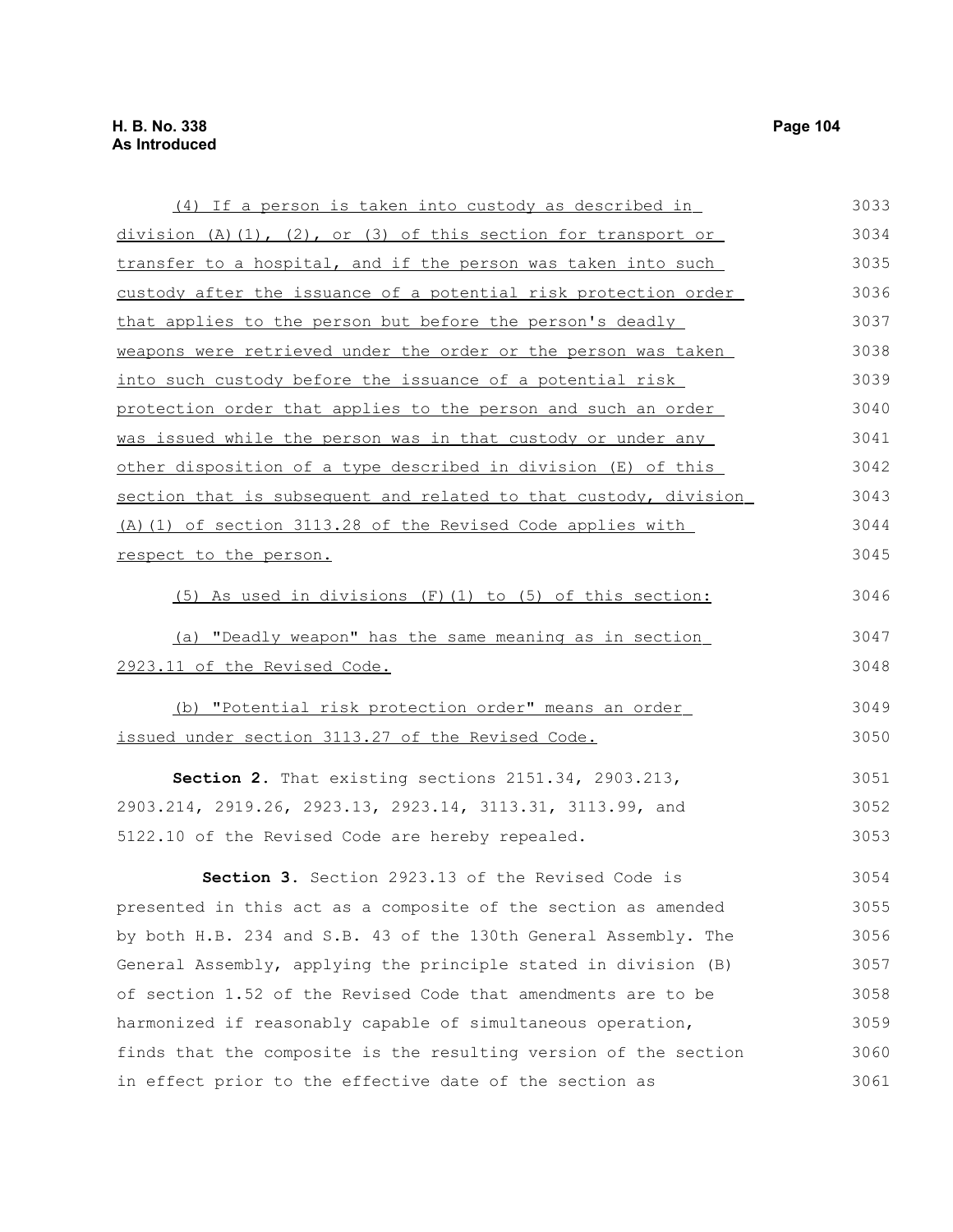(4) If a person is taken into custody as described in division (A)(1), (2), or (3) of this section for transport or transfer to a hospital, and if the person was taken into such custody after the issuance of a potential risk protection order that applies to the person but before the person's deadly weapons were retrieved under the order or the person was taken into such custody before the issuance of a potential risk protection order that applies to the person and such an order was issued while the person was in that custody or under any other disposition of a type described in division (E) of this section that is subsequent and related to that custody, division (A)(1) of section 3113.28 of the Revised Code applies with respect to the person.

(5) As used in divisions (F)(1) to (5) of this section:

(a) "Deadly weapon" has the same meaning as in section 2923.11 of the Revised Code.

(b) "Potential risk protection order" means an order issued under section 3113.27 of the Revised Code.

**Section 2.** That existing sections 2151.34, 2903.213, 2903.214, 2919.26, 2923.13, 2923.14, 3113.31, 3113.99, and 5122.10 of the Revised Code are hereby repealed.

**Section 3.** Section 2923.13 of the Revised Code is presented in this act as a composite of the section as amended by both H.B. 234 and S.B. 43 of the 130th General Assembly. The General Assembly, applying the principle stated in division (B) of section 1.52 of the Revised Code that amendments are to be harmonized if reasonably capable of simultaneous operation, finds that the composite is the resulting version of the section in effect prior to the effective date of the section as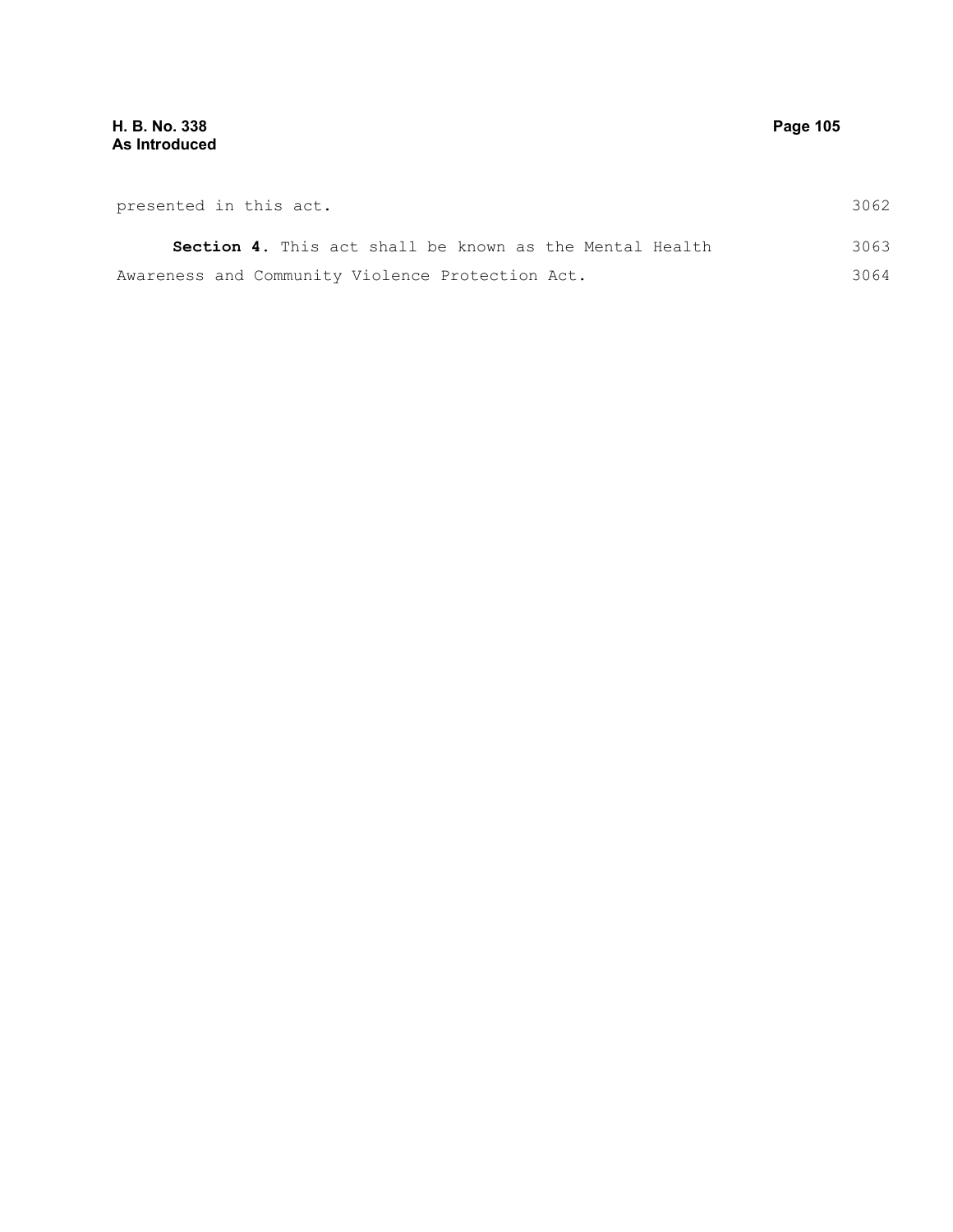presented in this act.

**Section 4.** This act shall be known as the Mental Health Awareness and Community Violence Protection Act.